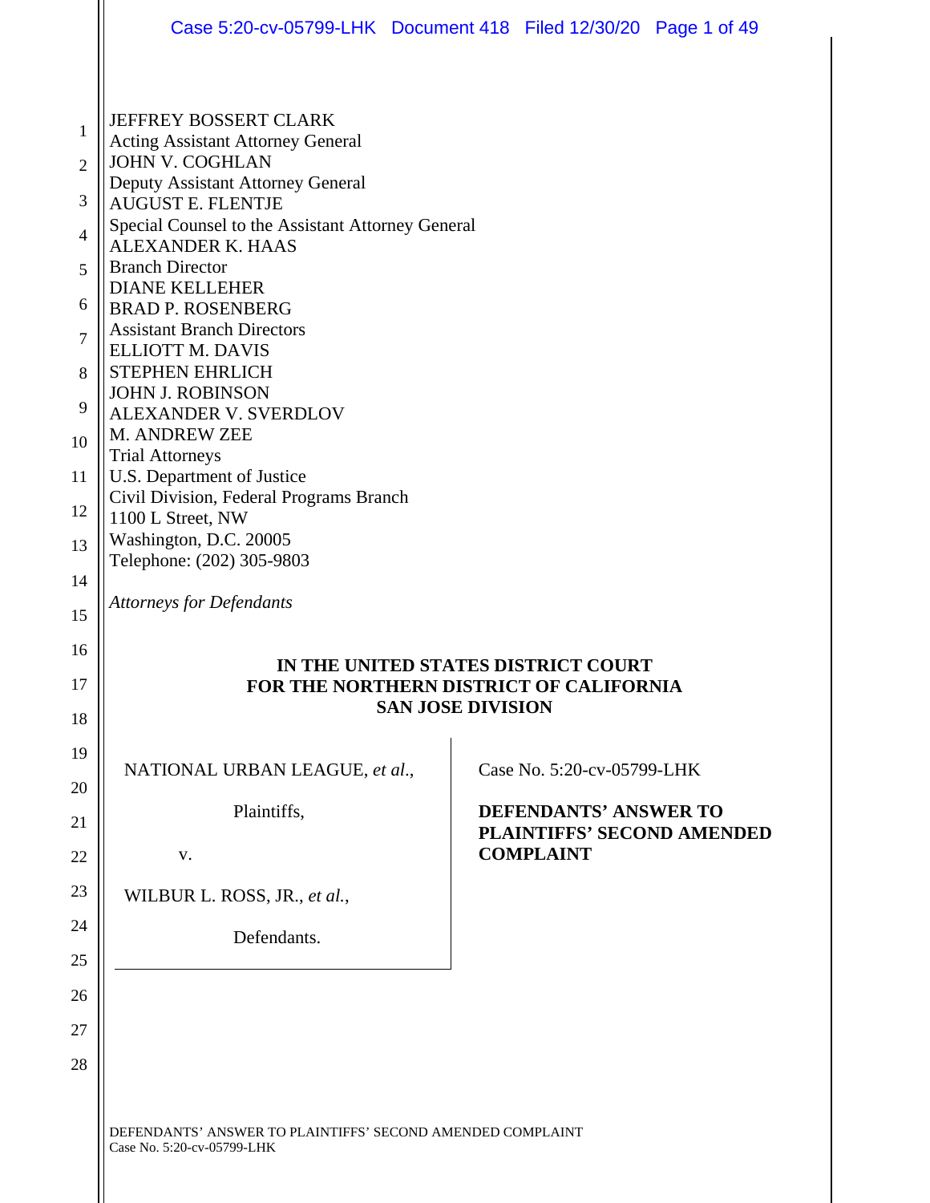JEFFREY BOSSERT CLARK
Acting Assistant Attorney General
JOHN V. COGHLAN
Deputy Assistant Attorney General
AUGUST E. FLENTJE
Special Counsel to the Assistant Attorney General
ALEXANDER K. HAAS
Branch Director
DIANE KELLEHER
BRAD P. ROSENBERG
Assistant Branch Directors
ELLIOTT M. DAVIS
STEPHEN EHRLICH
JOHN J. ROBINSON
ALEXANDER V. SVERDLOV
M. ANDREW ZEE
Trial Attorneys
U.S. Department of Justice
Civil Division, Federal Programs Branch
1100 L Street, NW
Washington, D.C. 20005
Telephone: (202) 305-9803

*Attorneys for Defendants*

**IN THE UNITED STATES DISTRICT COURT**
**FOR THE NORTHERN DISTRICT OF CALIFORNIA**
**SAN JOSE DIVISION**

NATIONAL URBAN LEAGUE, *et al.*,

Plaintiffs,

v.

WILBUR L. ROSS, JR., *et al.*,

Defendants.

Case No. 5:20-cv-05799-LHK

**DEFENDANTS' ANSWER TO PLAINTIFFS' SECOND AMENDED COMPLAINT**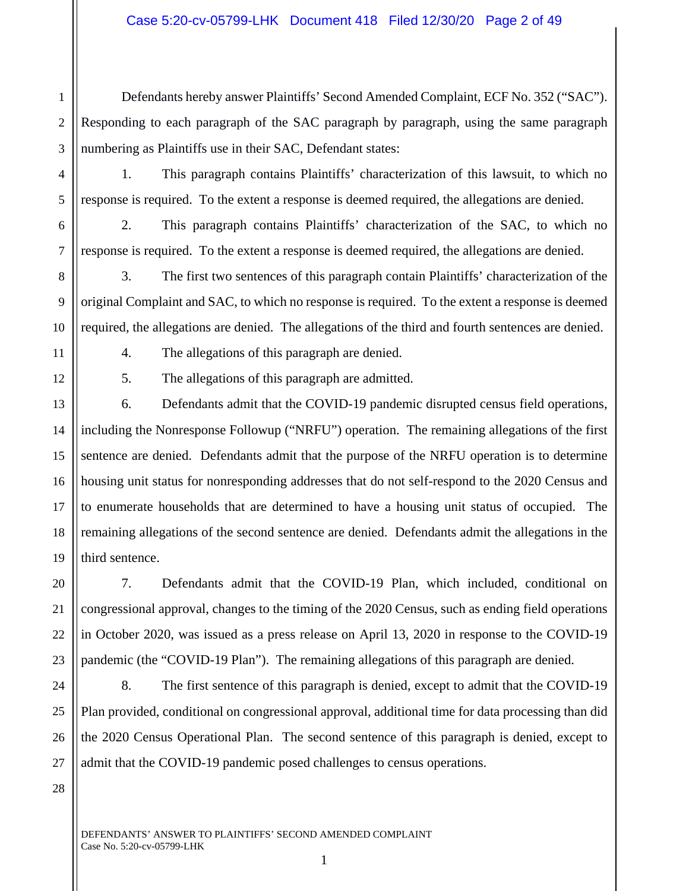Defendants hereby answer Plaintiffs' Second Amended Complaint, ECF No. 352 ("SAC"). Responding to each paragraph of the SAC paragraph by paragraph, using the same paragraph numbering as Plaintiffs use in their SAC, Defendant states:

1. This paragraph contains Plaintiffs' characterization of this lawsuit, to which no response is required. To the extent a response is deemed required, the allegations are denied.

2. This paragraph contains Plaintiffs' characterization of the SAC, to which no response is required. To the extent a response is deemed required, the allegations are denied.

3. The first two sentences of this paragraph contain Plaintiffs' characterization of the original Complaint and SAC, to which no response is required. To the extent a response is deemed required, the allegations are denied. The allegations of the third and fourth sentences are denied.

4. The allegations of this paragraph are denied.

5. The allegations of this paragraph are admitted.

6. Defendants admit that the COVID-19 pandemic disrupted census field operations, including the Nonresponse Followup ("NRFU") operation. The remaining allegations of the first sentence are denied. Defendants admit that the purpose of the NRFU operation is to determine housing unit status for nonresponding addresses that do not self-respond to the 2020 Census and to enumerate households that are determined to have a housing unit status of occupied. The remaining allegations of the second sentence are denied. Defendants admit the allegations in the third sentence.

7. Defendants admit that the COVID-19 Plan, which included, conditional on congressional approval, changes to the timing of the 2020 Census, such as ending field operations in October 2020, was issued as a press release on April 13, 2020 in response to the COVID-19 pandemic (the "COVID-19 Plan"). The remaining allegations of this paragraph are denied.

8. The first sentence of this paragraph is denied, except to admit that the COVID-19 Plan provided, conditional on congressional approval, additional time for data processing than did the 2020 Census Operational Plan. The second sentence of this paragraph is denied, except to admit that the COVID-19 pandemic posed challenges to census operations.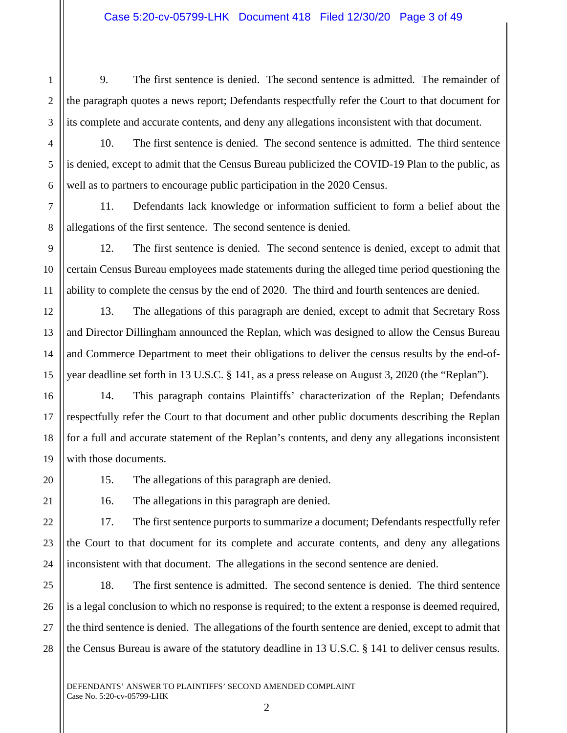9. The first sentence is denied. The second sentence is admitted. The remainder of the paragraph quotes a news report; Defendants respectfully refer the Court to that document for its complete and accurate contents, and deny any allegations inconsistent with that document.

10. The first sentence is denied. The second sentence is admitted. The third sentence is denied, except to admit that the Census Bureau publicized the COVID-19 Plan to the public, as well as to partners to encourage public participation in the 2020 Census.

11. Defendants lack knowledge or information sufficient to form a belief about the allegations of the first sentence. The second sentence is denied.

12. The first sentence is denied. The second sentence is denied, except to admit that certain Census Bureau employees made statements during the alleged time period questioning the ability to complete the census by the end of 2020. The third and fourth sentences are denied.

13. The allegations of this paragraph are denied, except to admit that Secretary Ross and Director Dillingham announced the Replan, which was designed to allow the Census Bureau and Commerce Department to meet their obligations to deliver the census results by the end-of-year deadline set forth in 13 U.S.C. § 141, as a press release on August 3, 2020 (the "Replan").

14. This paragraph contains Plaintiffs' characterization of the Replan; Defendants respectfully refer the Court to that document and other public documents describing the Replan for a full and accurate statement of the Replan's contents, and deny any allegations inconsistent with those documents.

15. The allegations of this paragraph are denied.

16. The allegations in this paragraph are denied.

17. The first sentence purports to summarize a document; Defendants respectfully refer the Court to that document for its complete and accurate contents, and deny any allegations inconsistent with that document. The allegations in the second sentence are denied.

18. The first sentence is admitted. The second sentence is denied. The third sentence is a legal conclusion to which no response is required; to the extent a response is deemed required, the third sentence is denied. The allegations of the fourth sentence are denied, except to admit that the Census Bureau is aware of the statutory deadline in 13 U.S.C. § 141 to deliver census results.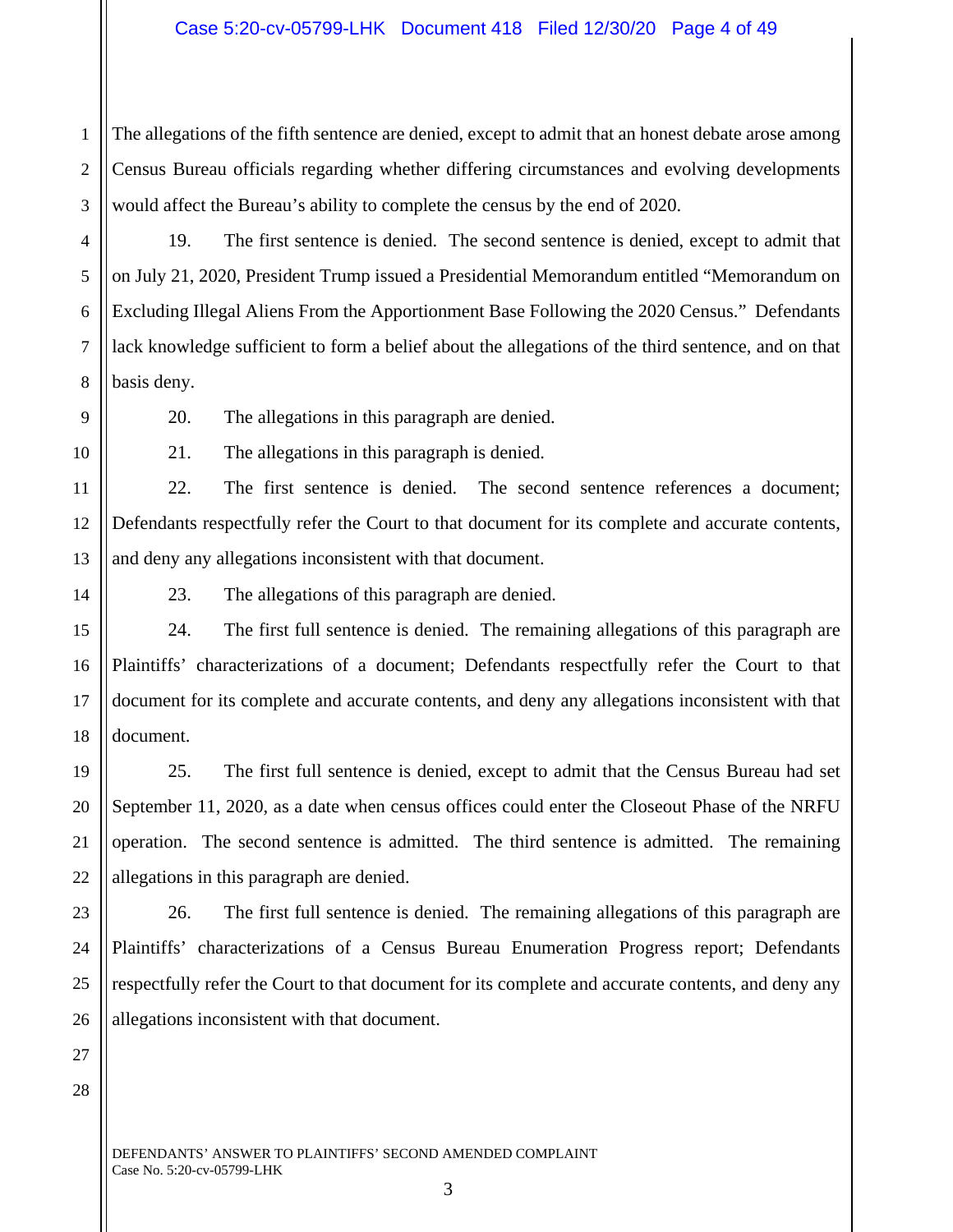The allegations of the fifth sentence are denied, except to admit that an honest debate arose among Census Bureau officials regarding whether differing circumstances and evolving developments would affect the Bureau's ability to complete the census by the end of 2020.

19. The first sentence is denied. The second sentence is denied, except to admit that on July 21, 2020, President Trump issued a Presidential Memorandum entitled "Memorandum on Excluding Illegal Aliens From the Apportionment Base Following the 2020 Census." Defendants lack knowledge sufficient to form a belief about the allegations of the third sentence, and on that basis deny.

20. The allegations in this paragraph are denied.

21. The allegations in this paragraph is denied.

22. The first sentence is denied. The second sentence references a document; Defendants respectfully refer the Court to that document for its complete and accurate contents, and deny any allegations inconsistent with that document.

23. The allegations of this paragraph are denied.

24. The first full sentence is denied. The remaining allegations of this paragraph are Plaintiffs' characterizations of a document; Defendants respectfully refer the Court to that document for its complete and accurate contents, and deny any allegations inconsistent with that document.

25. The first full sentence is denied, except to admit that the Census Bureau had set September 11, 2020, as a date when census offices could enter the Closeout Phase of the NRFU operation. The second sentence is admitted. The third sentence is admitted. The remaining allegations in this paragraph are denied.

26. The first full sentence is denied. The remaining allegations of this paragraph are Plaintiffs' characterizations of a Census Bureau Enumeration Progress report; Defendants respectfully refer the Court to that document for its complete and accurate contents, and deny any allegations inconsistent with that document.

DEFENDANTS' ANSWER TO PLAINTIFFS' SECOND AMENDED COMPLAINT
Case No. 5:20-cv-05799-LHK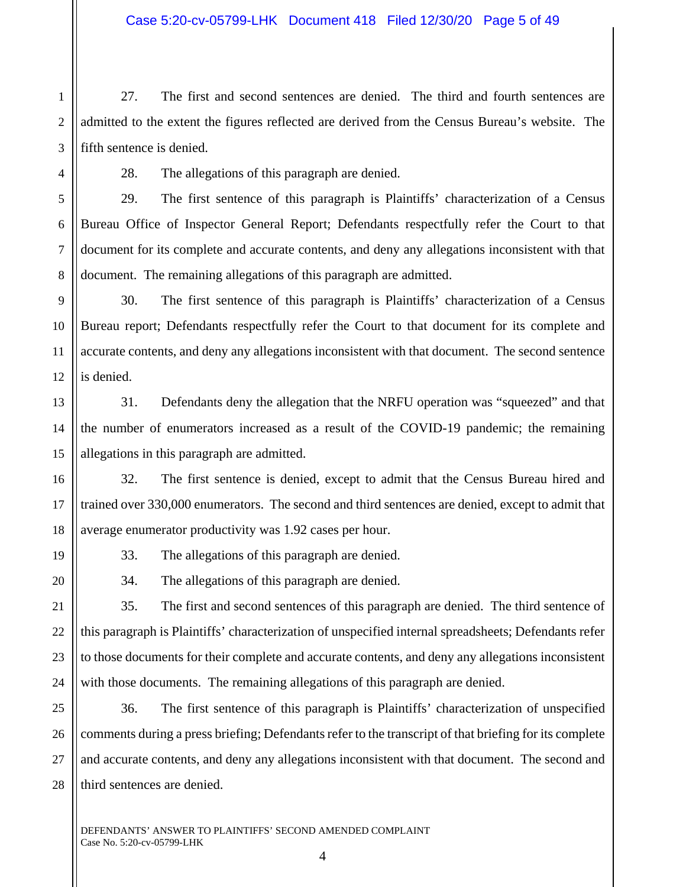27. The first and second sentences are denied. The third and fourth sentences are admitted to the extent the figures reflected are derived from the Census Bureau's website. The fifth sentence is denied.

28. The allegations of this paragraph are denied.

29. The first sentence of this paragraph is Plaintiffs' characterization of a Census Bureau Office of Inspector General Report; Defendants respectfully refer the Court to that document for its complete and accurate contents, and deny any allegations inconsistent with that document. The remaining allegations of this paragraph are admitted.

30. The first sentence of this paragraph is Plaintiffs' characterization of a Census Bureau report; Defendants respectfully refer the Court to that document for its complete and accurate contents, and deny any allegations inconsistent with that document. The second sentence is denied.

31. Defendants deny the allegation that the NRFU operation was "squeezed" and that the number of enumerators increased as a result of the COVID-19 pandemic; the remaining allegations in this paragraph are admitted.

32. The first sentence is denied, except to admit that the Census Bureau hired and trained over 330,000 enumerators. The second and third sentences are denied, except to admit that average enumerator productivity was 1.92 cases per hour.

33. The allegations of this paragraph are denied.

34. The allegations of this paragraph are denied.

35. The first and second sentences of this paragraph are denied. The third sentence of this paragraph is Plaintiffs' characterization of unspecified internal spreadsheets; Defendants refer to those documents for their complete and accurate contents, and deny any allegations inconsistent with those documents. The remaining allegations of this paragraph are denied.

36. The first sentence of this paragraph is Plaintiffs' characterization of unspecified comments during a press briefing; Defendants refer to the transcript of that briefing for its complete and accurate contents, and deny any allegations inconsistent with that document. The second and third sentences are denied.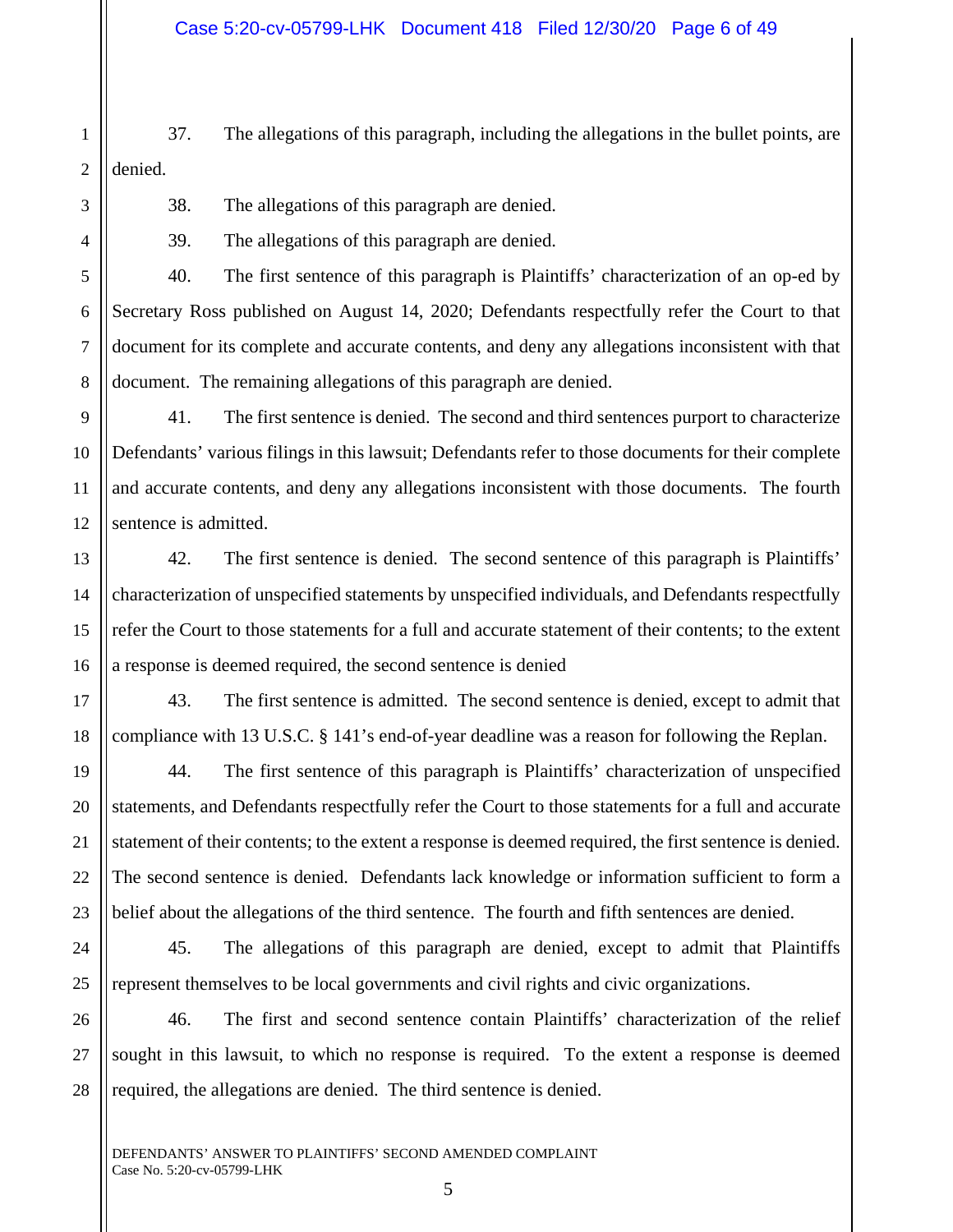37. The allegations of this paragraph, including the allegations in the bullet points, are denied.

38. The allegations of this paragraph are denied.

39. The allegations of this paragraph are denied.

40. The first sentence of this paragraph is Plaintiffs' characterization of an op-ed by Secretary Ross published on August 14, 2020; Defendants respectfully refer the Court to that document for its complete and accurate contents, and deny any allegations inconsistent with that document. The remaining allegations of this paragraph are denied.

41. The first sentence is denied. The second and third sentences purport to characterize Defendants' various filings in this lawsuit; Defendants refer to those documents for their complete and accurate contents, and deny any allegations inconsistent with those documents. The fourth sentence is admitted.

42. The first sentence is denied. The second sentence of this paragraph is Plaintiffs' characterization of unspecified statements by unspecified individuals, and Defendants respectfully refer the Court to those statements for a full and accurate statement of their contents; to the extent a response is deemed required, the second sentence is denied

43. The first sentence is admitted. The second sentence is denied, except to admit that compliance with 13 U.S.C. § 141's end-of-year deadline was a reason for following the Replan.

44. The first sentence of this paragraph is Plaintiffs' characterization of unspecified statements, and Defendants respectfully refer the Court to those statements for a full and accurate statement of their contents; to the extent a response is deemed required, the first sentence is denied. The second sentence is denied. Defendants lack knowledge or information sufficient to form a belief about the allegations of the third sentence. The fourth and fifth sentences are denied.

45. The allegations of this paragraph are denied, except to admit that Plaintiffs represent themselves to be local governments and civil rights and civic organizations.

46. The first and second sentence contain Plaintiffs' characterization of the relief sought in this lawsuit, to which no response is required. To the extent a response is deemed required, the allegations are denied. The third sentence is denied.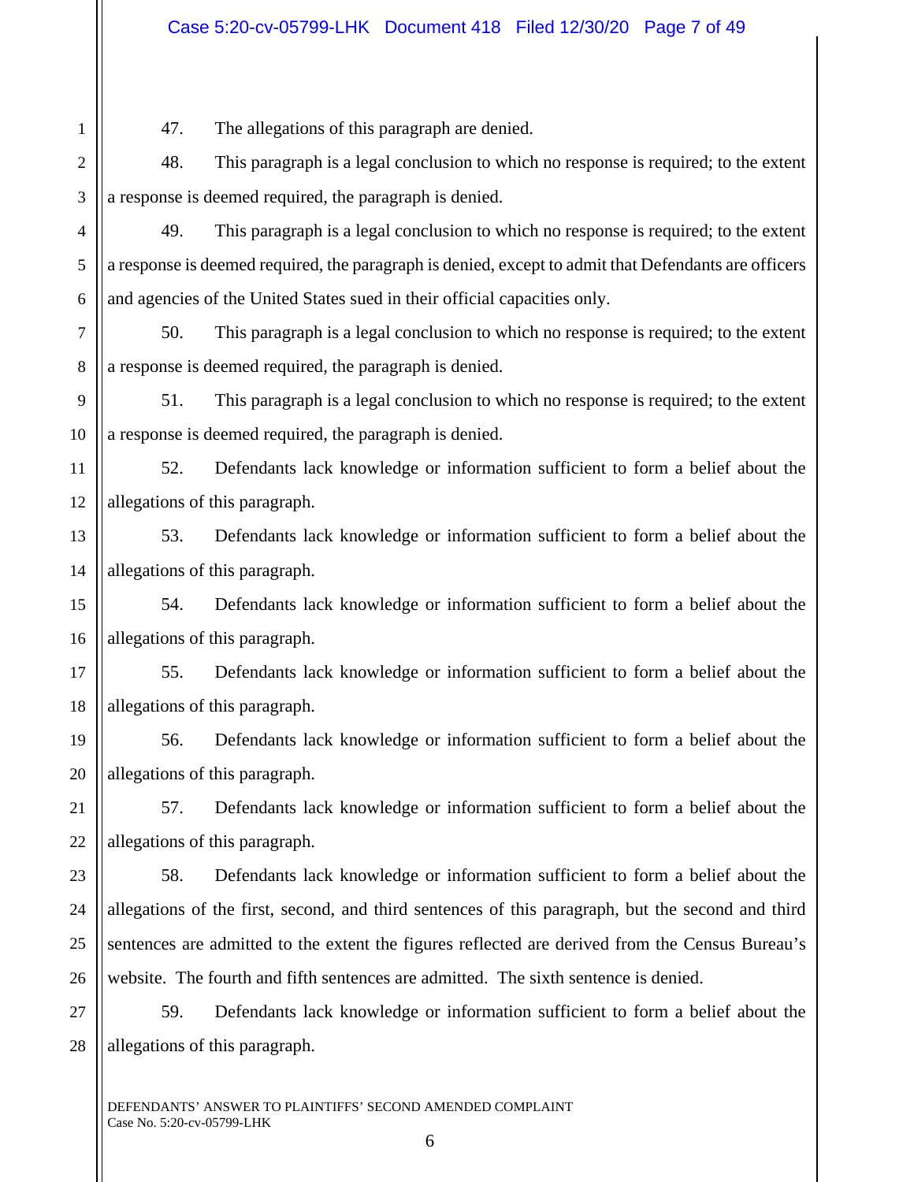47. The allegations of this paragraph are denied.

48. This paragraph is a legal conclusion to which no response is required; to the extent a response is deemed required, the paragraph is denied.

49. This paragraph is a legal conclusion to which no response is required; to the extent a response is deemed required, the paragraph is denied, except to admit that Defendants are officers and agencies of the United States sued in their official capacities only.

50. This paragraph is a legal conclusion to which no response is required; to the extent a response is deemed required, the paragraph is denied.

51. This paragraph is a legal conclusion to which no response is required; to the extent a response is deemed required, the paragraph is denied.

52. Defendants lack knowledge or information sufficient to form a belief about the allegations of this paragraph.

53. Defendants lack knowledge or information sufficient to form a belief about the allegations of this paragraph.

54. Defendants lack knowledge or information sufficient to form a belief about the allegations of this paragraph.

55. Defendants lack knowledge or information sufficient to form a belief about the allegations of this paragraph.

56. Defendants lack knowledge or information sufficient to form a belief about the allegations of this paragraph.

57. Defendants lack knowledge or information sufficient to form a belief about the allegations of this paragraph.

58. Defendants lack knowledge or information sufficient to form a belief about the allegations of the first, second, and third sentences of this paragraph, but the second and third sentences are admitted to the extent the figures reflected are derived from the Census Bureau's website. The fourth and fifth sentences are admitted. The sixth sentence is denied.

59. Defendants lack knowledge or information sufficient to form a belief about the allegations of this paragraph.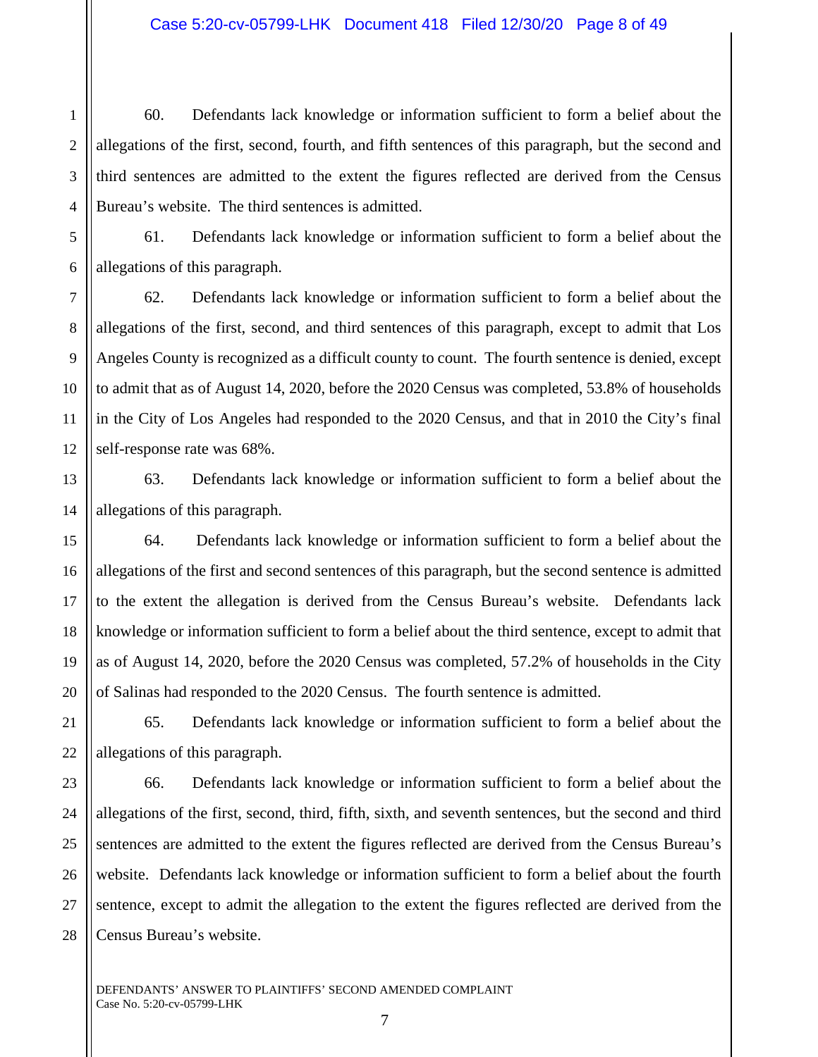60. Defendants lack knowledge or information sufficient to form a belief about the allegations of the first, second, fourth, and fifth sentences of this paragraph, but the second and third sentences are admitted to the extent the figures reflected are derived from the Census Bureau's website. The third sentences is admitted.

61. Defendants lack knowledge or information sufficient to form a belief about the allegations of this paragraph.

62. Defendants lack knowledge or information sufficient to form a belief about the allegations of the first, second, and third sentences of this paragraph, except to admit that Los Angeles County is recognized as a difficult county to count. The fourth sentence is denied, except to admit that as of August 14, 2020, before the 2020 Census was completed, 53.8% of households in the City of Los Angeles had responded to the 2020 Census, and that in 2010 the City's final self-response rate was 68%.

63. Defendants lack knowledge or information sufficient to form a belief about the allegations of this paragraph.

64. Defendants lack knowledge or information sufficient to form a belief about the allegations of the first and second sentences of this paragraph, but the second sentence is admitted to the extent the allegation is derived from the Census Bureau's website. Defendants lack knowledge or information sufficient to form a belief about the third sentence, except to admit that as of August 14, 2020, before the 2020 Census was completed, 57.2% of households in the City of Salinas had responded to the 2020 Census. The fourth sentence is admitted.

65. Defendants lack knowledge or information sufficient to form a belief about the allegations of this paragraph.

66. Defendants lack knowledge or information sufficient to form a belief about the allegations of the first, second, third, fifth, sixth, and seventh sentences, but the second and third sentences are admitted to the extent the figures reflected are derived from the Census Bureau's website. Defendants lack knowledge or information sufficient to form a belief about the fourth sentence, except to admit the allegation to the extent the figures reflected are derived from the Census Bureau's website.

DEFENDANTS' ANSWER TO PLAINTIFFS' SECOND AMENDED COMPLAINT
Case No. 5:20-cv-05799-LHK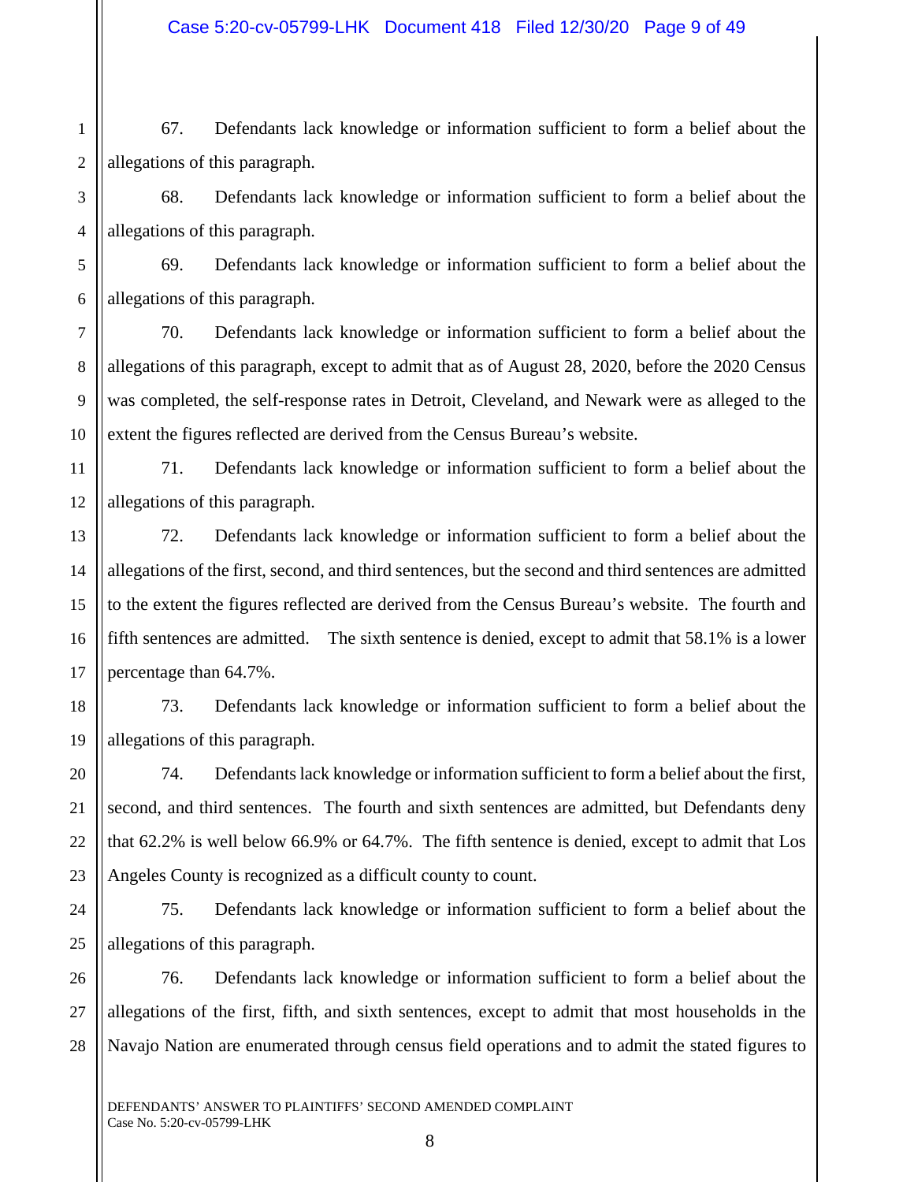67. Defendants lack knowledge or information sufficient to form a belief about the allegations of this paragraph.

68. Defendants lack knowledge or information sufficient to form a belief about the allegations of this paragraph.

69. Defendants lack knowledge or information sufficient to form a belief about the allegations of this paragraph.

70. Defendants lack knowledge or information sufficient to form a belief about the allegations of this paragraph, except to admit that as of August 28, 2020, before the 2020 Census was completed, the self-response rates in Detroit, Cleveland, and Newark were as alleged to the extent the figures reflected are derived from the Census Bureau's website.

71. Defendants lack knowledge or information sufficient to form a belief about the allegations of this paragraph.

72. Defendants lack knowledge or information sufficient to form a belief about the allegations of the first, second, and third sentences, but the second and third sentences are admitted to the extent the figures reflected are derived from the Census Bureau's website. The fourth and fifth sentences are admitted. The sixth sentence is denied, except to admit that 58.1% is a lower percentage than 64.7%.

73. Defendants lack knowledge or information sufficient to form a belief about the allegations of this paragraph.

74. Defendants lack knowledge or information sufficient to form a belief about the first, second, and third sentences. The fourth and sixth sentences are admitted, but Defendants deny that 62.2% is well below 66.9% or 64.7%. The fifth sentence is denied, except to admit that Los Angeles County is recognized as a difficult county to count.

75. Defendants lack knowledge or information sufficient to form a belief about the allegations of this paragraph.

76. Defendants lack knowledge or information sufficient to form a belief about the allegations of the first, fifth, and sixth sentences, except to admit that most households in the Navajo Nation are enumerated through census field operations and to admit the stated figures to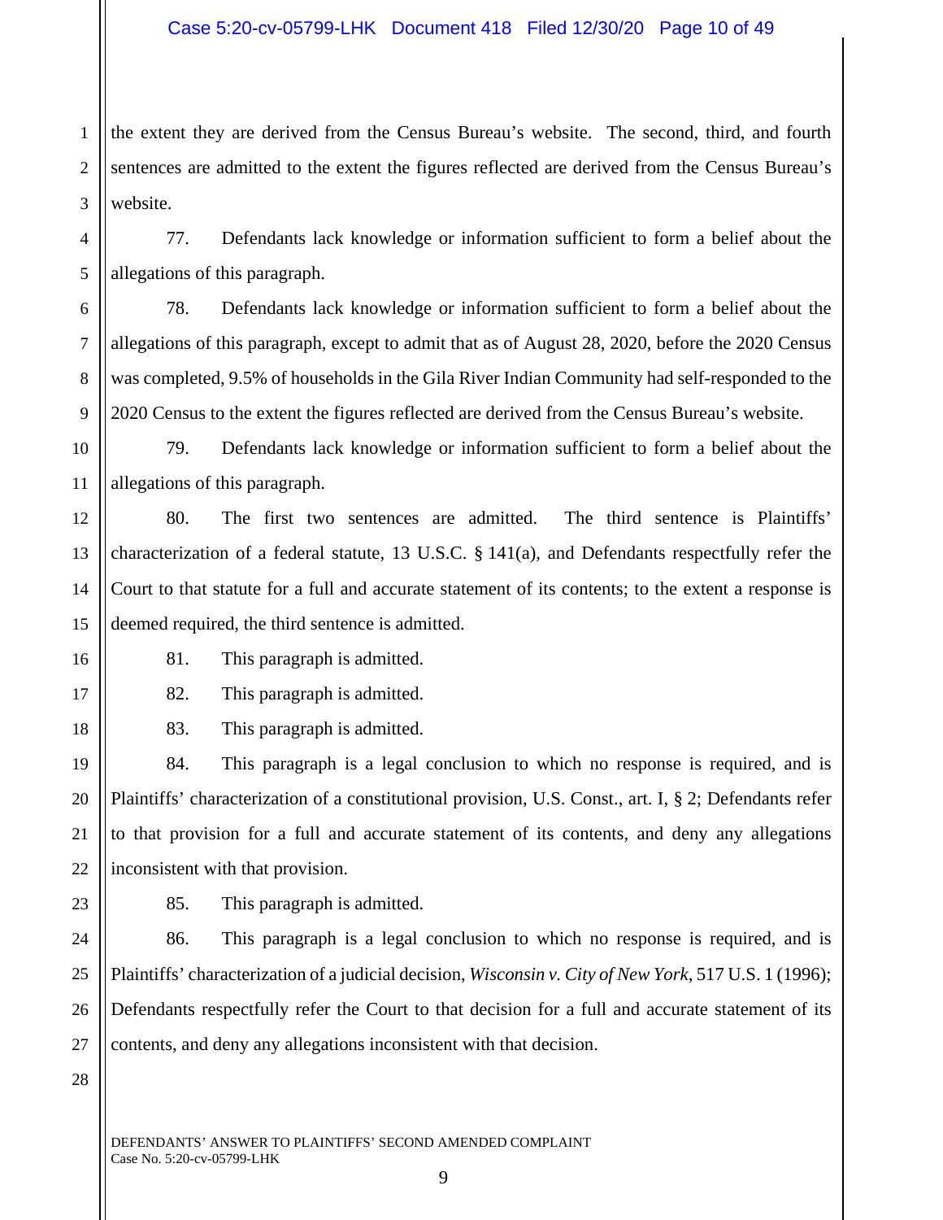the extent they are derived from the Census Bureau's website. The second, third, and fourth sentences are admitted to the extent the figures reflected are derived from the Census Bureau's website.

77. Defendants lack knowledge or information sufficient to form a belief about the allegations of this paragraph.

78. Defendants lack knowledge or information sufficient to form a belief about the allegations of this paragraph, except to admit that as of August 28, 2020, before the 2020 Census was completed, 9.5% of households in the Gila River Indian Community had self-responded to the 2020 Census to the extent the figures reflected are derived from the Census Bureau's website.

79. Defendants lack knowledge or information sufficient to form a belief about the allegations of this paragraph.

80. The first two sentences are admitted. The third sentence is Plaintiffs' characterization of a federal statute, 13 U.S.C. § 141(a), and Defendants respectfully refer the Court to that statute for a full and accurate statement of its contents; to the extent a response is deemed required, the third sentence is admitted.

81. This paragraph is admitted.

82. This paragraph is admitted.

83. This paragraph is admitted.

84. This paragraph is a legal conclusion to which no response is required, and is Plaintiffs' characterization of a constitutional provision, U.S. Const., art. I, § 2; Defendants refer to that provision for a full and accurate statement of its contents, and deny any allegations inconsistent with that provision.

85. This paragraph is admitted.

86. This paragraph is a legal conclusion to which no response is required, and is Plaintiffs' characterization of a judicial decision, *Wisconsin v. City of New York*, 517 U.S. 1 (1996); Defendants respectfully refer the Court to that decision for a full and accurate statement of its contents, and deny any allegations inconsistent with that decision.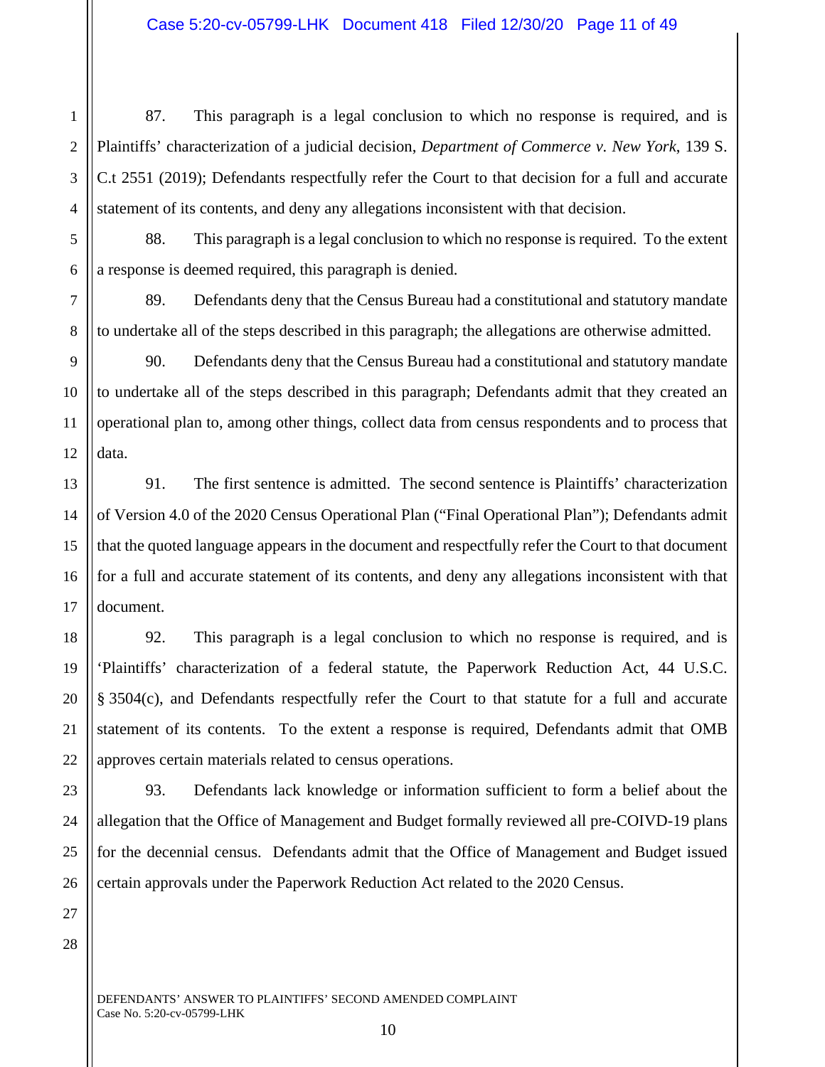87. This paragraph is a legal conclusion to which no response is required, and is Plaintiffs' characterization of a judicial decision, *Department of Commerce v. New York*, 139 S. C.t 2551 (2019); Defendants respectfully refer the Court to that decision for a full and accurate statement of its contents, and deny any allegations inconsistent with that decision.

88. This paragraph is a legal conclusion to which no response is required. To the extent a response is deemed required, this paragraph is denied.

89. Defendants deny that the Census Bureau had a constitutional and statutory mandate to undertake all of the steps described in this paragraph; the allegations are otherwise admitted.

90. Defendants deny that the Census Bureau had a constitutional and statutory mandate to undertake all of the steps described in this paragraph; Defendants admit that they created an operational plan to, among other things, collect data from census respondents and to process that data.

91. The first sentence is admitted. The second sentence is Plaintiffs' characterization of Version 4.0 of the 2020 Census Operational Plan ("Final Operational Plan"); Defendants admit that the quoted language appears in the document and respectfully refer the Court to that document for a full and accurate statement of its contents, and deny any allegations inconsistent with that document.

92. This paragraph is a legal conclusion to which no response is required, and is 'Plaintiffs' characterization of a federal statute, the Paperwork Reduction Act, 44 U.S.C. § 3504(c), and Defendants respectfully refer the Court to that statute for a full and accurate statement of its contents. To the extent a response is required, Defendants admit that OMB approves certain materials related to census operations.

93. Defendants lack knowledge or information sufficient to form a belief about the allegation that the Office of Management and Budget formally reviewed all pre-COIVD-19 plans for the decennial census. Defendants admit that the Office of Management and Budget issued certain approvals under the Paperwork Reduction Act related to the 2020 Census.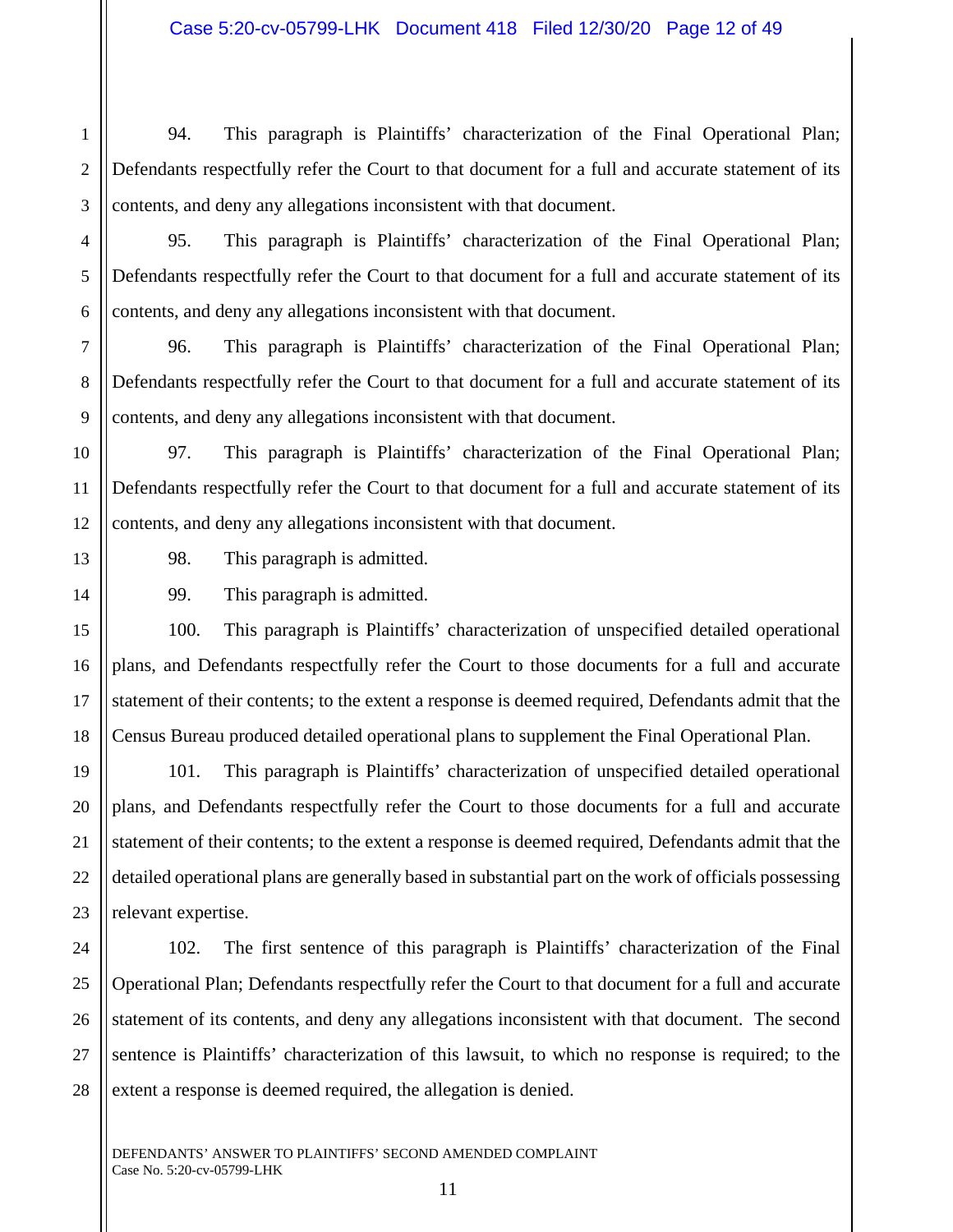94. This paragraph is Plaintiffs' characterization of the Final Operational Plan; Defendants respectfully refer the Court to that document for a full and accurate statement of its contents, and deny any allegations inconsistent with that document.

95. This paragraph is Plaintiffs' characterization of the Final Operational Plan; Defendants respectfully refer the Court to that document for a full and accurate statement of its contents, and deny any allegations inconsistent with that document.

96. This paragraph is Plaintiffs' characterization of the Final Operational Plan; Defendants respectfully refer the Court to that document for a full and accurate statement of its contents, and deny any allegations inconsistent with that document.

97. This paragraph is Plaintiffs' characterization of the Final Operational Plan; Defendants respectfully refer the Court to that document for a full and accurate statement of its contents, and deny any allegations inconsistent with that document.

98. This paragraph is admitted.

99. This paragraph is admitted.

100. This paragraph is Plaintiffs' characterization of unspecified detailed operational plans, and Defendants respectfully refer the Court to those documents for a full and accurate statement of their contents; to the extent a response is deemed required, Defendants admit that the Census Bureau produced detailed operational plans to supplement the Final Operational Plan.

101. This paragraph is Plaintiffs' characterization of unspecified detailed operational plans, and Defendants respectfully refer the Court to those documents for a full and accurate statement of their contents; to the extent a response is deemed required, Defendants admit that the detailed operational plans are generally based in substantial part on the work of officials possessing relevant expertise.

102. The first sentence of this paragraph is Plaintiffs' characterization of the Final Operational Plan; Defendants respectfully refer the Court to that document for a full and accurate statement of its contents, and deny any allegations inconsistent with that document. The second sentence is Plaintiffs' characterization of this lawsuit, to which no response is required; to the extent a response is deemed required, the allegation is denied.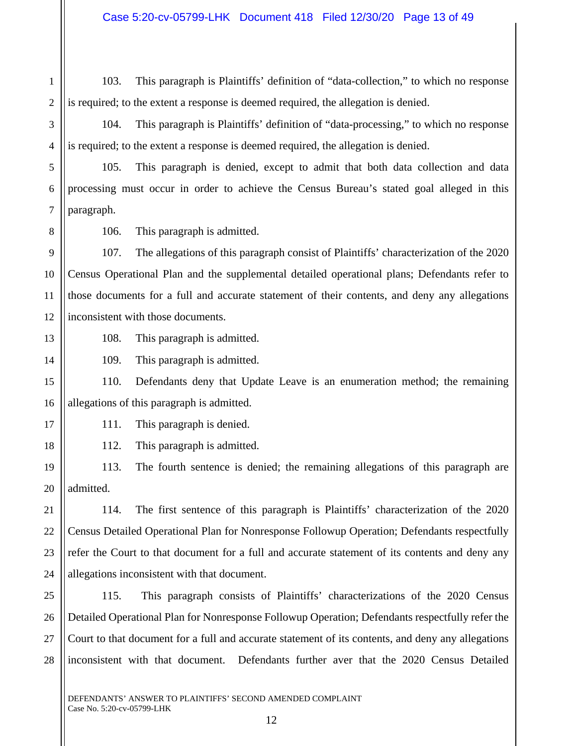103. This paragraph is Plaintiffs' definition of "data-collection," to which no response is required; to the extent a response is deemed required, the allegation is denied.

104. This paragraph is Plaintiffs' definition of "data-processing," to which no response is required; to the extent a response is deemed required, the allegation is denied.

105. This paragraph is denied, except to admit that both data collection and data processing must occur in order to achieve the Census Bureau's stated goal alleged in this paragraph.

106. This paragraph is admitted.

107. The allegations of this paragraph consist of Plaintiffs' characterization of the 2020 Census Operational Plan and the supplemental detailed operational plans; Defendants refer to those documents for a full and accurate statement of their contents, and deny any allegations inconsistent with those documents.

108. This paragraph is admitted.

109. This paragraph is admitted.

110. Defendants deny that Update Leave is an enumeration method; the remaining allegations of this paragraph is admitted.

111. This paragraph is denied.

112. This paragraph is admitted.

113. The fourth sentence is denied; the remaining allegations of this paragraph are admitted.

114. The first sentence of this paragraph is Plaintiffs' characterization of the 2020 Census Detailed Operational Plan for Nonresponse Followup Operation; Defendants respectfully refer the Court to that document for a full and accurate statement of its contents and deny any allegations inconsistent with that document.

115. This paragraph consists of Plaintiffs' characterizations of the 2020 Census Detailed Operational Plan for Nonresponse Followup Operation; Defendants respectfully refer the Court to that document for a full and accurate statement of its contents, and deny any allegations inconsistent with that document. Defendants further aver that the 2020 Census Detailed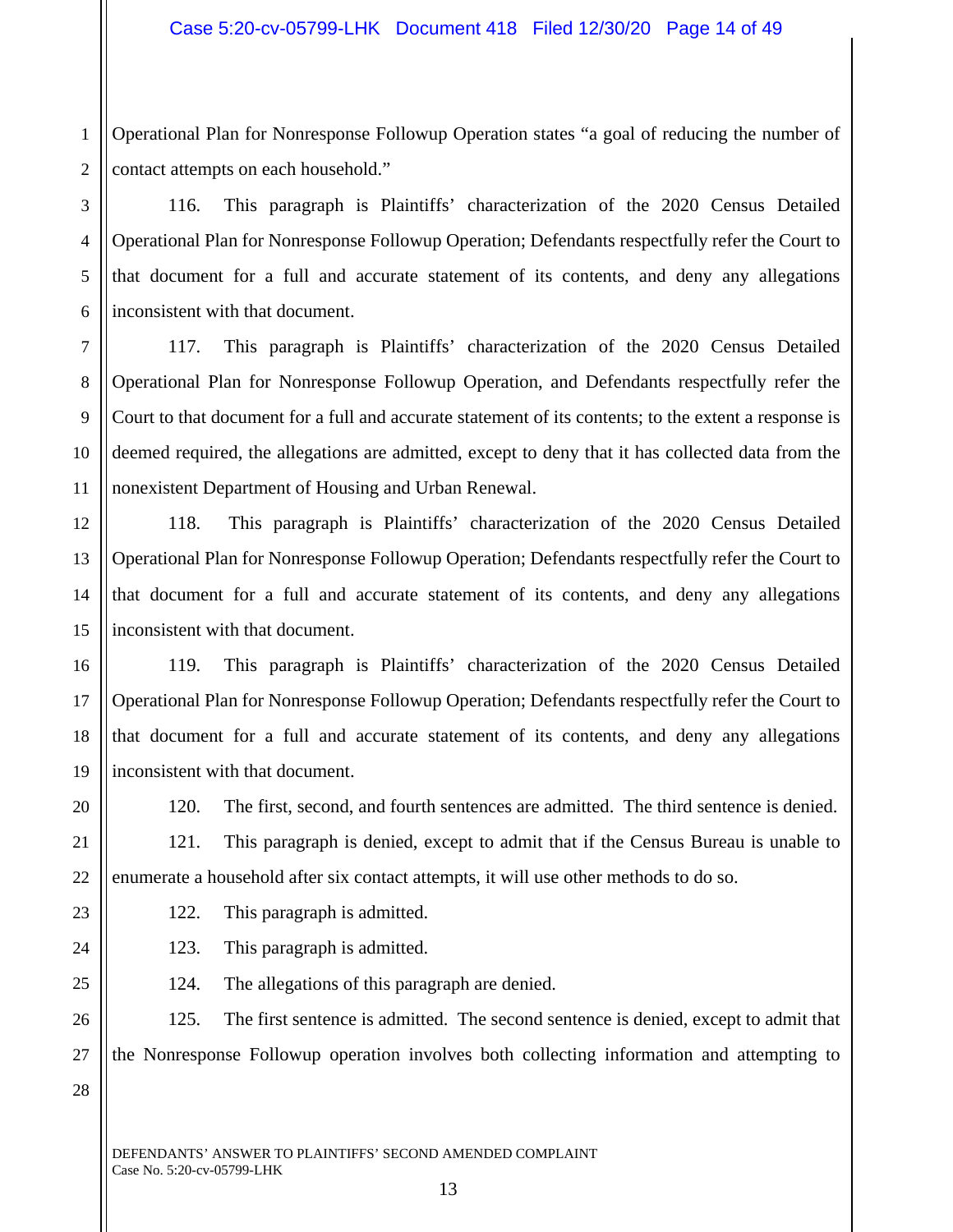Operational Plan for Nonresponse Followup Operation states "a goal of reducing the number of contact attempts on each household."

116. This paragraph is Plaintiffs' characterization of the 2020 Census Detailed Operational Plan for Nonresponse Followup Operation; Defendants respectfully refer the Court to that document for a full and accurate statement of its contents, and deny any allegations inconsistent with that document.

117. This paragraph is Plaintiffs' characterization of the 2020 Census Detailed Operational Plan for Nonresponse Followup Operation, and Defendants respectfully refer the Court to that document for a full and accurate statement of its contents; to the extent a response is deemed required, the allegations are admitted, except to deny that it has collected data from the nonexistent Department of Housing and Urban Renewal.

118. This paragraph is Plaintiffs' characterization of the 2020 Census Detailed Operational Plan for Nonresponse Followup Operation; Defendants respectfully refer the Court to that document for a full and accurate statement of its contents, and deny any allegations inconsistent with that document.

119. This paragraph is Plaintiffs' characterization of the 2020 Census Detailed Operational Plan for Nonresponse Followup Operation; Defendants respectfully refer the Court to that document for a full and accurate statement of its contents, and deny any allegations inconsistent with that document.

120. The first, second, and fourth sentences are admitted. The third sentence is denied.

121. This paragraph is denied, except to admit that if the Census Bureau is unable to enumerate a household after six contact attempts, it will use other methods to do so.

122. This paragraph is admitted.

123. This paragraph is admitted.

124. The allegations of this paragraph are denied.

125. The first sentence is admitted. The second sentence is denied, except to admit that the Nonresponse Followup operation involves both collecting information and attempting to

DEFENDANTS' ANSWER TO PLAINTIFFS' SECOND AMENDED COMPLAINT
Case No. 5:20-cv-05799-LHK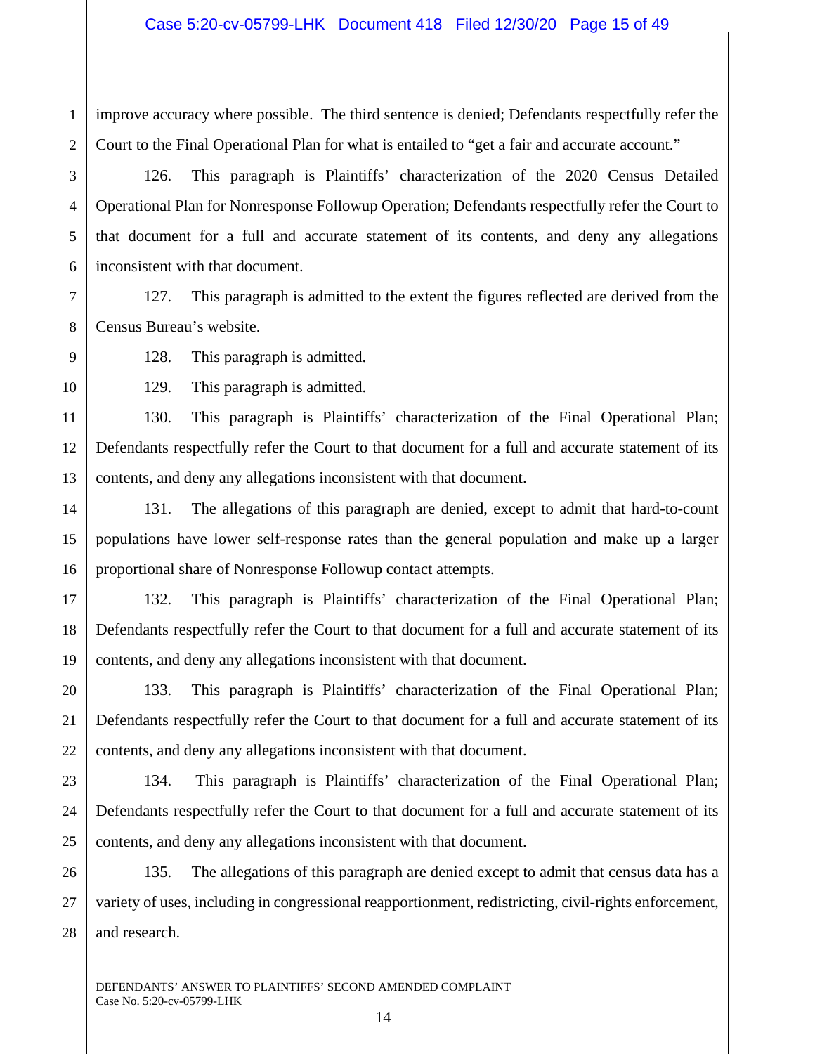improve accuracy where possible. The third sentence is denied; Defendants respectfully refer the Court to the Final Operational Plan for what is entailed to "get a fair and accurate account."

126. This paragraph is Plaintiffs' characterization of the 2020 Census Detailed Operational Plan for Nonresponse Followup Operation; Defendants respectfully refer the Court to that document for a full and accurate statement of its contents, and deny any allegations inconsistent with that document.

127. This paragraph is admitted to the extent the figures reflected are derived from the Census Bureau's website.

128. This paragraph is admitted.

129. This paragraph is admitted.

130. This paragraph is Plaintiffs' characterization of the Final Operational Plan; Defendants respectfully refer the Court to that document for a full and accurate statement of its contents, and deny any allegations inconsistent with that document.

131. The allegations of this paragraph are denied, except to admit that hard-to-count populations have lower self-response rates than the general population and make up a larger proportional share of Nonresponse Followup contact attempts.

132. This paragraph is Plaintiffs' characterization of the Final Operational Plan; Defendants respectfully refer the Court to that document for a full and accurate statement of its contents, and deny any allegations inconsistent with that document.

133. This paragraph is Plaintiffs' characterization of the Final Operational Plan; Defendants respectfully refer the Court to that document for a full and accurate statement of its contents, and deny any allegations inconsistent with that document.

134. This paragraph is Plaintiffs' characterization of the Final Operational Plan; Defendants respectfully refer the Court to that document for a full and accurate statement of its contents, and deny any allegations inconsistent with that document.

135. The allegations of this paragraph are denied except to admit that census data has a variety of uses, including in congressional reapportionment, redistricting, civil-rights enforcement, and research.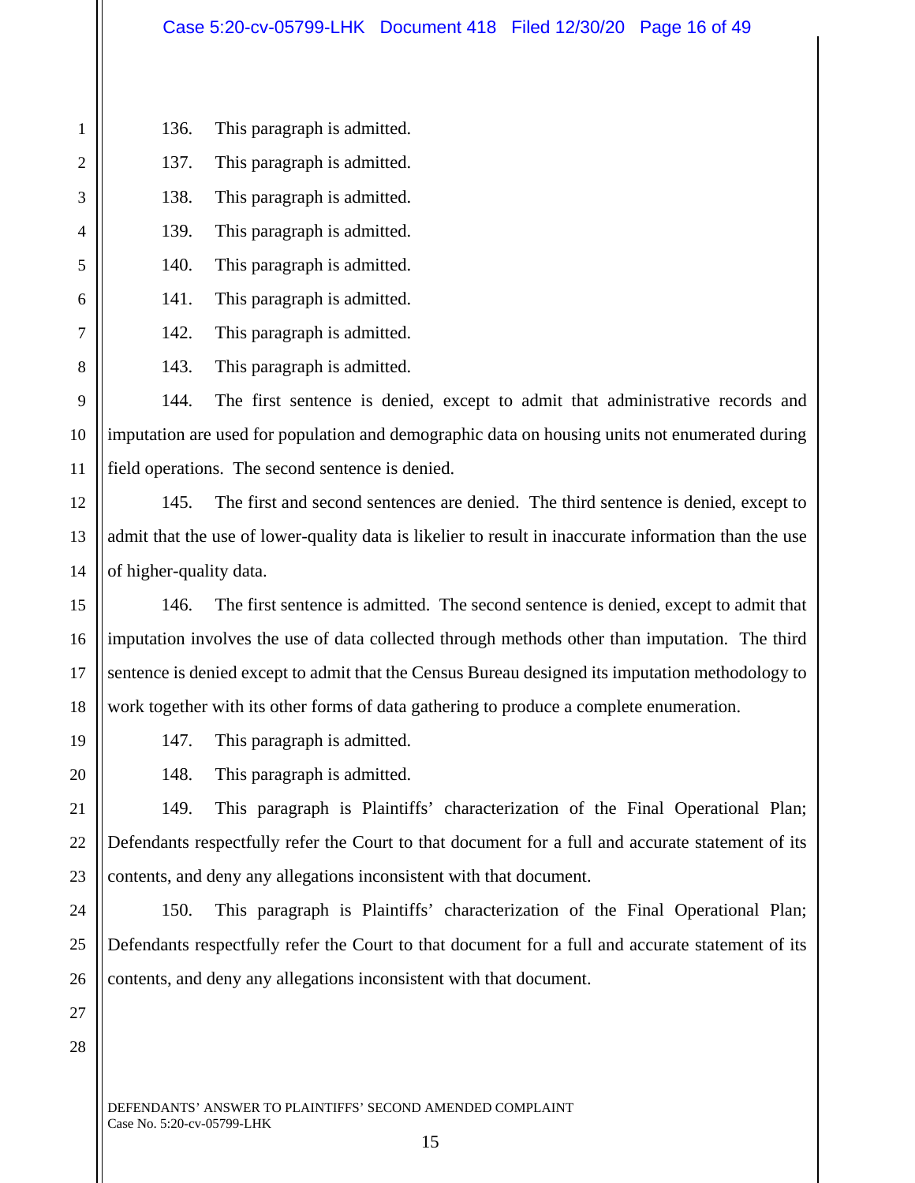136. This paragraph is admitted.

137. This paragraph is admitted.

138. This paragraph is admitted.

139. This paragraph is admitted.

140. This paragraph is admitted.

141. This paragraph is admitted.

142. This paragraph is admitted.

143. This paragraph is admitted.

144. The first sentence is denied, except to admit that administrative records and imputation are used for population and demographic data on housing units not enumerated during field operations. The second sentence is denied.

145. The first and second sentences are denied. The third sentence is denied, except to admit that the use of lower-quality data is likelier to result in inaccurate information than the use of higher-quality data.

146. The first sentence is admitted. The second sentence is denied, except to admit that imputation involves the use of data collected through methods other than imputation. The third sentence is denied except to admit that the Census Bureau designed its imputation methodology to work together with its other forms of data gathering to produce a complete enumeration.

147. This paragraph is admitted.

148. This paragraph is admitted.

149. This paragraph is Plaintiffs' characterization of the Final Operational Plan; Defendants respectfully refer the Court to that document for a full and accurate statement of its contents, and deny any allegations inconsistent with that document.

150. This paragraph is Plaintiffs' characterization of the Final Operational Plan; Defendants respectfully refer the Court to that document for a full and accurate statement of its contents, and deny any allegations inconsistent with that document.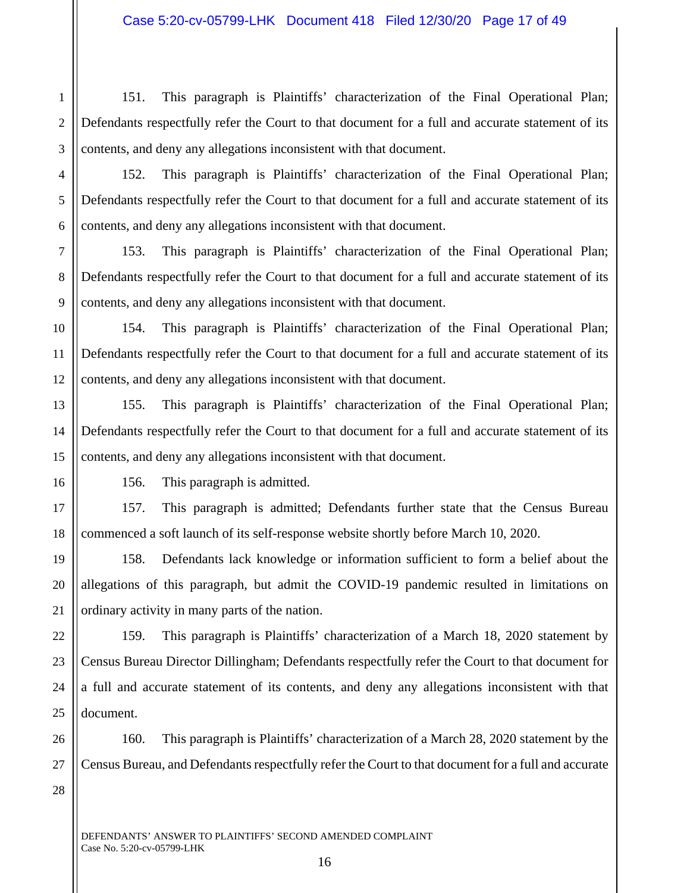151. This paragraph is Plaintiffs' characterization of the Final Operational Plan; Defendants respectfully refer the Court to that document for a full and accurate statement of its contents, and deny any allegations inconsistent with that document.

152. This paragraph is Plaintiffs' characterization of the Final Operational Plan; Defendants respectfully refer the Court to that document for a full and accurate statement of its contents, and deny any allegations inconsistent with that document.

153. This paragraph is Plaintiffs' characterization of the Final Operational Plan; Defendants respectfully refer the Court to that document for a full and accurate statement of its contents, and deny any allegations inconsistent with that document.

154. This paragraph is Plaintiffs' characterization of the Final Operational Plan; Defendants respectfully refer the Court to that document for a full and accurate statement of its contents, and deny any allegations inconsistent with that document.

155. This paragraph is Plaintiffs' characterization of the Final Operational Plan; Defendants respectfully refer the Court to that document for a full and accurate statement of its contents, and deny any allegations inconsistent with that document.

156. This paragraph is admitted.

157. This paragraph is admitted; Defendants further state that the Census Bureau commenced a soft launch of its self-response website shortly before March 10, 2020.

158. Defendants lack knowledge or information sufficient to form a belief about the allegations of this paragraph, but admit the COVID-19 pandemic resulted in limitations on ordinary activity in many parts of the nation.

159. This paragraph is Plaintiffs' characterization of a March 18, 2020 statement by Census Bureau Director Dillingham; Defendants respectfully refer the Court to that document for a full and accurate statement of its contents, and deny any allegations inconsistent with that document.

160. This paragraph is Plaintiffs' characterization of a March 28, 2020 statement by the Census Bureau, and Defendants respectfully refer the Court to that document for a full and accurate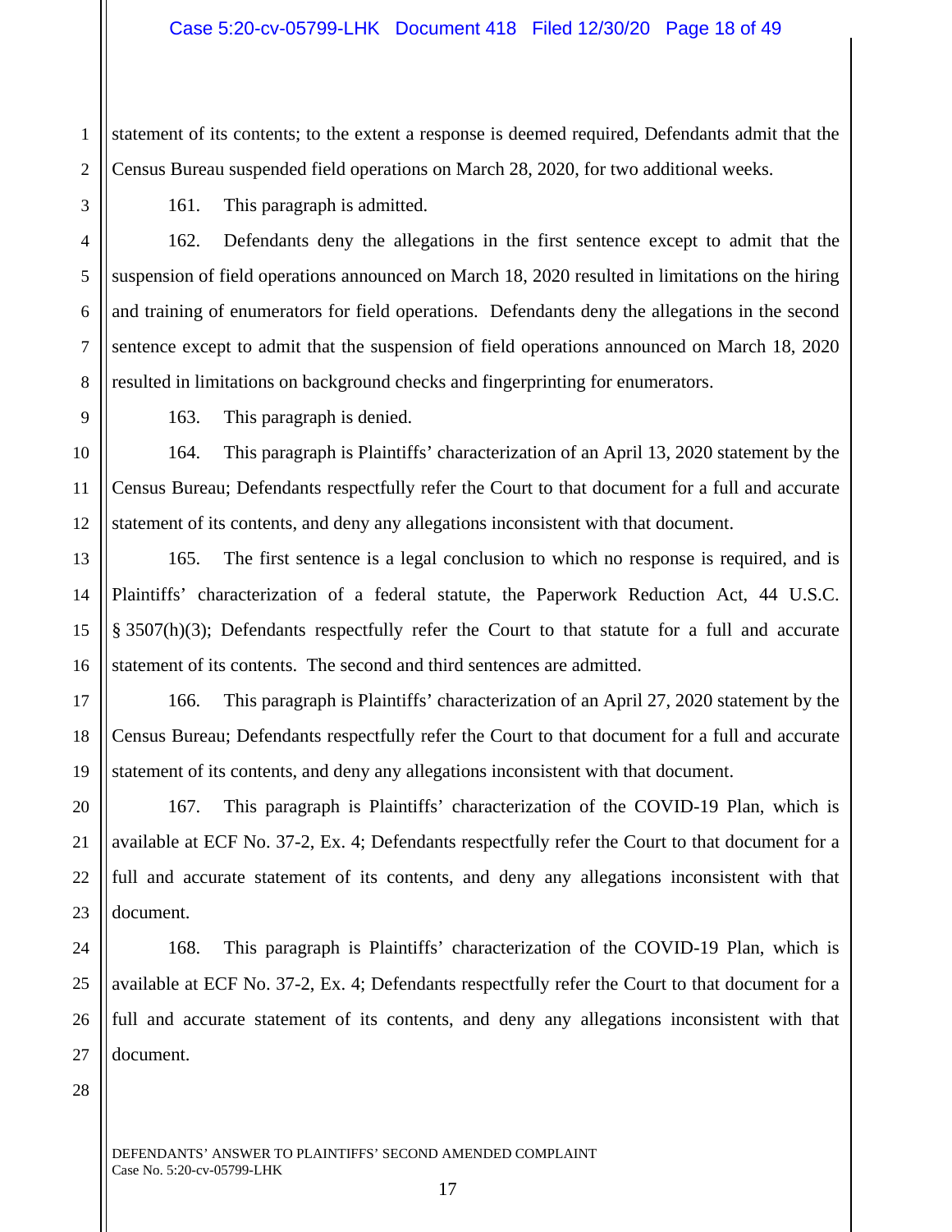statement of its contents; to the extent a response is deemed required, Defendants admit that the Census Bureau suspended field operations on March 28, 2020, for two additional weeks.

161. This paragraph is admitted.

162. Defendants deny the allegations in the first sentence except to admit that the suspension of field operations announced on March 18, 2020 resulted in limitations on the hiring and training of enumerators for field operations. Defendants deny the allegations in the second sentence except to admit that the suspension of field operations announced on March 18, 2020 resulted in limitations on background checks and fingerprinting for enumerators.

163. This paragraph is denied.

164. This paragraph is Plaintiffs' characterization of an April 13, 2020 statement by the Census Bureau; Defendants respectfully refer the Court to that document for a full and accurate statement of its contents, and deny any allegations inconsistent with that document.

165. The first sentence is a legal conclusion to which no response is required, and is Plaintiffs' characterization of a federal statute, the Paperwork Reduction Act, 44 U.S.C. § 3507(h)(3); Defendants respectfully refer the Court to that statute for a full and accurate statement of its contents. The second and third sentences are admitted.

166. This paragraph is Plaintiffs' characterization of an April 27, 2020 statement by the Census Bureau; Defendants respectfully refer the Court to that document for a full and accurate statement of its contents, and deny any allegations inconsistent with that document.

167. This paragraph is Plaintiffs' characterization of the COVID-19 Plan, which is available at ECF No. 37-2, Ex. 4; Defendants respectfully refer the Court to that document for a full and accurate statement of its contents, and deny any allegations inconsistent with that document.

168. This paragraph is Plaintiffs' characterization of the COVID-19 Plan, which is available at ECF No. 37-2, Ex. 4; Defendants respectfully refer the Court to that document for a full and accurate statement of its contents, and deny any allegations inconsistent with that document.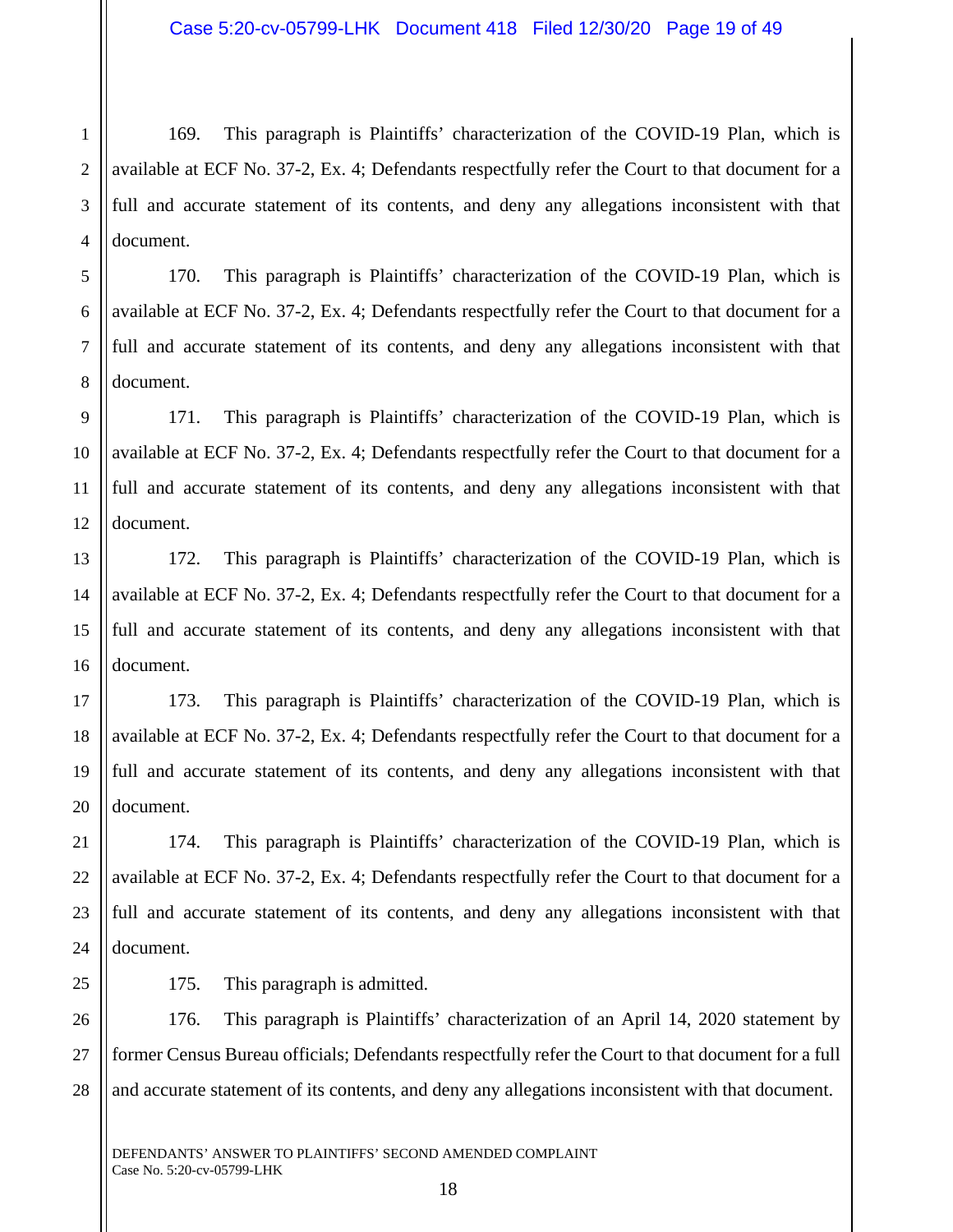169. This paragraph is Plaintiffs' characterization of the COVID-19 Plan, which is available at ECF No. 37-2, Ex. 4; Defendants respectfully refer the Court to that document for a full and accurate statement of its contents, and deny any allegations inconsistent with that document.

170. This paragraph is Plaintiffs' characterization of the COVID-19 Plan, which is available at ECF No. 37-2, Ex. 4; Defendants respectfully refer the Court to that document for a full and accurate statement of its contents, and deny any allegations inconsistent with that document.

171. This paragraph is Plaintiffs' characterization of the COVID-19 Plan, which is available at ECF No. 37-2, Ex. 4; Defendants respectfully refer the Court to that document for a full and accurate statement of its contents, and deny any allegations inconsistent with that document.

172. This paragraph is Plaintiffs' characterization of the COVID-19 Plan, which is available at ECF No. 37-2, Ex. 4; Defendants respectfully refer the Court to that document for a full and accurate statement of its contents, and deny any allegations inconsistent with that document.

173. This paragraph is Plaintiffs' characterization of the COVID-19 Plan, which is available at ECF No. 37-2, Ex. 4; Defendants respectfully refer the Court to that document for a full and accurate statement of its contents, and deny any allegations inconsistent with that document.

174. This paragraph is Plaintiffs' characterization of the COVID-19 Plan, which is available at ECF No. 37-2, Ex. 4; Defendants respectfully refer the Court to that document for a full and accurate statement of its contents, and deny any allegations inconsistent with that document.

175. This paragraph is admitted.

176. This paragraph is Plaintiffs' characterization of an April 14, 2020 statement by former Census Bureau officials; Defendants respectfully refer the Court to that document for a full and accurate statement of its contents, and deny any allegations inconsistent with that document.

DEFENDANTS' ANSWER TO PLAINTIFFS' SECOND AMENDED COMPLAINT
Case No. 5:20-cv-05799-LHK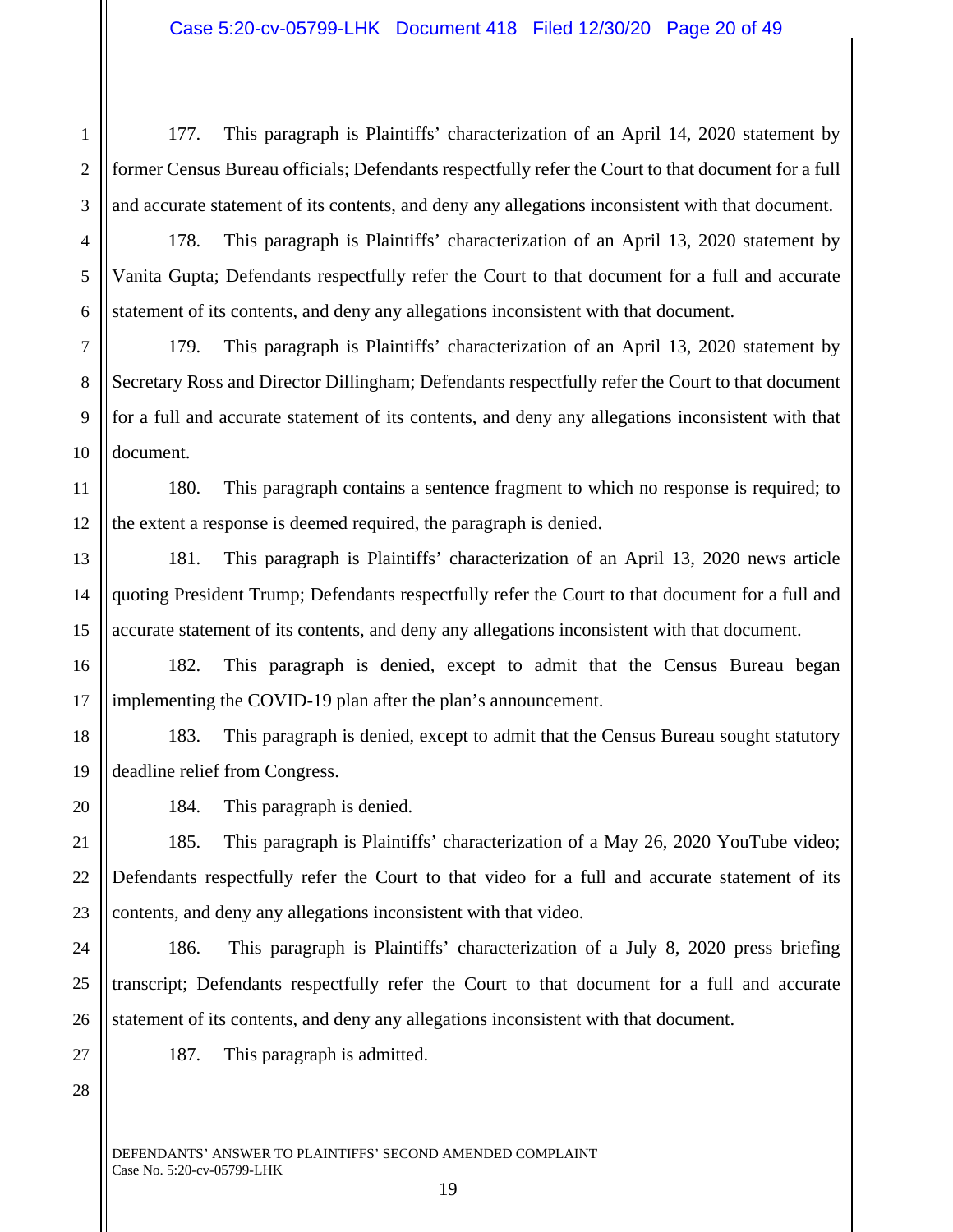177. This paragraph is Plaintiffs' characterization of an April 14, 2020 statement by former Census Bureau officials; Defendants respectfully refer the Court to that document for a full and accurate statement of its contents, and deny any allegations inconsistent with that document.

178. This paragraph is Plaintiffs' characterization of an April 13, 2020 statement by Vanita Gupta; Defendants respectfully refer the Court to that document for a full and accurate statement of its contents, and deny any allegations inconsistent with that document.

179. This paragraph is Plaintiffs' characterization of an April 13, 2020 statement by Secretary Ross and Director Dillingham; Defendants respectfully refer the Court to that document for a full and accurate statement of its contents, and deny any allegations inconsistent with that document.

180. This paragraph contains a sentence fragment to which no response is required; to the extent a response is deemed required, the paragraph is denied.

181. This paragraph is Plaintiffs' characterization of an April 13, 2020 news article quoting President Trump; Defendants respectfully refer the Court to that document for a full and accurate statement of its contents, and deny any allegations inconsistent with that document.

182. This paragraph is denied, except to admit that the Census Bureau began implementing the COVID-19 plan after the plan's announcement.

183. This paragraph is denied, except to admit that the Census Bureau sought statutory deadline relief from Congress.

184. This paragraph is denied.

185. This paragraph is Plaintiffs' characterization of a May 26, 2020 YouTube video; Defendants respectfully refer the Court to that video for a full and accurate statement of its contents, and deny any allegations inconsistent with that video.

186. This paragraph is Plaintiffs' characterization of a July 8, 2020 press briefing transcript; Defendants respectfully refer the Court to that document for a full and accurate statement of its contents, and deny any allegations inconsistent with that document.

187. This paragraph is admitted.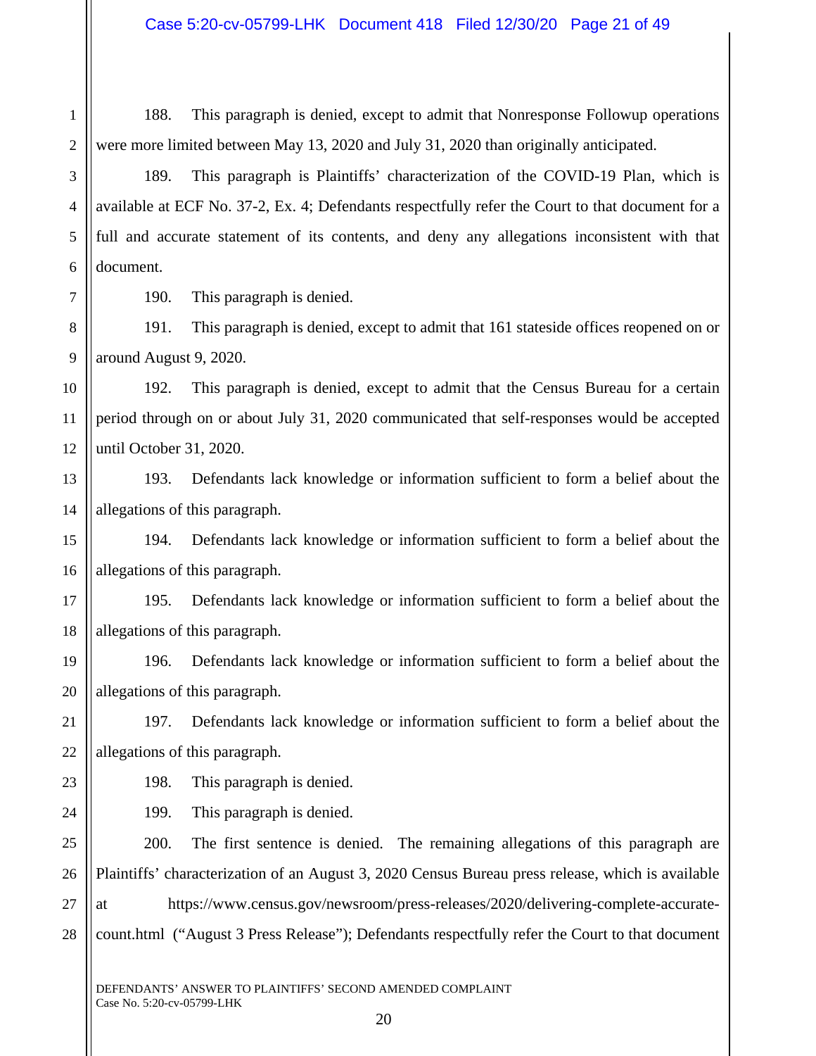188. This paragraph is denied, except to admit that Nonresponse Followup operations were more limited between May 13, 2020 and July 31, 2020 than originally anticipated.

189. This paragraph is Plaintiffs' characterization of the COVID-19 Plan, which is available at ECF No. 37-2, Ex. 4; Defendants respectfully refer the Court to that document for a full and accurate statement of its contents, and deny any allegations inconsistent with that document.

190. This paragraph is denied.

191. This paragraph is denied, except to admit that 161 stateside offices reopened on or around August 9, 2020.

192. This paragraph is denied, except to admit that the Census Bureau for a certain period through on or about July 31, 2020 communicated that self-responses would be accepted until October 31, 2020.

193. Defendants lack knowledge or information sufficient to form a belief about the allegations of this paragraph.

194. Defendants lack knowledge or information sufficient to form a belief about the allegations of this paragraph.

195. Defendants lack knowledge or information sufficient to form a belief about the allegations of this paragraph.

196. Defendants lack knowledge or information sufficient to form a belief about the allegations of this paragraph.

197. Defendants lack knowledge or information sufficient to form a belief about the allegations of this paragraph.

198. This paragraph is denied.

199. This paragraph is denied.

200. The first sentence is denied. The remaining allegations of this paragraph are Plaintiffs' characterization of an August 3, 2020 Census Bureau press release, which is available at https://www.census.gov/newsroom/press-releases/2020/delivering-complete-accurate-count.html ("August 3 Press Release"); Defendants respectfully refer the Court to that document

DEFENDANTS' ANSWER TO PLAINTIFFS' SECOND AMENDED COMPLAINT
Case No. 5:20-cv-05799-LHK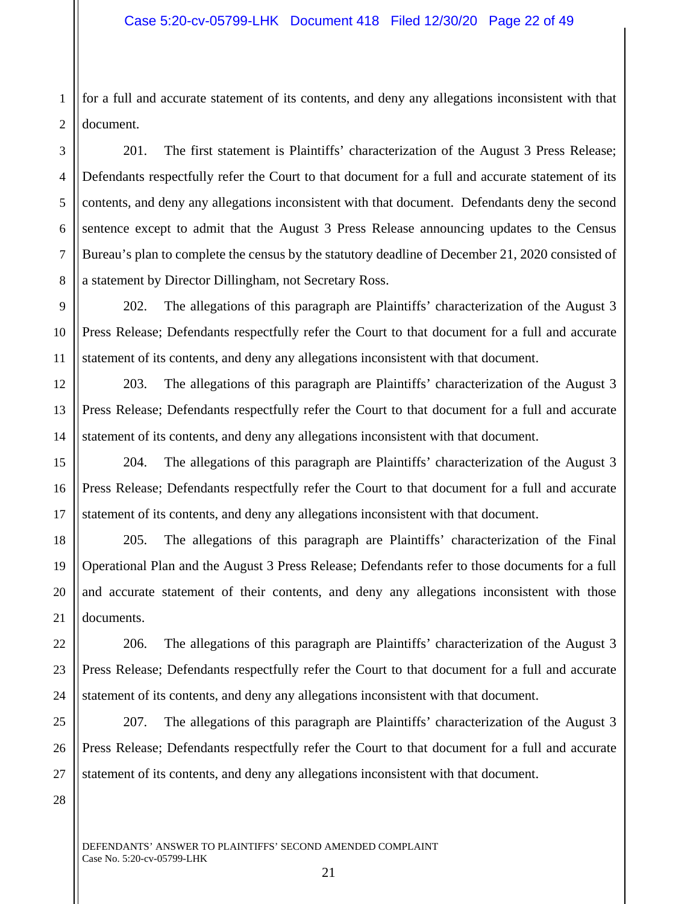for a full and accurate statement of its contents, and deny any allegations inconsistent with that document.

201. The first statement is Plaintiffs' characterization of the August 3 Press Release; Defendants respectfully refer the Court to that document for a full and accurate statement of its contents, and deny any allegations inconsistent with that document. Defendants deny the second sentence except to admit that the August 3 Press Release announcing updates to the Census Bureau's plan to complete the census by the statutory deadline of December 21, 2020 consisted of a statement by Director Dillingham, not Secretary Ross.

202. The allegations of this paragraph are Plaintiffs' characterization of the August 3 Press Release; Defendants respectfully refer the Court to that document for a full and accurate statement of its contents, and deny any allegations inconsistent with that document.

203. The allegations of this paragraph are Plaintiffs' characterization of the August 3 Press Release; Defendants respectfully refer the Court to that document for a full and accurate statement of its contents, and deny any allegations inconsistent with that document.

204. The allegations of this paragraph are Plaintiffs' characterization of the August 3 Press Release; Defendants respectfully refer the Court to that document for a full and accurate statement of its contents, and deny any allegations inconsistent with that document.

205. The allegations of this paragraph are Plaintiffs' characterization of the Final Operational Plan and the August 3 Press Release; Defendants refer to those documents for a full and accurate statement of their contents, and deny any allegations inconsistent with those documents.

206. The allegations of this paragraph are Plaintiffs' characterization of the August 3 Press Release; Defendants respectfully refer the Court to that document for a full and accurate statement of its contents, and deny any allegations inconsistent with that document.

207. The allegations of this paragraph are Plaintiffs' characterization of the August 3 Press Release; Defendants respectfully refer the Court to that document for a full and accurate statement of its contents, and deny any allegations inconsistent with that document.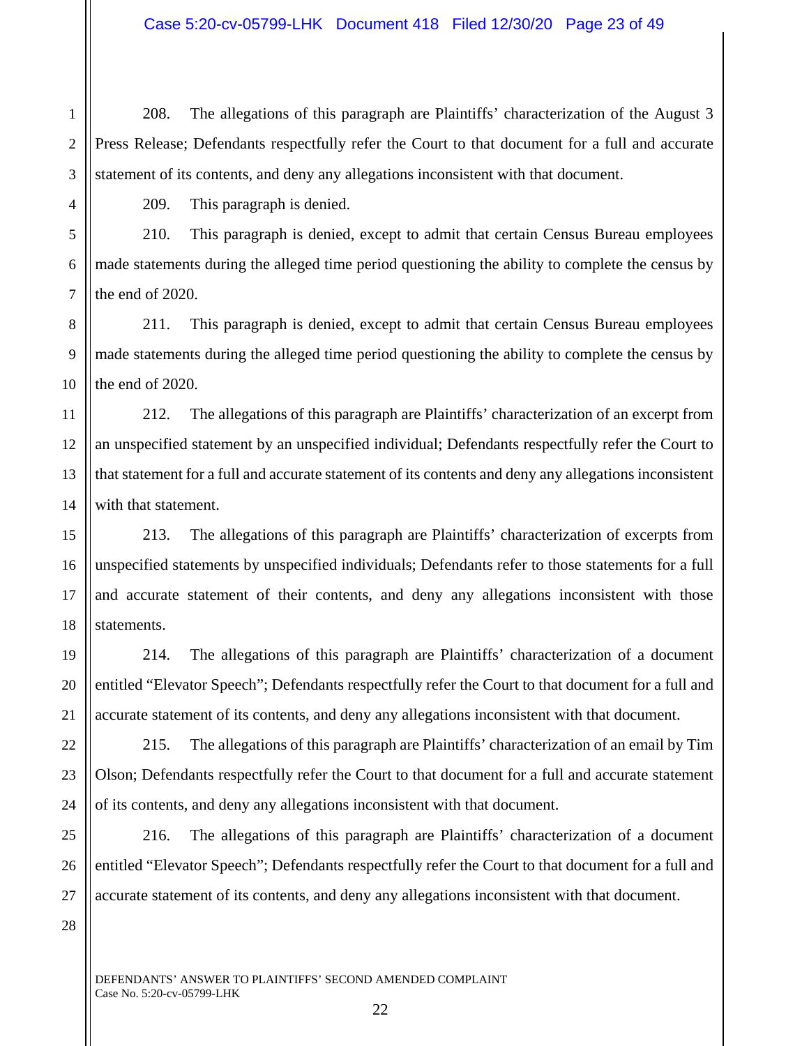208. The allegations of this paragraph are Plaintiffs' characterization of the August 3 Press Release; Defendants respectfully refer the Court to that document for a full and accurate statement of its contents, and deny any allegations inconsistent with that document.

209. This paragraph is denied.

210. This paragraph is denied, except to admit that certain Census Bureau employees made statements during the alleged time period questioning the ability to complete the census by the end of 2020.

211. This paragraph is denied, except to admit that certain Census Bureau employees made statements during the alleged time period questioning the ability to complete the census by the end of 2020.

212. The allegations of this paragraph are Plaintiffs' characterization of an excerpt from an unspecified statement by an unspecified individual; Defendants respectfully refer the Court to that statement for a full and accurate statement of its contents and deny any allegations inconsistent with that statement.

213. The allegations of this paragraph are Plaintiffs' characterization of excerpts from unspecified statements by unspecified individuals; Defendants refer to those statements for a full and accurate statement of their contents, and deny any allegations inconsistent with those statements.

214. The allegations of this paragraph are Plaintiffs' characterization of a document entitled "Elevator Speech"; Defendants respectfully refer the Court to that document for a full and accurate statement of its contents, and deny any allegations inconsistent with that document.

215. The allegations of this paragraph are Plaintiffs' characterization of an email by Tim Olson; Defendants respectfully refer the Court to that document for a full and accurate statement of its contents, and deny any allegations inconsistent with that document.

216. The allegations of this paragraph are Plaintiffs' characterization of a document entitled "Elevator Speech"; Defendants respectfully refer the Court to that document for a full and accurate statement of its contents, and deny any allegations inconsistent with that document.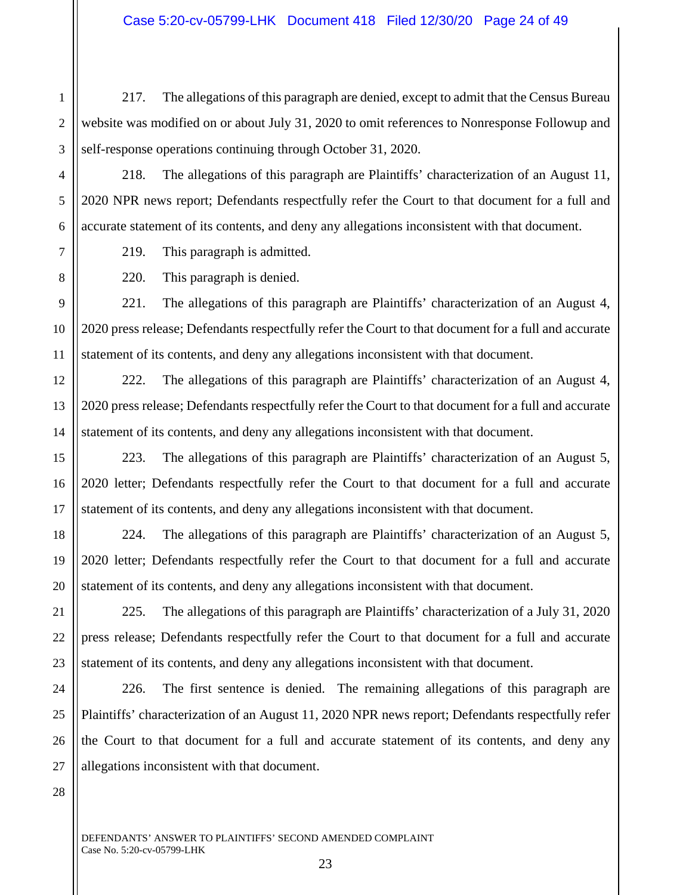217. The allegations of this paragraph are denied, except to admit that the Census Bureau website was modified on or about July 31, 2020 to omit references to Nonresponse Followup and self-response operations continuing through October 31, 2020.

218. The allegations of this paragraph are Plaintiffs' characterization of an August 11, 2020 NPR news report; Defendants respectfully refer the Court to that document for a full and accurate statement of its contents, and deny any allegations inconsistent with that document.

219. This paragraph is admitted.

220. This paragraph is denied.

221. The allegations of this paragraph are Plaintiffs' characterization of an August 4, 2020 press release; Defendants respectfully refer the Court to that document for a full and accurate statement of its contents, and deny any allegations inconsistent with that document.

222. The allegations of this paragraph are Plaintiffs' characterization of an August 4, 2020 press release; Defendants respectfully refer the Court to that document for a full and accurate statement of its contents, and deny any allegations inconsistent with that document.

223. The allegations of this paragraph are Plaintiffs' characterization of an August 5, 2020 letter; Defendants respectfully refer the Court to that document for a full and accurate statement of its contents, and deny any allegations inconsistent with that document.

224. The allegations of this paragraph are Plaintiffs' characterization of an August 5, 2020 letter; Defendants respectfully refer the Court to that document for a full and accurate statement of its contents, and deny any allegations inconsistent with that document.

225. The allegations of this paragraph are Plaintiffs' characterization of a July 31, 2020 press release; Defendants respectfully refer the Court to that document for a full and accurate statement of its contents, and deny any allegations inconsistent with that document.

226. The first sentence is denied. The remaining allegations of this paragraph are Plaintiffs' characterization of an August 11, 2020 NPR news report; Defendants respectfully refer the Court to that document for a full and accurate statement of its contents, and deny any allegations inconsistent with that document.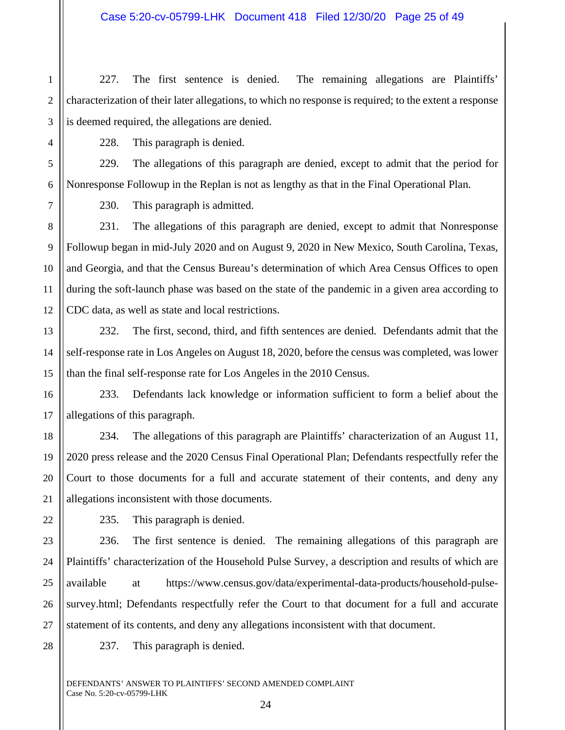227. The first sentence is denied. The remaining allegations are Plaintiffs' characterization of their later allegations, to which no response is required; to the extent a response is deemed required, the allegations are denied.

228. This paragraph is denied.

229. The allegations of this paragraph are denied, except to admit that the period for Nonresponse Followup in the Replan is not as lengthy as that in the Final Operational Plan.

230. This paragraph is admitted.

231. The allegations of this paragraph are denied, except to admit that Nonresponse Followup began in mid-July 2020 and on August 9, 2020 in New Mexico, South Carolina, Texas, and Georgia, and that the Census Bureau's determination of which Area Census Offices to open during the soft-launch phase was based on the state of the pandemic in a given area according to CDC data, as well as state and local restrictions.

232. The first, second, third, and fifth sentences are denied. Defendants admit that the self-response rate in Los Angeles on August 18, 2020, before the census was completed, was lower than the final self-response rate for Los Angeles in the 2010 Census.

233. Defendants lack knowledge or information sufficient to form a belief about the allegations of this paragraph.

234. The allegations of this paragraph are Plaintiffs' characterization of an August 11, 2020 press release and the 2020 Census Final Operational Plan; Defendants respectfully refer the Court to those documents for a full and accurate statement of their contents, and deny any allegations inconsistent with those documents.

235. This paragraph is denied.

236. The first sentence is denied. The remaining allegations of this paragraph are Plaintiffs' characterization of the Household Pulse Survey, a description and results of which are available at https://www.census.gov/data/experimental-data-products/household-pulse-survey.html; Defendants respectfully refer the Court to that document for a full and accurate statement of its contents, and deny any allegations inconsistent with that document.

237. This paragraph is denied.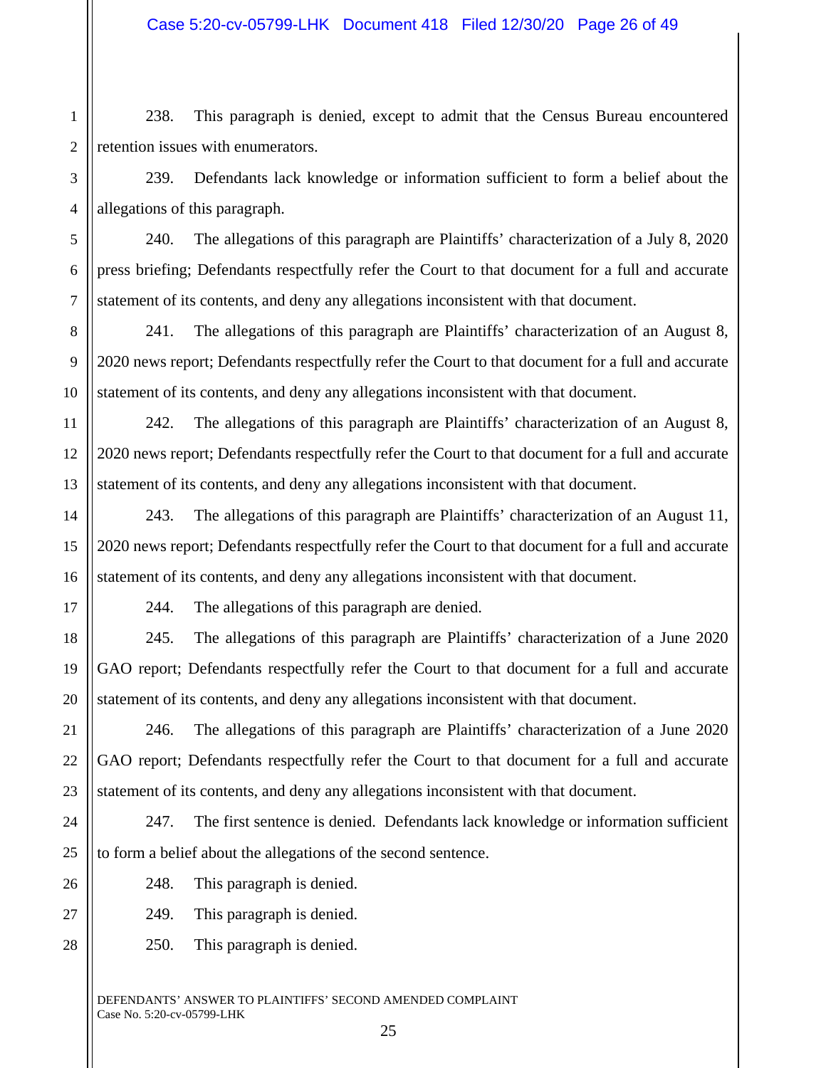238. This paragraph is denied, except to admit that the Census Bureau encountered retention issues with enumerators.

239. Defendants lack knowledge or information sufficient to form a belief about the allegations of this paragraph.

240. The allegations of this paragraph are Plaintiffs' characterization of a July 8, 2020 press briefing; Defendants respectfully refer the Court to that document for a full and accurate statement of its contents, and deny any allegations inconsistent with that document.

241. The allegations of this paragraph are Plaintiffs' characterization of an August 8, 2020 news report; Defendants respectfully refer the Court to that document for a full and accurate statement of its contents, and deny any allegations inconsistent with that document.

242. The allegations of this paragraph are Plaintiffs' characterization of an August 8, 2020 news report; Defendants respectfully refer the Court to that document for a full and accurate statement of its contents, and deny any allegations inconsistent with that document.

243. The allegations of this paragraph are Plaintiffs' characterization of an August 11, 2020 news report; Defendants respectfully refer the Court to that document for a full and accurate statement of its contents, and deny any allegations inconsistent with that document.

244. The allegations of this paragraph are denied.

245. The allegations of this paragraph are Plaintiffs' characterization of a June 2020 GAO report; Defendants respectfully refer the Court to that document for a full and accurate statement of its contents, and deny any allegations inconsistent with that document.

246. The allegations of this paragraph are Plaintiffs' characterization of a June 2020 GAO report; Defendants respectfully refer the Court to that document for a full and accurate statement of its contents, and deny any allegations inconsistent with that document.

247. The first sentence is denied. Defendants lack knowledge or information sufficient to form a belief about the allegations of the second sentence.

248. This paragraph is denied.

249. This paragraph is denied.

250. This paragraph is denied.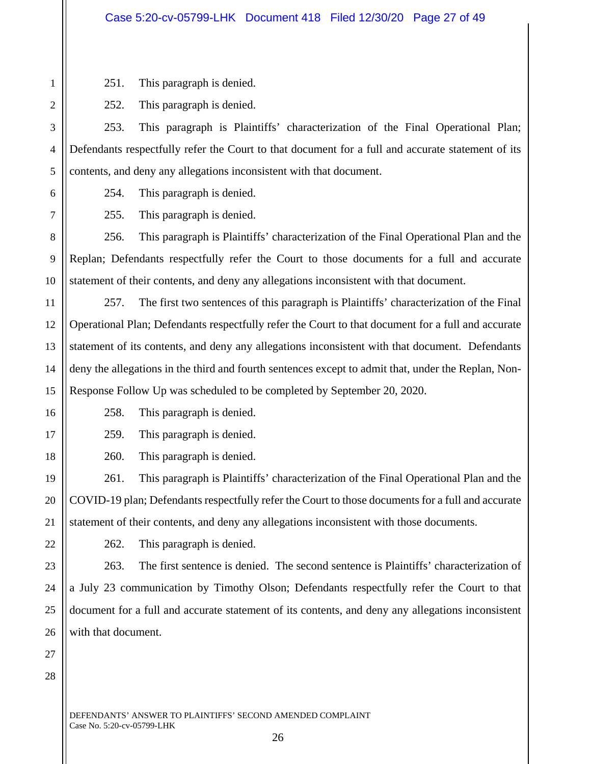251. This paragraph is denied.

252. This paragraph is denied.

253. This paragraph is Plaintiffs' characterization of the Final Operational Plan; Defendants respectfully refer the Court to that document for a full and accurate statement of its contents, and deny any allegations inconsistent with that document.

254. This paragraph is denied.

255. This paragraph is denied.

256. This paragraph is Plaintiffs' characterization of the Final Operational Plan and the Replan; Defendants respectfully refer the Court to those documents for a full and accurate statement of their contents, and deny any allegations inconsistent with that document.

257. The first two sentences of this paragraph is Plaintiffs' characterization of the Final Operational Plan; Defendants respectfully refer the Court to that document for a full and accurate statement of its contents, and deny any allegations inconsistent with that document. Defendants deny the allegations in the third and fourth sentences except to admit that, under the Replan, Non-Response Follow Up was scheduled to be completed by September 20, 2020.

258. This paragraph is denied.

259. This paragraph is denied.

260. This paragraph is denied.

261. This paragraph is Plaintiffs' characterization of the Final Operational Plan and the COVID-19 plan; Defendants respectfully refer the Court to those documents for a full and accurate statement of their contents, and deny any allegations inconsistent with those documents.

262. This paragraph is denied.

263. The first sentence is denied. The second sentence is Plaintiffs' characterization of a July 23 communication by Timothy Olson; Defendants respectfully refer the Court to that document for a full and accurate statement of its contents, and deny any allegations inconsistent with that document.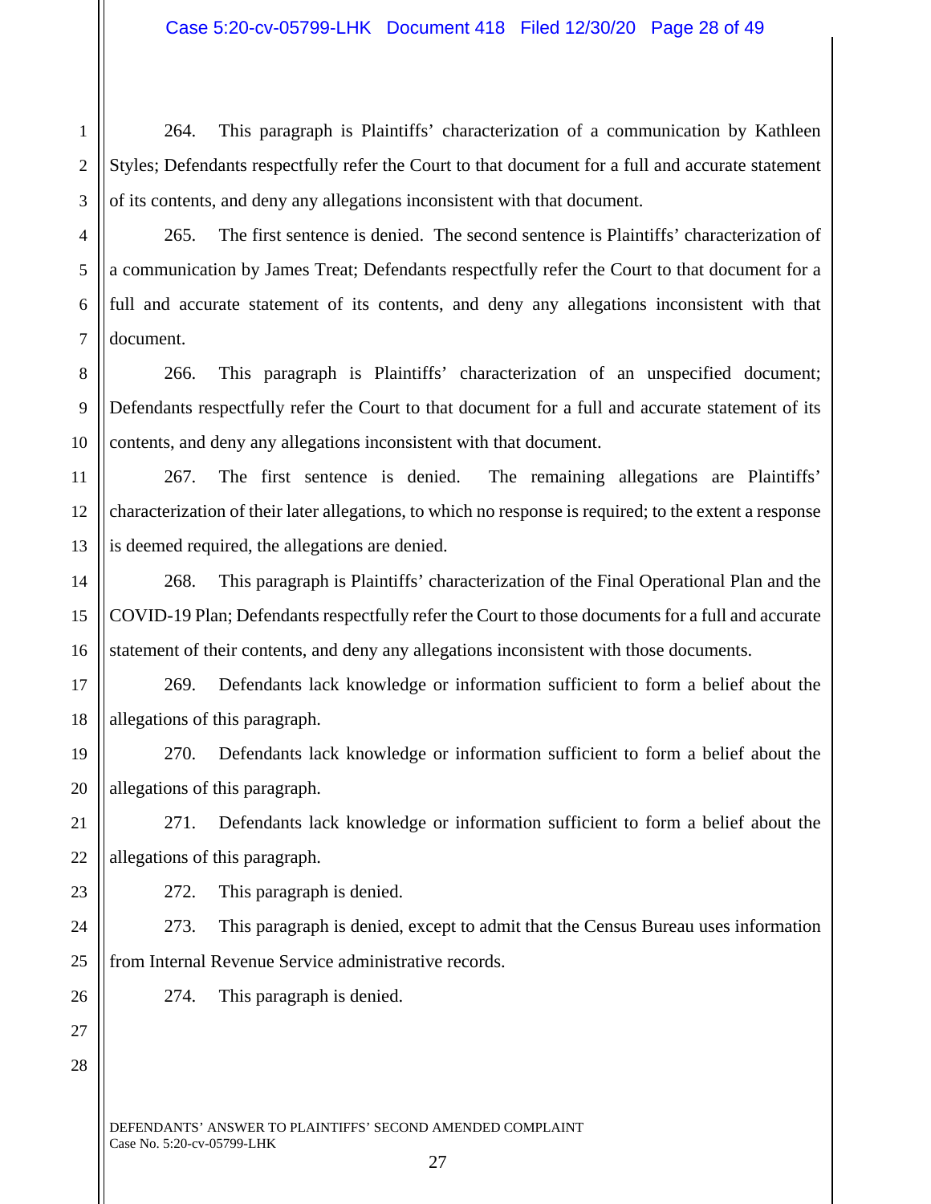264. This paragraph is Plaintiffs' characterization of a communication by Kathleen Styles; Defendants respectfully refer the Court to that document for a full and accurate statement of its contents, and deny any allegations inconsistent with that document.

265. The first sentence is denied. The second sentence is Plaintiffs' characterization of a communication by James Treat; Defendants respectfully refer the Court to that document for a full and accurate statement of its contents, and deny any allegations inconsistent with that document.

266. This paragraph is Plaintiffs' characterization of an unspecified document; Defendants respectfully refer the Court to that document for a full and accurate statement of its contents, and deny any allegations inconsistent with that document.

267. The first sentence is denied. The remaining allegations are Plaintiffs' characterization of their later allegations, to which no response is required; to the extent a response is deemed required, the allegations are denied.

268. This paragraph is Plaintiffs' characterization of the Final Operational Plan and the COVID-19 Plan; Defendants respectfully refer the Court to those documents for a full and accurate statement of their contents, and deny any allegations inconsistent with those documents.

269. Defendants lack knowledge or information sufficient to form a belief about the allegations of this paragraph.

270. Defendants lack knowledge or information sufficient to form a belief about the allegations of this paragraph.

271. Defendants lack knowledge or information sufficient to form a belief about the allegations of this paragraph.

272. This paragraph is denied.

273. This paragraph is denied, except to admit that the Census Bureau uses information from Internal Revenue Service administrative records.

274. This paragraph is denied.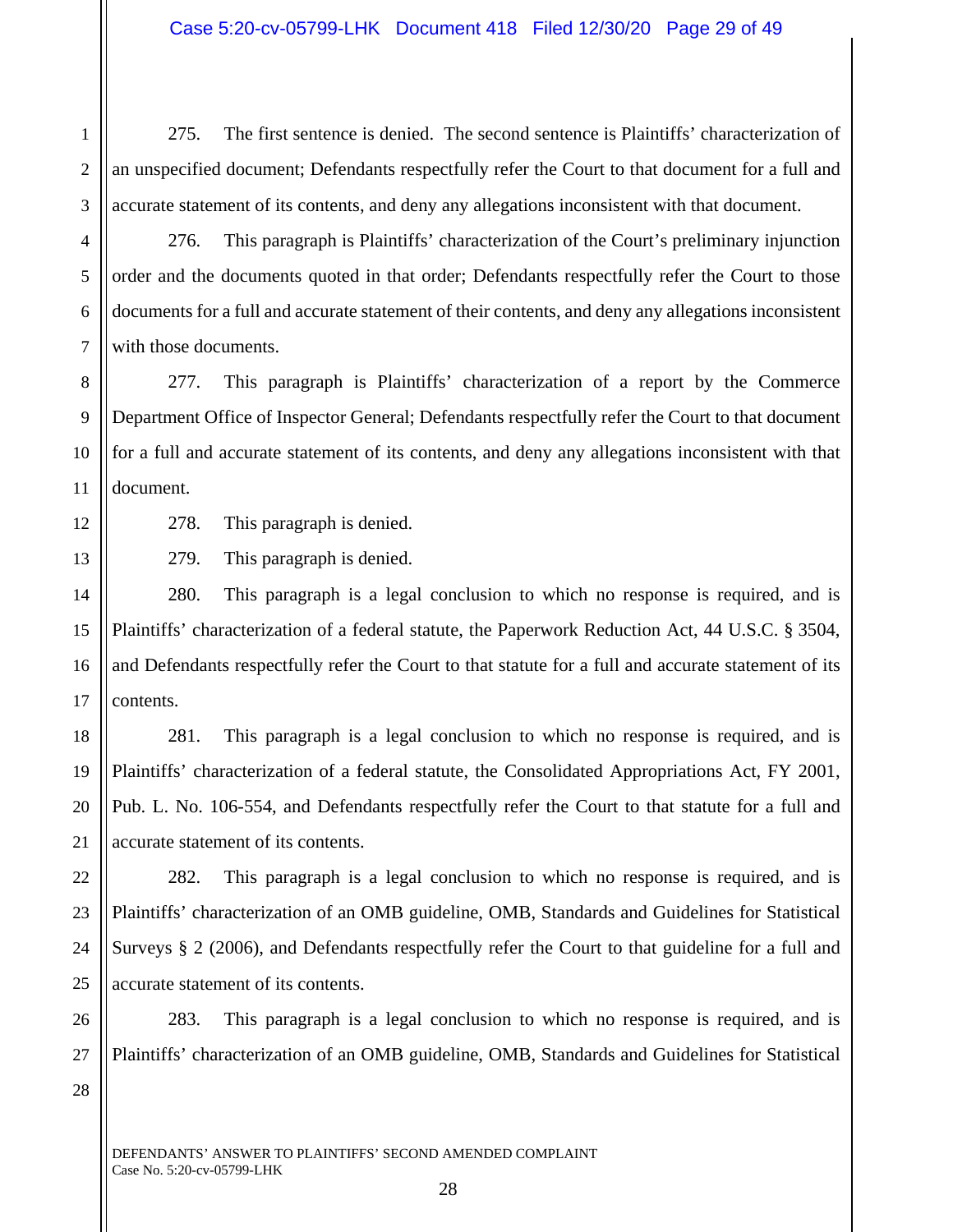275. The first sentence is denied. The second sentence is Plaintiffs' characterization of an unspecified document; Defendants respectfully refer the Court to that document for a full and accurate statement of its contents, and deny any allegations inconsistent with that document.

276. This paragraph is Plaintiffs' characterization of the Court's preliminary injunction order and the documents quoted in that order; Defendants respectfully refer the Court to those documents for a full and accurate statement of their contents, and deny any allegations inconsistent with those documents.

277. This paragraph is Plaintiffs' characterization of a report by the Commerce Department Office of Inspector General; Defendants respectfully refer the Court to that document for a full and accurate statement of its contents, and deny any allegations inconsistent with that document.

278. This paragraph is denied.

279. This paragraph is denied.

280. This paragraph is a legal conclusion to which no response is required, and is Plaintiffs' characterization of a federal statute, the Paperwork Reduction Act, 44 U.S.C. § 3504, and Defendants respectfully refer the Court to that statute for a full and accurate statement of its contents.

281. This paragraph is a legal conclusion to which no response is required, and is Plaintiffs' characterization of a federal statute, the Consolidated Appropriations Act, FY 2001, Pub. L. No. 106-554, and Defendants respectfully refer the Court to that statute for a full and accurate statement of its contents.

282. This paragraph is a legal conclusion to which no response is required, and is Plaintiffs' characterization of an OMB guideline, OMB, Standards and Guidelines for Statistical Surveys § 2 (2006), and Defendants respectfully refer the Court to that guideline for a full and accurate statement of its contents.

283. This paragraph is a legal conclusion to which no response is required, and is Plaintiffs' characterization of an OMB guideline, OMB, Standards and Guidelines for Statistical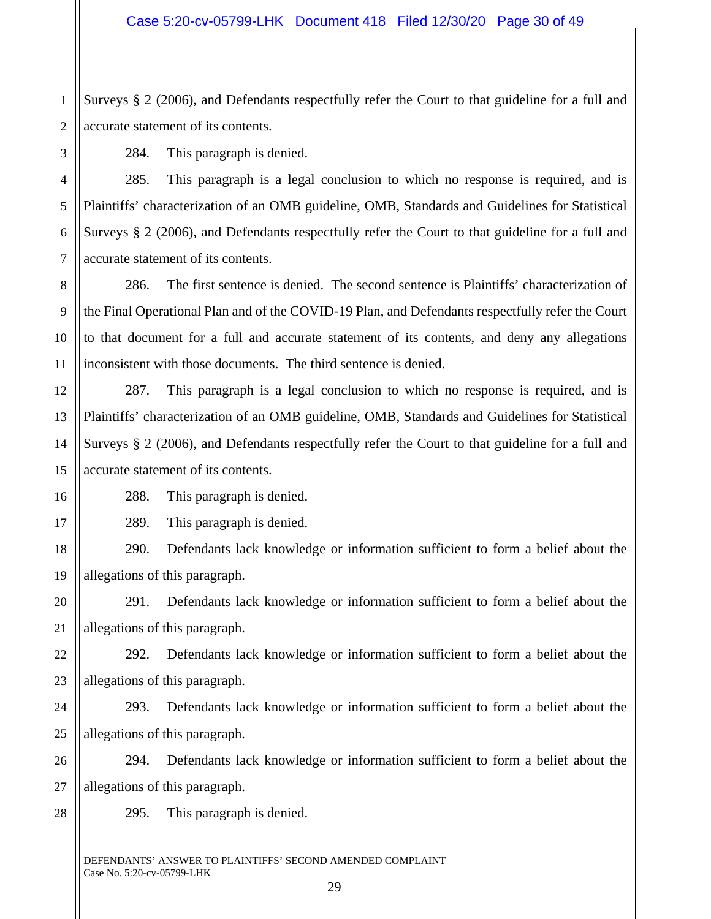Surveys § 2 (2006), and Defendants respectfully refer the Court to that guideline for a full and accurate statement of its contents.

284. This paragraph is denied.

285. This paragraph is a legal conclusion to which no response is required, and is Plaintiffs' characterization of an OMB guideline, OMB, Standards and Guidelines for Statistical Surveys § 2 (2006), and Defendants respectfully refer the Court to that guideline for a full and accurate statement of its contents.

286. The first sentence is denied. The second sentence is Plaintiffs' characterization of the Final Operational Plan and of the COVID-19 Plan, and Defendants respectfully refer the Court to that document for a full and accurate statement of its contents, and deny any allegations inconsistent with those documents. The third sentence is denied.

287. This paragraph is a legal conclusion to which no response is required, and is Plaintiffs' characterization of an OMB guideline, OMB, Standards and Guidelines for Statistical Surveys § 2 (2006), and Defendants respectfully refer the Court to that guideline for a full and accurate statement of its contents.

288. This paragraph is denied.

289. This paragraph is denied.

290. Defendants lack knowledge or information sufficient to form a belief about the allegations of this paragraph.

291. Defendants lack knowledge or information sufficient to form a belief about the allegations of this paragraph.

292. Defendants lack knowledge or information sufficient to form a belief about the allegations of this paragraph.

293. Defendants lack knowledge or information sufficient to form a belief about the allegations of this paragraph.

294. Defendants lack knowledge or information sufficient to form a belief about the allegations of this paragraph.

295. This paragraph is denied.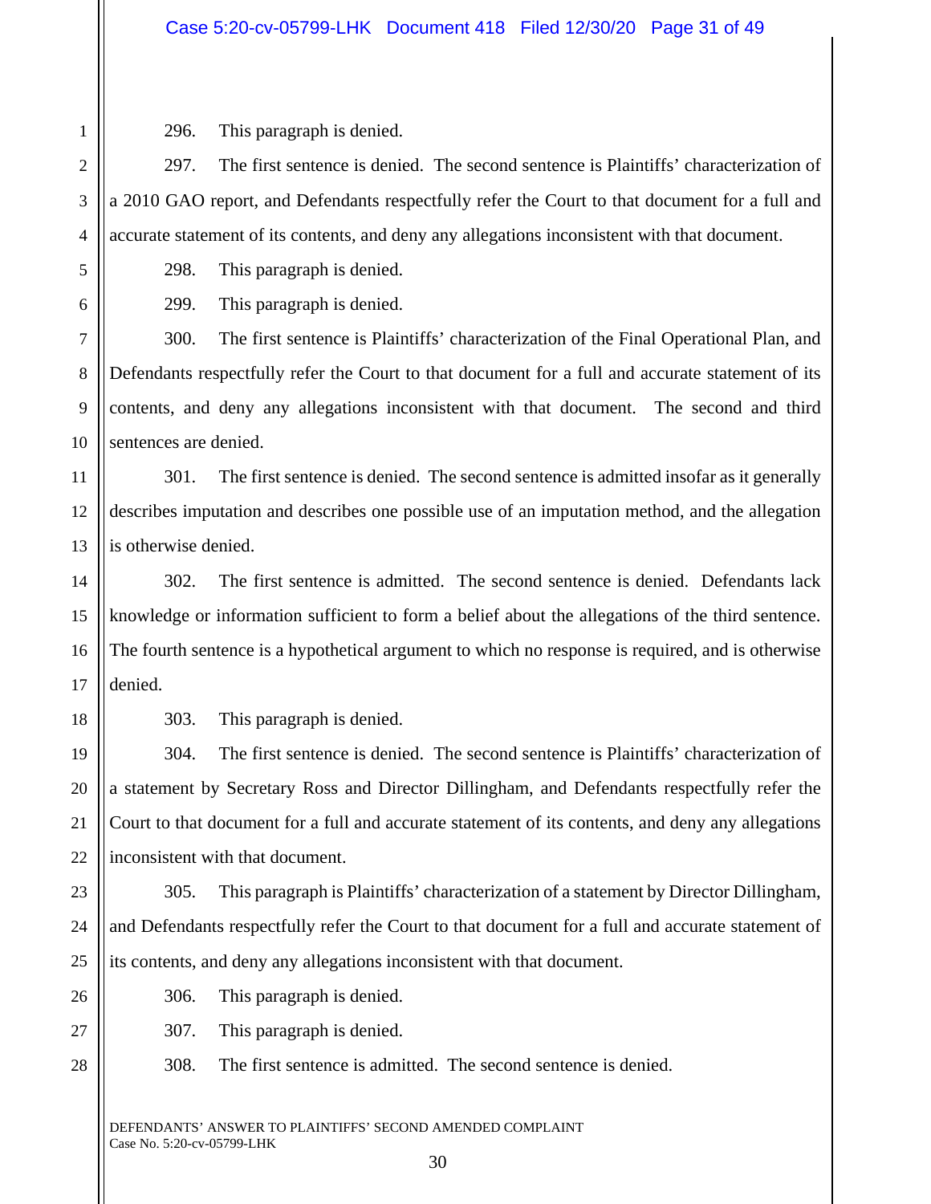296. This paragraph is denied.

297. The first sentence is denied. The second sentence is Plaintiffs' characterization of a 2010 GAO report, and Defendants respectfully refer the Court to that document for a full and accurate statement of its contents, and deny any allegations inconsistent with that document.

298. This paragraph is denied.

299. This paragraph is denied.

300. The first sentence is Plaintiffs' characterization of the Final Operational Plan, and Defendants respectfully refer the Court to that document for a full and accurate statement of its contents, and deny any allegations inconsistent with that document. The second and third sentences are denied.

301. The first sentence is denied. The second sentence is admitted insofar as it generally describes imputation and describes one possible use of an imputation method, and the allegation is otherwise denied.

302. The first sentence is admitted. The second sentence is denied. Defendants lack knowledge or information sufficient to form a belief about the allegations of the third sentence. The fourth sentence is a hypothetical argument to which no response is required, and is otherwise denied.

303. This paragraph is denied.

304. The first sentence is denied. The second sentence is Plaintiffs' characterization of a statement by Secretary Ross and Director Dillingham, and Defendants respectfully refer the Court to that document for a full and accurate statement of its contents, and deny any allegations inconsistent with that document.

305. This paragraph is Plaintiffs' characterization of a statement by Director Dillingham, and Defendants respectfully refer the Court to that document for a full and accurate statement of its contents, and deny any allegations inconsistent with that document.

306. This paragraph is denied.

307. This paragraph is denied.

308. The first sentence is admitted. The second sentence is denied.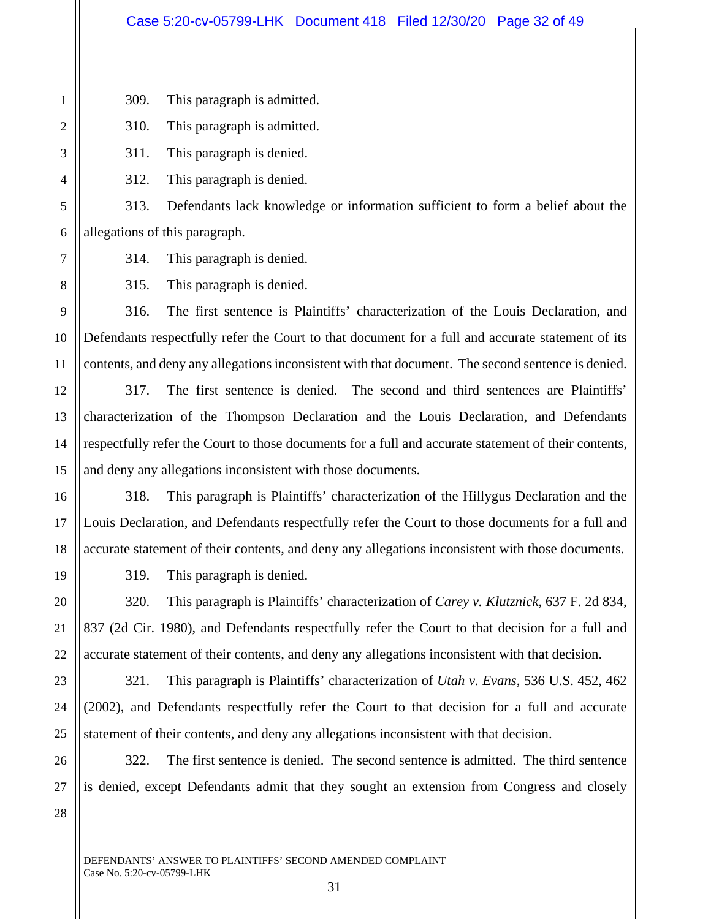309. This paragraph is admitted.

310. This paragraph is admitted.

311. This paragraph is denied.

312. This paragraph is denied.

313. Defendants lack knowledge or information sufficient to form a belief about the allegations of this paragraph.

314. This paragraph is denied.

315. This paragraph is denied.

316. The first sentence is Plaintiffs' characterization of the Louis Declaration, and Defendants respectfully refer the Court to that document for a full and accurate statement of its contents, and deny any allegations inconsistent with that document. The second sentence is denied.

317. The first sentence is denied. The second and third sentences are Plaintiffs' characterization of the Thompson Declaration and the Louis Declaration, and Defendants respectfully refer the Court to those documents for a full and accurate statement of their contents, and deny any allegations inconsistent with those documents.

318. This paragraph is Plaintiffs' characterization of the Hillygus Declaration and the Louis Declaration, and Defendants respectfully refer the Court to those documents for a full and accurate statement of their contents, and deny any allegations inconsistent with those documents.

319. This paragraph is denied.

320. This paragraph is Plaintiffs' characterization of *Carey v. Klutznick*, 637 F. 2d 834, 837 (2d Cir. 1980), and Defendants respectfully refer the Court to that decision for a full and accurate statement of their contents, and deny any allegations inconsistent with that decision.

321. This paragraph is Plaintiffs' characterization of *Utah v. Evans*, 536 U.S. 452, 462 (2002), and Defendants respectfully refer the Court to that decision for a full and accurate statement of their contents, and deny any allegations inconsistent with that decision.

322. The first sentence is denied. The second sentence is admitted. The third sentence is denied, except Defendants admit that they sought an extension from Congress and closely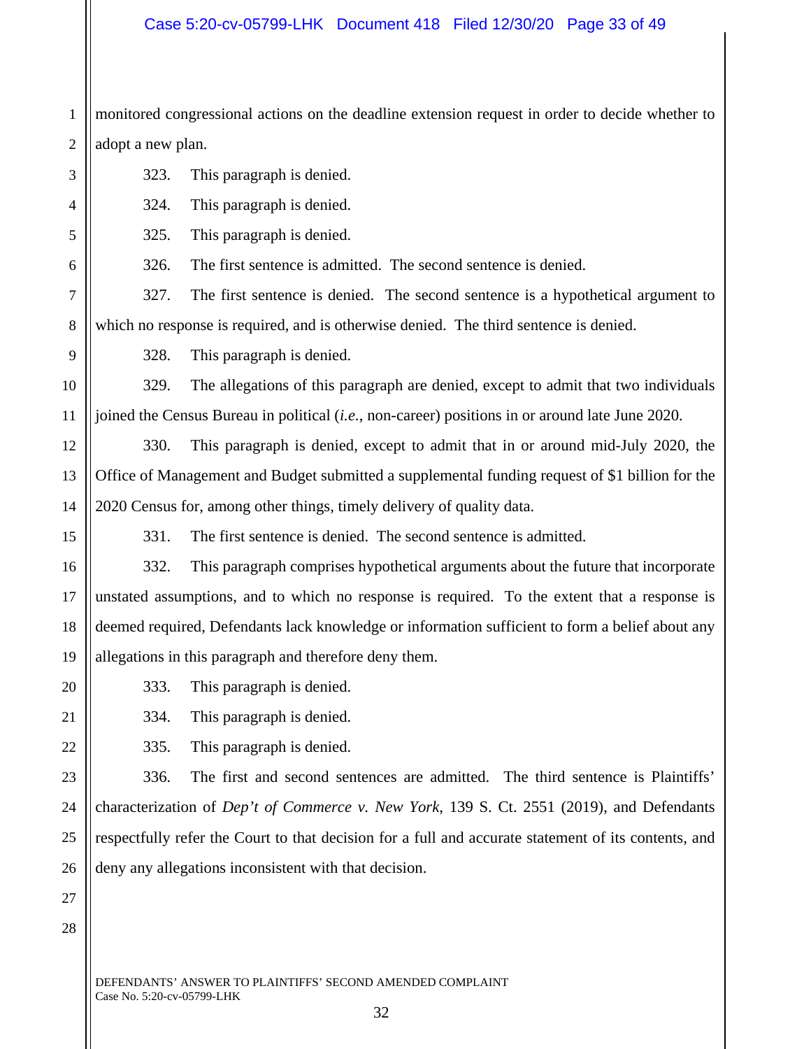monitored congressional actions on the deadline extension request in order to decide whether to adopt a new plan.

323. This paragraph is denied.

324. This paragraph is denied.

325. This paragraph is denied.

326. The first sentence is admitted. The second sentence is denied.

327. The first sentence is denied. The second sentence is a hypothetical argument to which no response is required, and is otherwise denied. The third sentence is denied.

328. This paragraph is denied.

329. The allegations of this paragraph are denied, except to admit that two individuals joined the Census Bureau in political (*i.e.*, non-career) positions in or around late June 2020.

330. This paragraph is denied, except to admit that in or around mid-July 2020, the Office of Management and Budget submitted a supplemental funding request of $1 billion for the 2020 Census for, among other things, timely delivery of quality data.

331. The first sentence is denied. The second sentence is admitted.

332. This paragraph comprises hypothetical arguments about the future that incorporate unstated assumptions, and to which no response is required. To the extent that a response is deemed required, Defendants lack knowledge or information sufficient to form a belief about any allegations in this paragraph and therefore deny them.

333. This paragraph is denied.

334. This paragraph is denied.

335. This paragraph is denied.

336. The first and second sentences are admitted. The third sentence is Plaintiffs' characterization of *Dep't of Commerce v. New York*, 139 S. Ct. 2551 (2019), and Defendants respectfully refer the Court to that decision for a full and accurate statement of its contents, and deny any allegations inconsistent with that decision.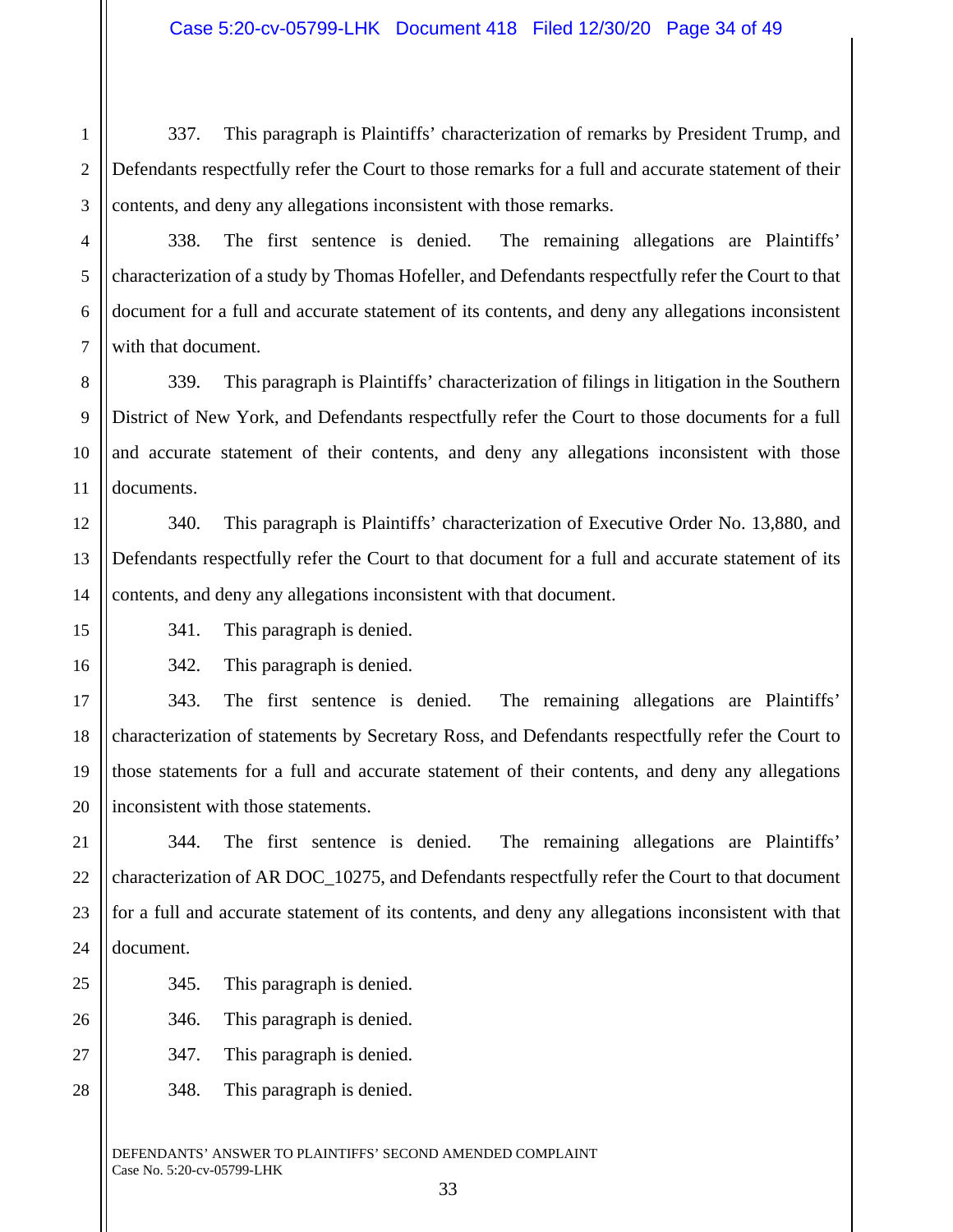337. This paragraph is Plaintiffs' characterization of remarks by President Trump, and Defendants respectfully refer the Court to those remarks for a full and accurate statement of their contents, and deny any allegations inconsistent with those remarks.

338. The first sentence is denied. The remaining allegations are Plaintiffs' characterization of a study by Thomas Hofeller, and Defendants respectfully refer the Court to that document for a full and accurate statement of its contents, and deny any allegations inconsistent with that document.

339. This paragraph is Plaintiffs' characterization of filings in litigation in the Southern District of New York, and Defendants respectfully refer the Court to those documents for a full and accurate statement of their contents, and deny any allegations inconsistent with those documents.

340. This paragraph is Plaintiffs' characterization of Executive Order No. 13,880, and Defendants respectfully refer the Court to that document for a full and accurate statement of its contents, and deny any allegations inconsistent with that document.

341. This paragraph is denied.

342. This paragraph is denied.

343. The first sentence is denied. The remaining allegations are Plaintiffs' characterization of statements by Secretary Ross, and Defendants respectfully refer the Court to those statements for a full and accurate statement of their contents, and deny any allegations inconsistent with those statements.

344. The first sentence is denied. The remaining allegations are Plaintiffs' characterization of AR DOC_10275, and Defendants respectfully refer the Court to that document for a full and accurate statement of its contents, and deny any allegations inconsistent with that document.

345. This paragraph is denied.

346. This paragraph is denied.

347. This paragraph is denied.

348. This paragraph is denied.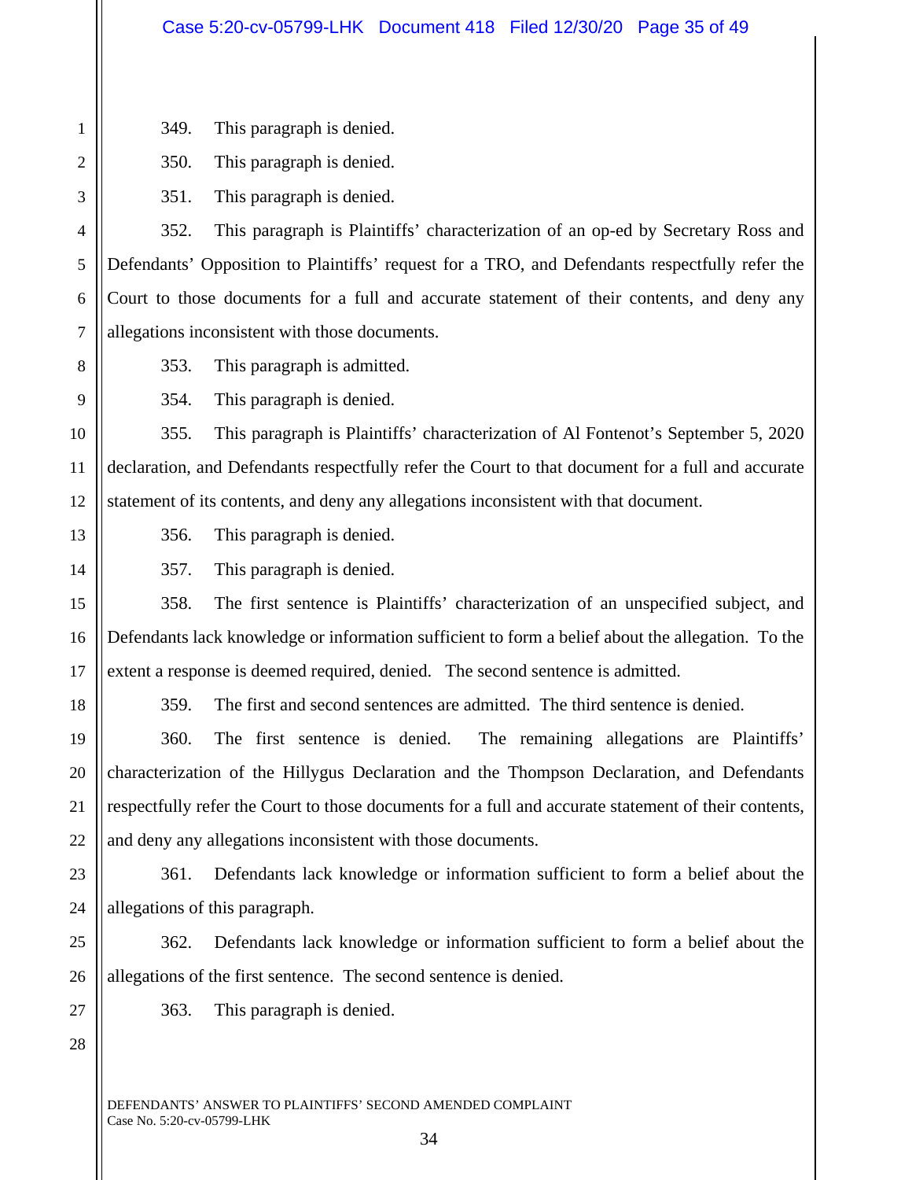349. This paragraph is denied.

350. This paragraph is denied.

351. This paragraph is denied.

352. This paragraph is Plaintiffs' characterization of an op-ed by Secretary Ross and Defendants' Opposition to Plaintiffs' request for a TRO, and Defendants respectfully refer the Court to those documents for a full and accurate statement of their contents, and deny any allegations inconsistent with those documents.

353. This paragraph is admitted.

354. This paragraph is denied.

355. This paragraph is Plaintiffs' characterization of Al Fontenot's September 5, 2020 declaration, and Defendants respectfully refer the Court to that document for a full and accurate statement of its contents, and deny any allegations inconsistent with that document.

356. This paragraph is denied.

357. This paragraph is denied.

358. The first sentence is Plaintiffs' characterization of an unspecified subject, and Defendants lack knowledge or information sufficient to form a belief about the allegation. To the extent a response is deemed required, denied. The second sentence is admitted.

359. The first and second sentences are admitted. The third sentence is denied.

360. The first sentence is denied. The remaining allegations are Plaintiffs' characterization of the Hillygus Declaration and the Thompson Declaration, and Defendants respectfully refer the Court to those documents for a full and accurate statement of their contents, and deny any allegations inconsistent with those documents.

361. Defendants lack knowledge or information sufficient to form a belief about the allegations of this paragraph.

362. Defendants lack knowledge or information sufficient to form a belief about the allegations of the first sentence. The second sentence is denied.

363. This paragraph is denied.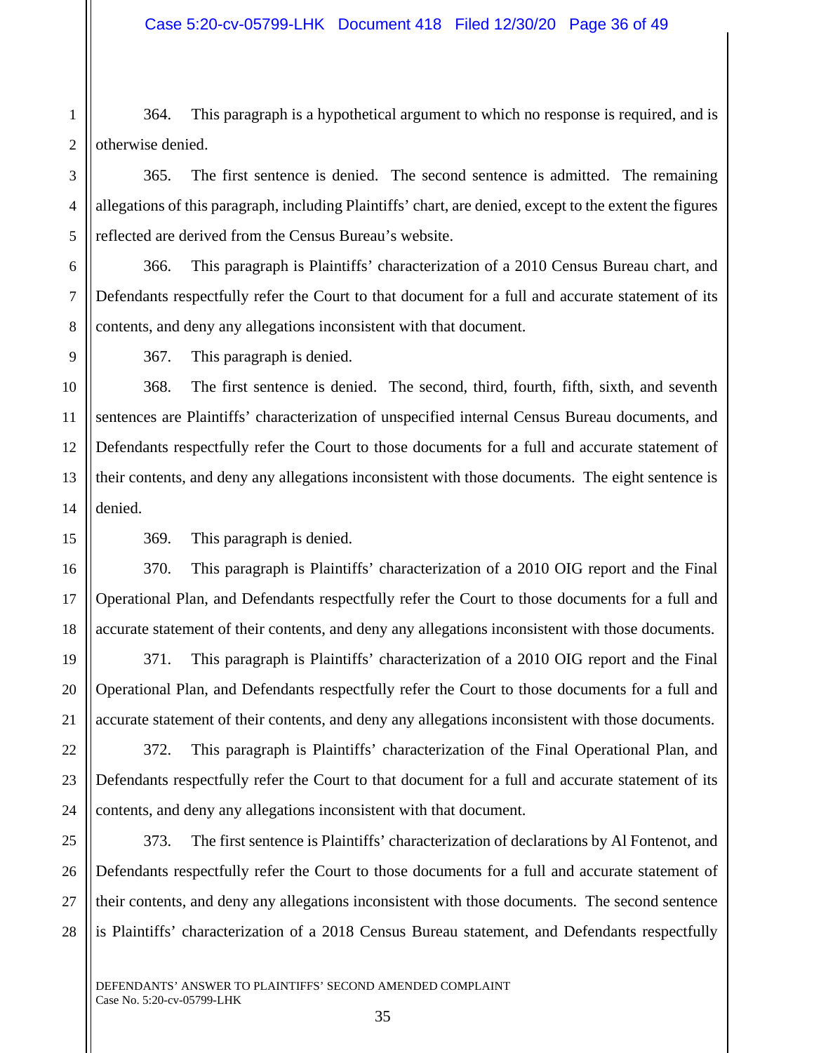364. This paragraph is a hypothetical argument to which no response is required, and is otherwise denied.

365. The first sentence is denied. The second sentence is admitted. The remaining allegations of this paragraph, including Plaintiffs' chart, are denied, except to the extent the figures reflected are derived from the Census Bureau's website.

366. This paragraph is Plaintiffs' characterization of a 2010 Census Bureau chart, and Defendants respectfully refer the Court to that document for a full and accurate statement of its contents, and deny any allegations inconsistent with that document.

367. This paragraph is denied.

368. The first sentence is denied. The second, third, fourth, fifth, sixth, and seventh sentences are Plaintiffs' characterization of unspecified internal Census Bureau documents, and Defendants respectfully refer the Court to those documents for a full and accurate statement of their contents, and deny any allegations inconsistent with those documents. The eight sentence is denied.

369. This paragraph is denied.

370. This paragraph is Plaintiffs' characterization of a 2010 OIG report and the Final Operational Plan, and Defendants respectfully refer the Court to those documents for a full and accurate statement of their contents, and deny any allegations inconsistent with those documents.

371. This paragraph is Plaintiffs' characterization of a 2010 OIG report and the Final Operational Plan, and Defendants respectfully refer the Court to those documents for a full and accurate statement of their contents, and deny any allegations inconsistent with those documents.

372. This paragraph is Plaintiffs' characterization of the Final Operational Plan, and Defendants respectfully refer the Court to that document for a full and accurate statement of its contents, and deny any allegations inconsistent with that document.

373. The first sentence is Plaintiffs' characterization of declarations by Al Fontenot, and Defendants respectfully refer the Court to those documents for a full and accurate statement of their contents, and deny any allegations inconsistent with those documents. The second sentence is Plaintiffs' characterization of a 2018 Census Bureau statement, and Defendants respectfully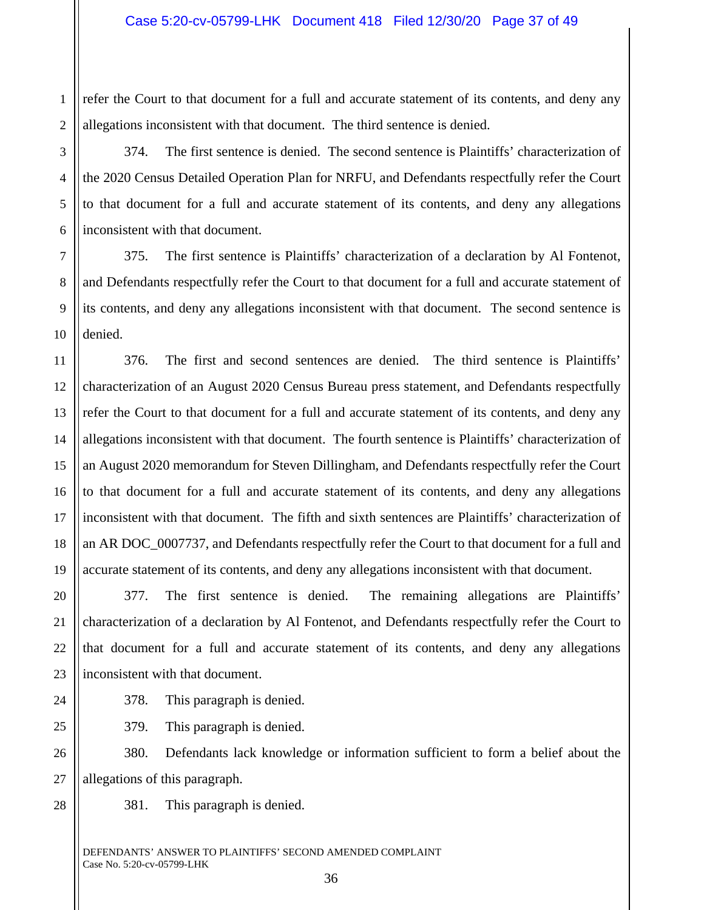refer the Court to that document for a full and accurate statement of its contents, and deny any allegations inconsistent with that document. The third sentence is denied.

374. The first sentence is denied. The second sentence is Plaintiffs' characterization of the 2020 Census Detailed Operation Plan for NRFU, and Defendants respectfully refer the Court to that document for a full and accurate statement of its contents, and deny any allegations inconsistent with that document.

375. The first sentence is Plaintiffs' characterization of a declaration by Al Fontenot, and Defendants respectfully refer the Court to that document for a full and accurate statement of its contents, and deny any allegations inconsistent with that document. The second sentence is denied.

376. The first and second sentences are denied. The third sentence is Plaintiffs' characterization of an August 2020 Census Bureau press statement, and Defendants respectfully refer the Court to that document for a full and accurate statement of its contents, and deny any allegations inconsistent with that document. The fourth sentence is Plaintiffs' characterization of an August 2020 memorandum for Steven Dillingham, and Defendants respectfully refer the Court to that document for a full and accurate statement of its contents, and deny any allegations inconsistent with that document. The fifth and sixth sentences are Plaintiffs' characterization of an AR DOC_0007737, and Defendants respectfully refer the Court to that document for a full and accurate statement of its contents, and deny any allegations inconsistent with that document.

377. The first sentence is denied. The remaining allegations are Plaintiffs' characterization of a declaration by Al Fontenot, and Defendants respectfully refer the Court to that document for a full and accurate statement of its contents, and deny any allegations inconsistent with that document.

378. This paragraph is denied.

379. This paragraph is denied.

380. Defendants lack knowledge or information sufficient to form a belief about the allegations of this paragraph.

381. This paragraph is denied.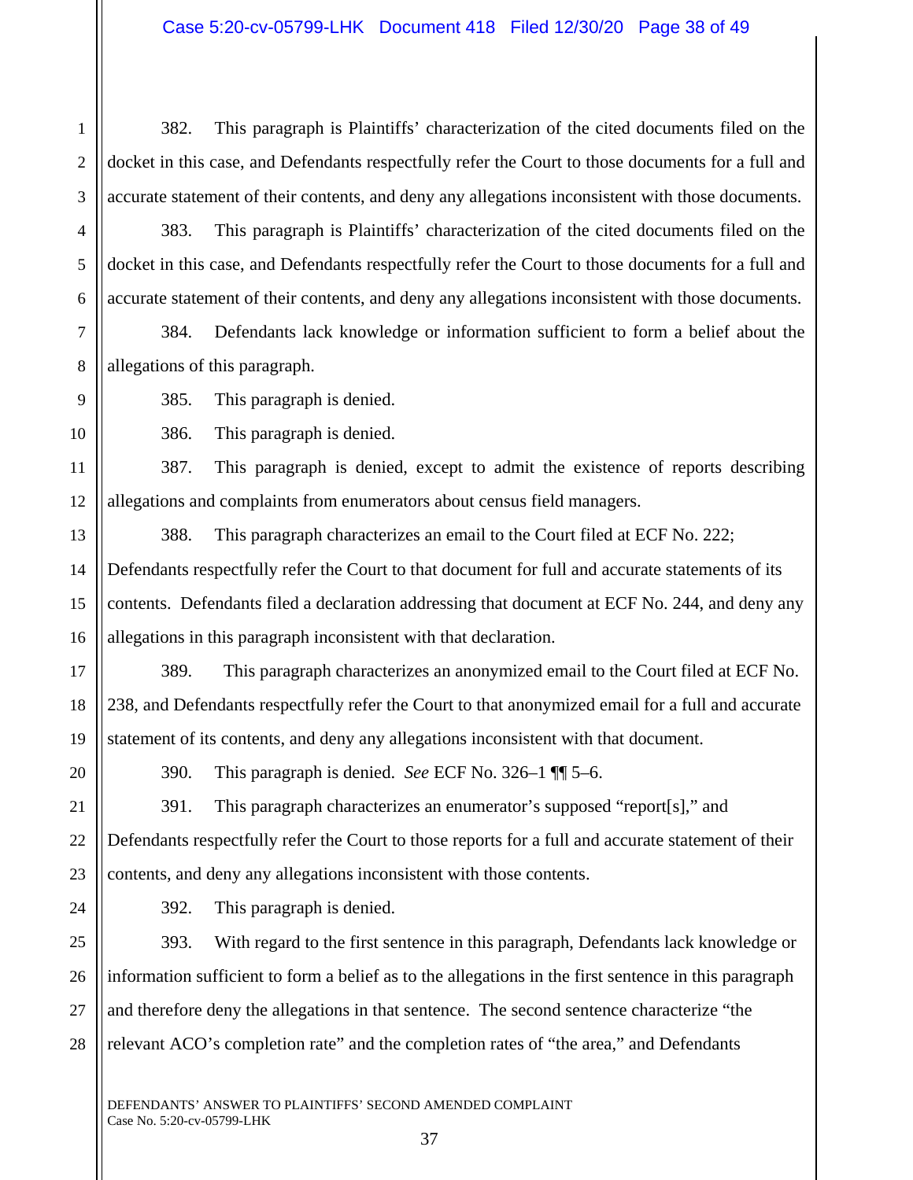382. This paragraph is Plaintiffs' characterization of the cited documents filed on the docket in this case, and Defendants respectfully refer the Court to those documents for a full and accurate statement of their contents, and deny any allegations inconsistent with those documents.

383. This paragraph is Plaintiffs' characterization of the cited documents filed on the docket in this case, and Defendants respectfully refer the Court to those documents for a full and accurate statement of their contents, and deny any allegations inconsistent with those documents.

384. Defendants lack knowledge or information sufficient to form a belief about the allegations of this paragraph.

385. This paragraph is denied.

386. This paragraph is denied.

387. This paragraph is denied, except to admit the existence of reports describing allegations and complaints from enumerators about census field managers.

388. This paragraph characterizes an email to the Court filed at ECF No. 222; Defendants respectfully refer the Court to that document for full and accurate statements of its contents. Defendants filed a declaration addressing that document at ECF No. 244, and deny any allegations in this paragraph inconsistent with that declaration.

389. This paragraph characterizes an anonymized email to the Court filed at ECF No. 238, and Defendants respectfully refer the Court to that anonymized email for a full and accurate statement of its contents, and deny any allegations inconsistent with that document.

390. This paragraph is denied. *See* ECF No. 326–1 ¶¶ 5–6.

391. This paragraph characterizes an enumerator's supposed "report[s]," and Defendants respectfully refer the Court to those reports for a full and accurate statement of their contents, and deny any allegations inconsistent with those contents.

392. This paragraph is denied.

393. With regard to the first sentence in this paragraph, Defendants lack knowledge or information sufficient to form a belief as to the allegations in the first sentence in this paragraph and therefore deny the allegations in that sentence. The second sentence characterize "the relevant ACO's completion rate" and the completion rates of "the area," and Defendants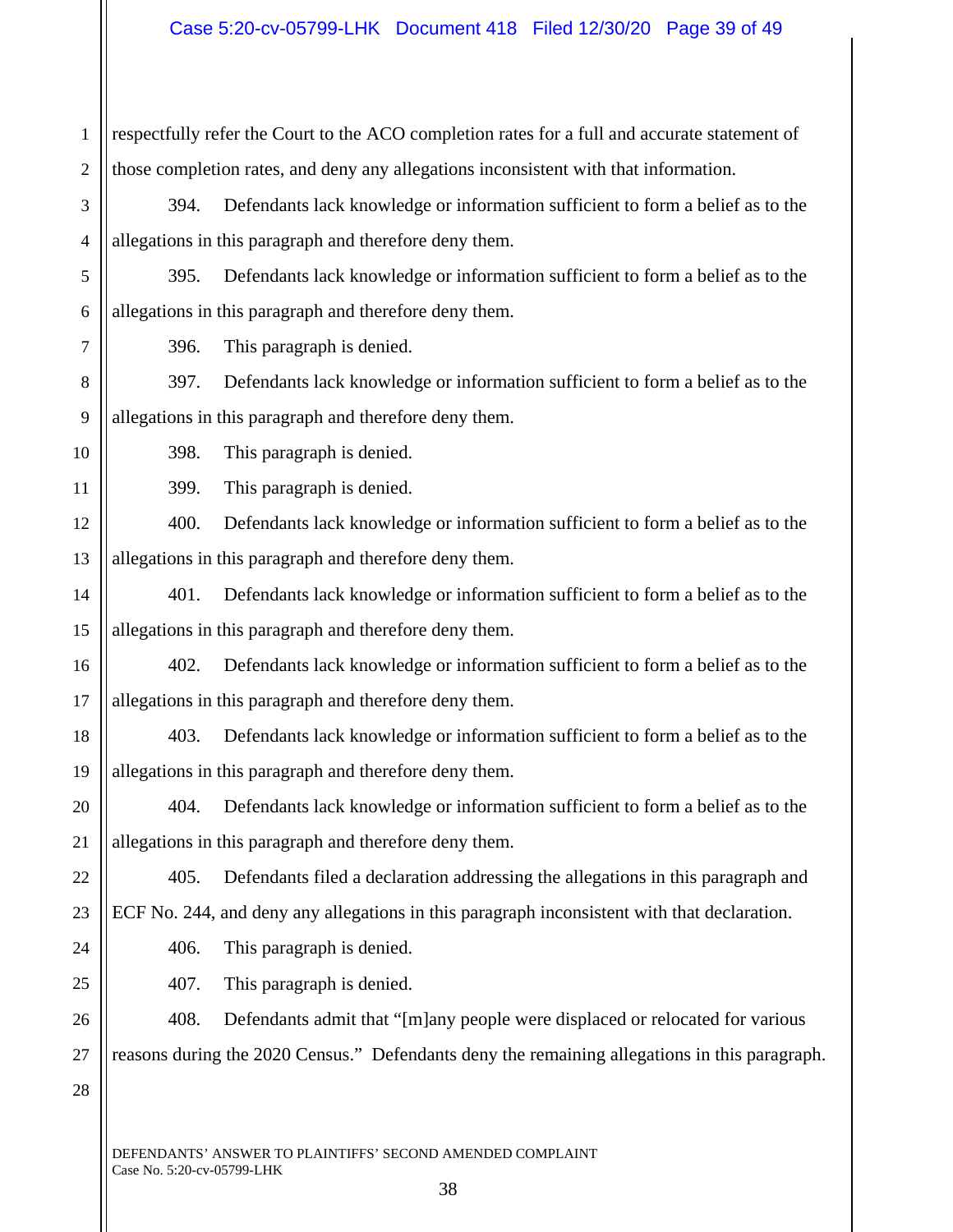respectfully refer the Court to the ACO completion rates for a full and accurate statement of those completion rates, and deny any allegations inconsistent with that information.

394. Defendants lack knowledge or information sufficient to form a belief as to the allegations in this paragraph and therefore deny them.

395. Defendants lack knowledge or information sufficient to form a belief as to the allegations in this paragraph and therefore deny them.

396. This paragraph is denied.

397. Defendants lack knowledge or information sufficient to form a belief as to the allegations in this paragraph and therefore deny them.

398. This paragraph is denied.

399. This paragraph is denied.

400. Defendants lack knowledge or information sufficient to form a belief as to the allegations in this paragraph and therefore deny them.

401. Defendants lack knowledge or information sufficient to form a belief as to the allegations in this paragraph and therefore deny them.

402. Defendants lack knowledge or information sufficient to form a belief as to the allegations in this paragraph and therefore deny them.

403. Defendants lack knowledge or information sufficient to form a belief as to the allegations in this paragraph and therefore deny them.

404. Defendants lack knowledge or information sufficient to form a belief as to the allegations in this paragraph and therefore deny them.

405. Defendants filed a declaration addressing the allegations in this paragraph and ECF No. 244, and deny any allegations in this paragraph inconsistent with that declaration.

406. This paragraph is denied.

407. This paragraph is denied.

408. Defendants admit that "[m]any people were displaced or relocated for various reasons during the 2020 Census." Defendants deny the remaining allegations in this paragraph.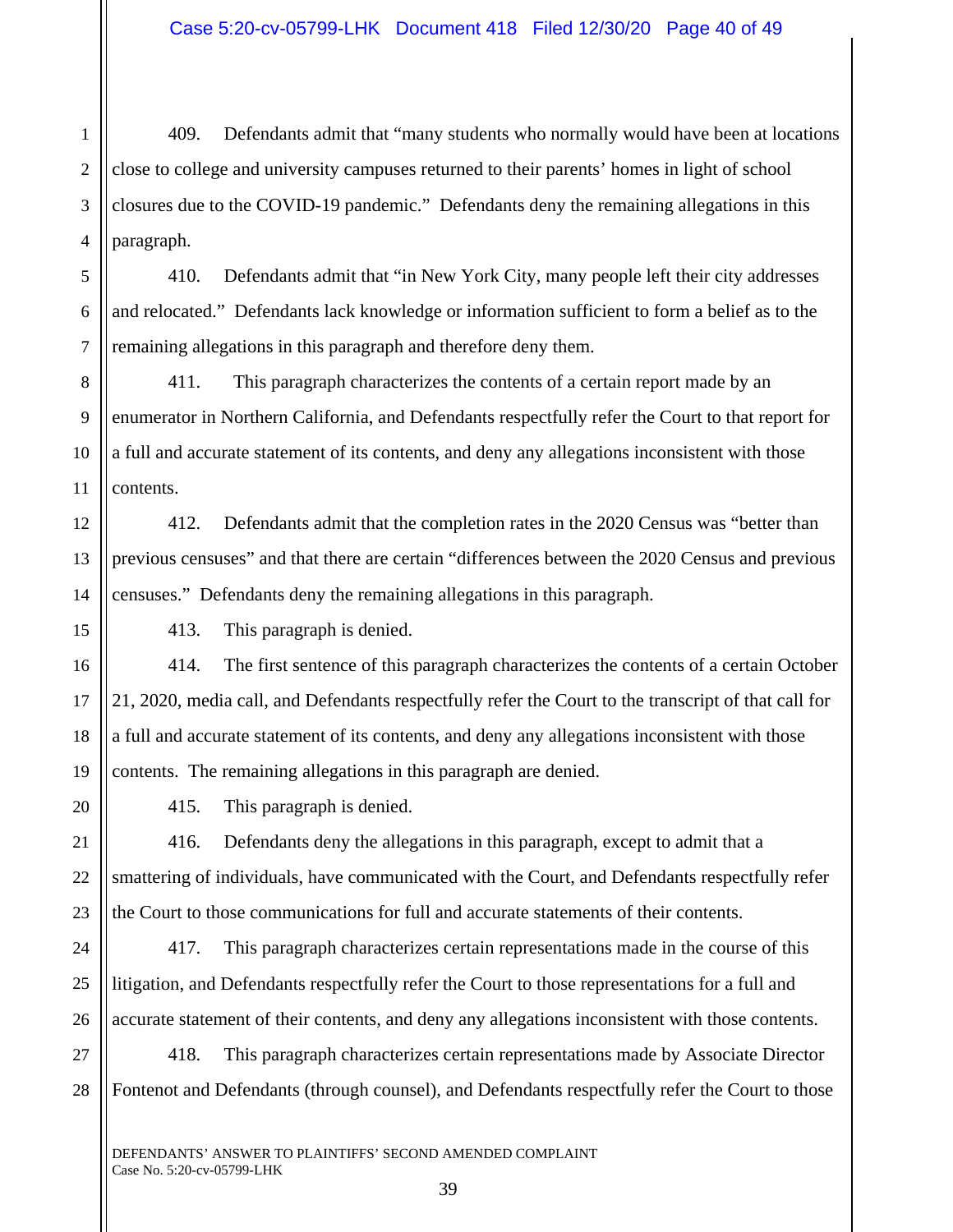409. Defendants admit that "many students who normally would have been at locations close to college and university campuses returned to their parents' homes in light of school closures due to the COVID-19 pandemic." Defendants deny the remaining allegations in this paragraph.

410. Defendants admit that "in New York City, many people left their city addresses and relocated." Defendants lack knowledge or information sufficient to form a belief as to the remaining allegations in this paragraph and therefore deny them.

411. This paragraph characterizes the contents of a certain report made by an enumerator in Northern California, and Defendants respectfully refer the Court to that report for a full and accurate statement of its contents, and deny any allegations inconsistent with those contents.

412. Defendants admit that the completion rates in the 2020 Census was "better than previous censuses" and that there are certain "differences between the 2020 Census and previous censuses." Defendants deny the remaining allegations in this paragraph.

413. This paragraph is denied.

414. The first sentence of this paragraph characterizes the contents of a certain October 21, 2020, media call, and Defendants respectfully refer the Court to the transcript of that call for a full and accurate statement of its contents, and deny any allegations inconsistent with those contents. The remaining allegations in this paragraph are denied.

415. This paragraph is denied.

416. Defendants deny the allegations in this paragraph, except to admit that a smattering of individuals, have communicated with the Court, and Defendants respectfully refer the Court to those communications for full and accurate statements of their contents.

417. This paragraph characterizes certain representations made in the course of this litigation, and Defendants respectfully refer the Court to those representations for a full and accurate statement of their contents, and deny any allegations inconsistent with those contents.

418. This paragraph characterizes certain representations made by Associate Director Fontenot and Defendants (through counsel), and Defendants respectfully refer the Court to those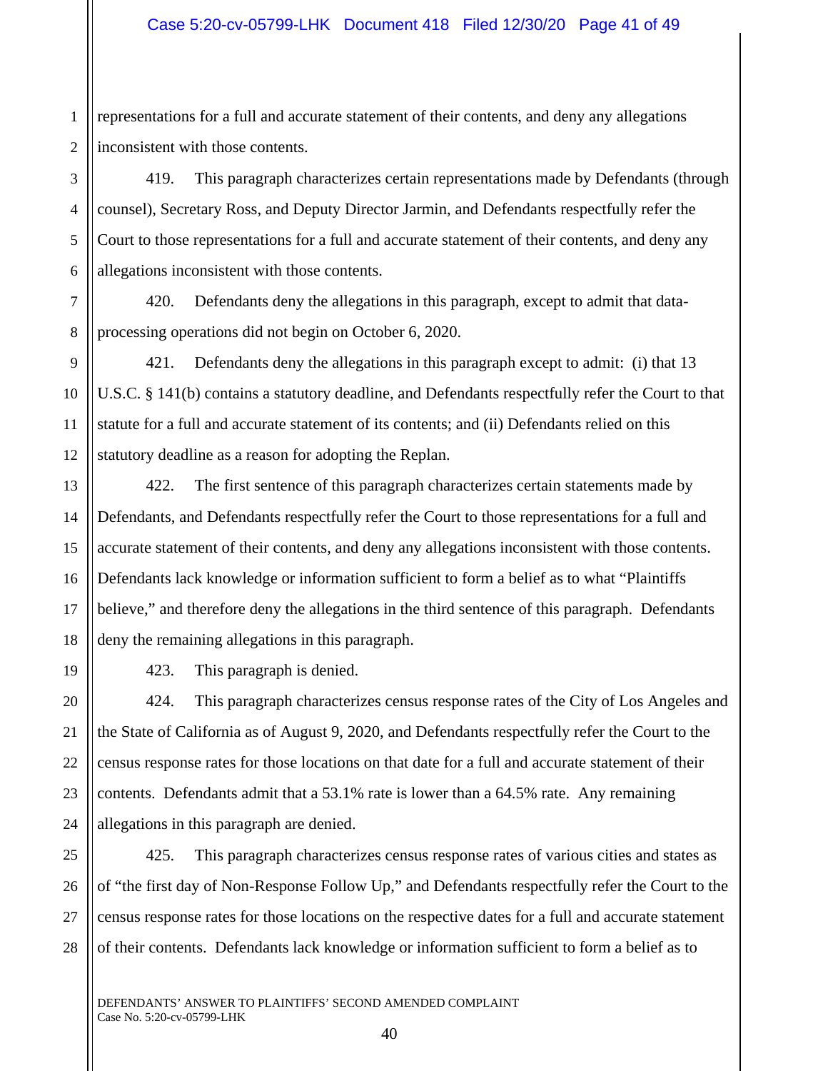representations for a full and accurate statement of their contents, and deny any allegations inconsistent with those contents.

419. This paragraph characterizes certain representations made by Defendants (through counsel), Secretary Ross, and Deputy Director Jarmin, and Defendants respectfully refer the Court to those representations for a full and accurate statement of their contents, and deny any allegations inconsistent with those contents.

420. Defendants deny the allegations in this paragraph, except to admit that data-processing operations did not begin on October 6, 2020.

421. Defendants deny the allegations in this paragraph except to admit: (i) that 13 U.S.C. § 141(b) contains a statutory deadline, and Defendants respectfully refer the Court to that statute for a full and accurate statement of its contents; and (ii) Defendants relied on this statutory deadline as a reason for adopting the Replan.

422. The first sentence of this paragraph characterizes certain statements made by Defendants, and Defendants respectfully refer the Court to those representations for a full and accurate statement of their contents, and deny any allegations inconsistent with those contents. Defendants lack knowledge or information sufficient to form a belief as to what "Plaintiffs believe," and therefore deny the allegations in the third sentence of this paragraph. Defendants deny the remaining allegations in this paragraph.

423. This paragraph is denied.

424. This paragraph characterizes census response rates of the City of Los Angeles and the State of California as of August 9, 2020, and Defendants respectfully refer the Court to the census response rates for those locations on that date for a full and accurate statement of their contents. Defendants admit that a 53.1% rate is lower than a 64.5% rate. Any remaining allegations in this paragraph are denied.

425. This paragraph characterizes census response rates of various cities and states as of "the first day of Non-Response Follow Up," and Defendants respectfully refer the Court to the census response rates for those locations on the respective dates for a full and accurate statement of their contents. Defendants lack knowledge or information sufficient to form a belief as to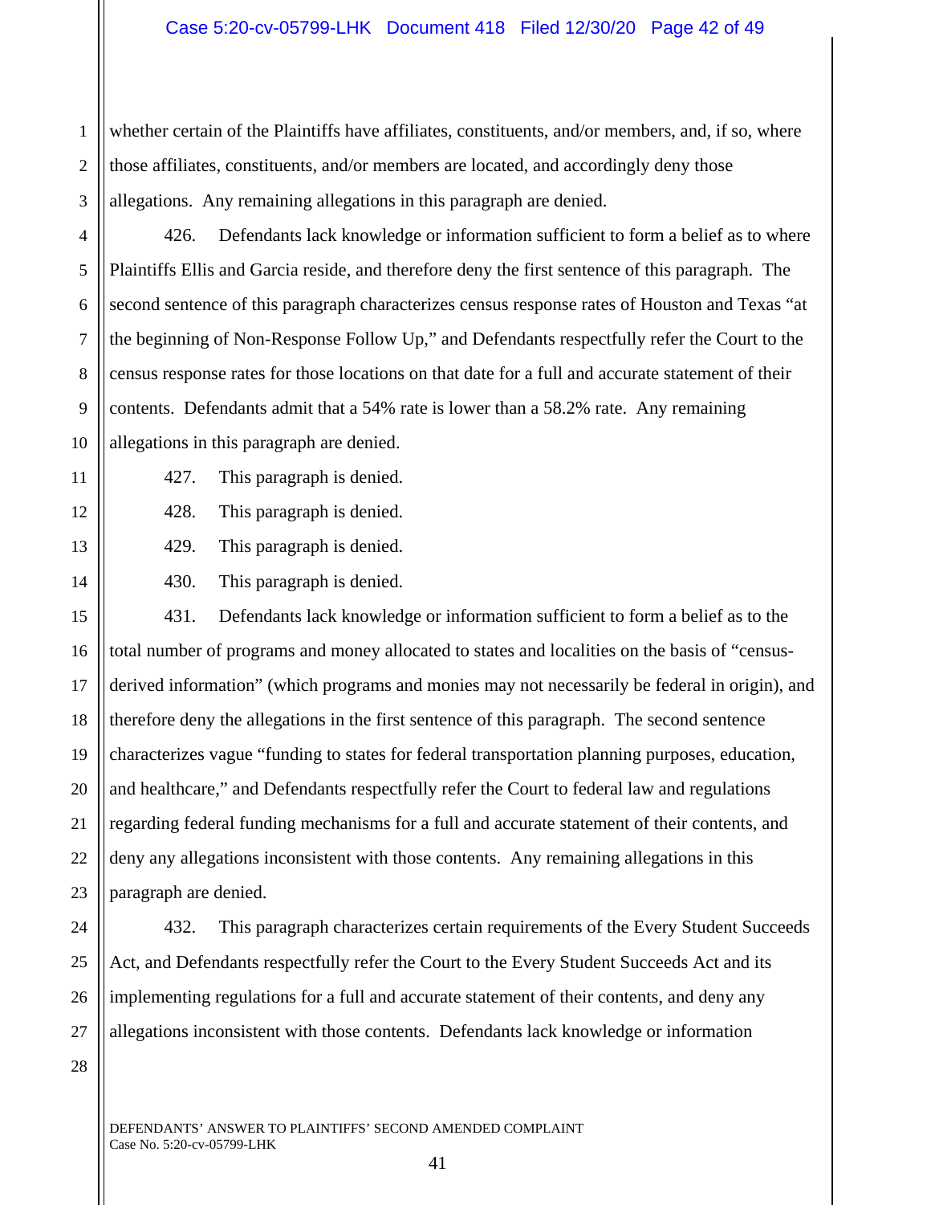whether certain of the Plaintiffs have affiliates, constituents, and/or members, and, if so, where those affiliates, constituents, and/or members are located, and accordingly deny those allegations. Any remaining allegations in this paragraph are denied.

426. Defendants lack knowledge or information sufficient to form a belief as to where Plaintiffs Ellis and Garcia reside, and therefore deny the first sentence of this paragraph. The second sentence of this paragraph characterizes census response rates of Houston and Texas "at the beginning of Non-Response Follow Up," and Defendants respectfully refer the Court to the census response rates for those locations on that date for a full and accurate statement of their contents. Defendants admit that a 54% rate is lower than a 58.2% rate. Any remaining allegations in this paragraph are denied.

427. This paragraph is denied.

428. This paragraph is denied.

429. This paragraph is denied.

430. This paragraph is denied.

431. Defendants lack knowledge or information sufficient to form a belief as to the total number of programs and money allocated to states and localities on the basis of "census-derived information" (which programs and monies may not necessarily be federal in origin), and therefore deny the allegations in the first sentence of this paragraph. The second sentence characterizes vague "funding to states for federal transportation planning purposes, education, and healthcare," and Defendants respectfully refer the Court to federal law and regulations regarding federal funding mechanisms for a full and accurate statement of their contents, and deny any allegations inconsistent with those contents. Any remaining allegations in this paragraph are denied.

432. This paragraph characterizes certain requirements of the Every Student Succeeds Act, and Defendants respectfully refer the Court to the Every Student Succeeds Act and its implementing regulations for a full and accurate statement of their contents, and deny any allegations inconsistent with those contents. Defendants lack knowledge or information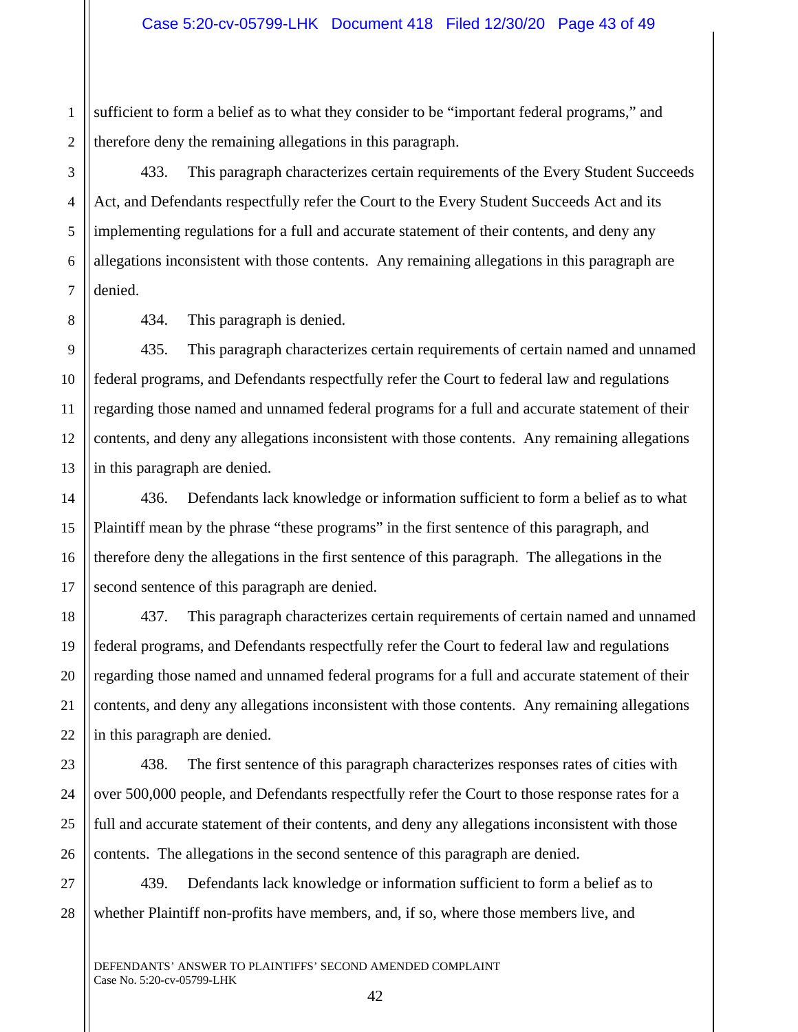sufficient to form a belief as to what they consider to be "important federal programs," and therefore deny the remaining allegations in this paragraph.

433. This paragraph characterizes certain requirements of the Every Student Succeeds Act, and Defendants respectfully refer the Court to the Every Student Succeeds Act and its implementing regulations for a full and accurate statement of their contents, and deny any allegations inconsistent with those contents. Any remaining allegations in this paragraph are denied.

434. This paragraph is denied.

435. This paragraph characterizes certain requirements of certain named and unnamed federal programs, and Defendants respectfully refer the Court to federal law and regulations regarding those named and unnamed federal programs for a full and accurate statement of their contents, and deny any allegations inconsistent with those contents. Any remaining allegations in this paragraph are denied.

436. Defendants lack knowledge or information sufficient to form a belief as to what Plaintiff mean by the phrase "these programs" in the first sentence of this paragraph, and therefore deny the allegations in the first sentence of this paragraph. The allegations in the second sentence of this paragraph are denied.

437. This paragraph characterizes certain requirements of certain named and unnamed federal programs, and Defendants respectfully refer the Court to federal law and regulations regarding those named and unnamed federal programs for a full and accurate statement of their contents, and deny any allegations inconsistent with those contents. Any remaining allegations in this paragraph are denied.

438. The first sentence of this paragraph characterizes responses rates of cities with over 500,000 people, and Defendants respectfully refer the Court to those response rates for a full and accurate statement of their contents, and deny any allegations inconsistent with those contents. The allegations in the second sentence of this paragraph are denied.

439. Defendants lack knowledge or information sufficient to form a belief as to whether Plaintiff non-profits have members, and, if so, where those members live, and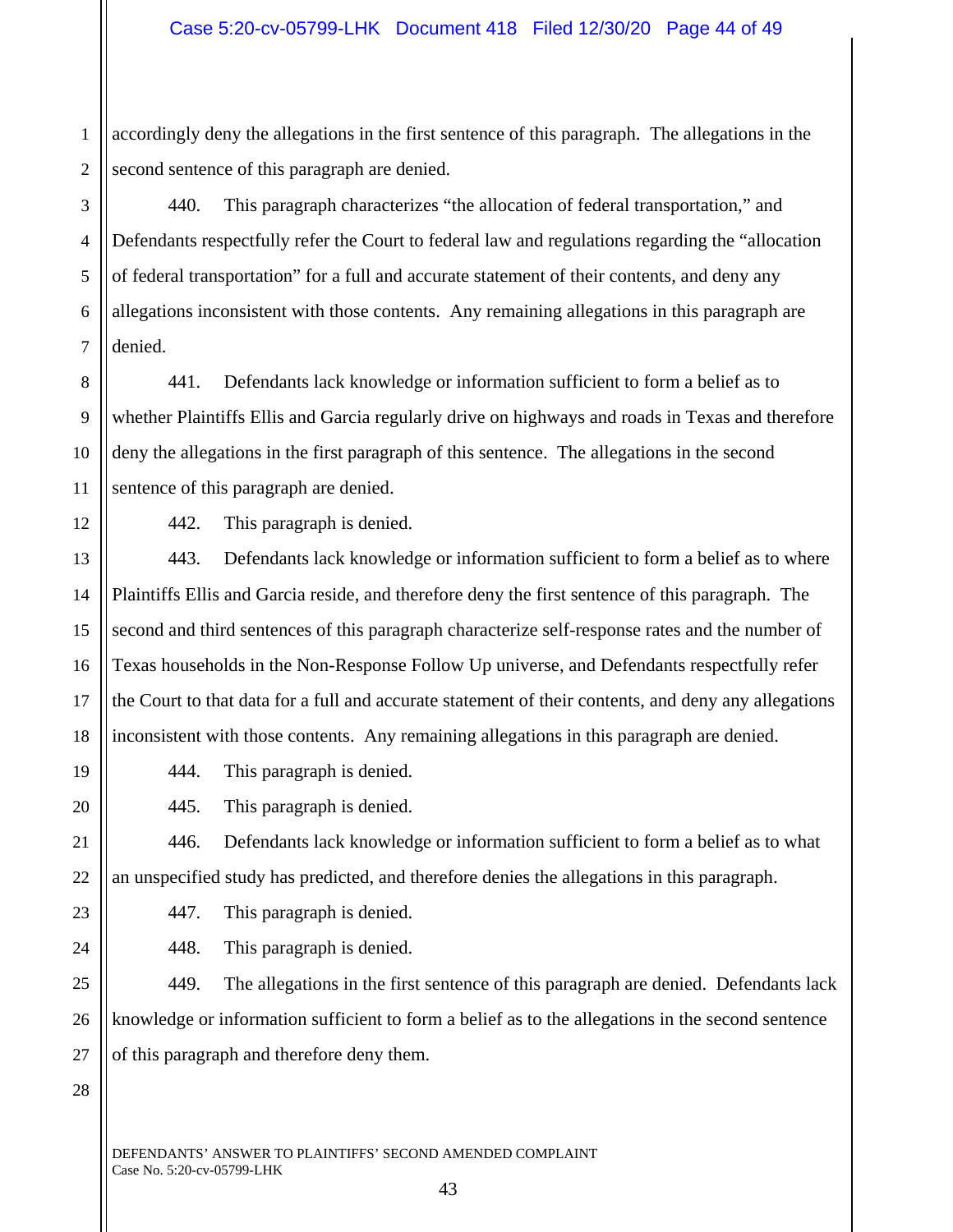accordingly deny the allegations in the first sentence of this paragraph. The allegations in the second sentence of this paragraph are denied.

440. This paragraph characterizes "the allocation of federal transportation," and Defendants respectfully refer the Court to federal law and regulations regarding the "allocation of federal transportation" for a full and accurate statement of their contents, and deny any allegations inconsistent with those contents. Any remaining allegations in this paragraph are denied.

441. Defendants lack knowledge or information sufficient to form a belief as to whether Plaintiffs Ellis and Garcia regularly drive on highways and roads in Texas and therefore deny the allegations in the first paragraph of this sentence. The allegations in the second sentence of this paragraph are denied.

442. This paragraph is denied.

443. Defendants lack knowledge or information sufficient to form a belief as to where Plaintiffs Ellis and Garcia reside, and therefore deny the first sentence of this paragraph. The second and third sentences of this paragraph characterize self-response rates and the number of Texas households in the Non-Response Follow Up universe, and Defendants respectfully refer the Court to that data for a full and accurate statement of their contents, and deny any allegations inconsistent with those contents. Any remaining allegations in this paragraph are denied.

444. This paragraph is denied.

445. This paragraph is denied.

446. Defendants lack knowledge or information sufficient to form a belief as to what an unspecified study has predicted, and therefore denies the allegations in this paragraph.

447. This paragraph is denied.

448. This paragraph is denied.

449. The allegations in the first sentence of this paragraph are denied. Defendants lack knowledge or information sufficient to form a belief as to the allegations in the second sentence of this paragraph and therefore deny them.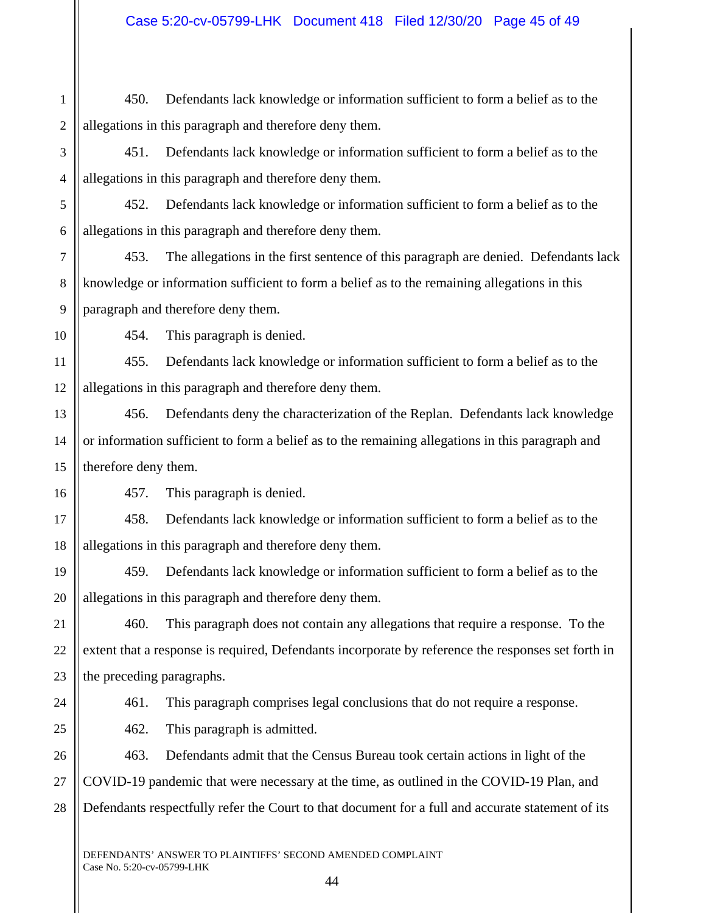450. Defendants lack knowledge or information sufficient to form a belief as to the allegations in this paragraph and therefore deny them.

451. Defendants lack knowledge or information sufficient to form a belief as to the allegations in this paragraph and therefore deny them.

452. Defendants lack knowledge or information sufficient to form a belief as to the allegations in this paragraph and therefore deny them.

453. The allegations in the first sentence of this paragraph are denied. Defendants lack knowledge or information sufficient to form a belief as to the remaining allegations in this paragraph and therefore deny them.

454. This paragraph is denied.

455. Defendants lack knowledge or information sufficient to form a belief as to the allegations in this paragraph and therefore deny them.

456. Defendants deny the characterization of the Replan. Defendants lack knowledge or information sufficient to form a belief as to the remaining allegations in this paragraph and therefore deny them.

457. This paragraph is denied.

458. Defendants lack knowledge or information sufficient to form a belief as to the allegations in this paragraph and therefore deny them.

459. Defendants lack knowledge or information sufficient to form a belief as to the allegations in this paragraph and therefore deny them.

460. This paragraph does not contain any allegations that require a response. To the extent that a response is required, Defendants incorporate by reference the responses set forth in the preceding paragraphs.

461. This paragraph comprises legal conclusions that do not require a response.

462. This paragraph is admitted.

463. Defendants admit that the Census Bureau took certain actions in light of the COVID-19 pandemic that were necessary at the time, as outlined in the COVID-19 Plan, and Defendants respectfully refer the Court to that document for a full and accurate statement of its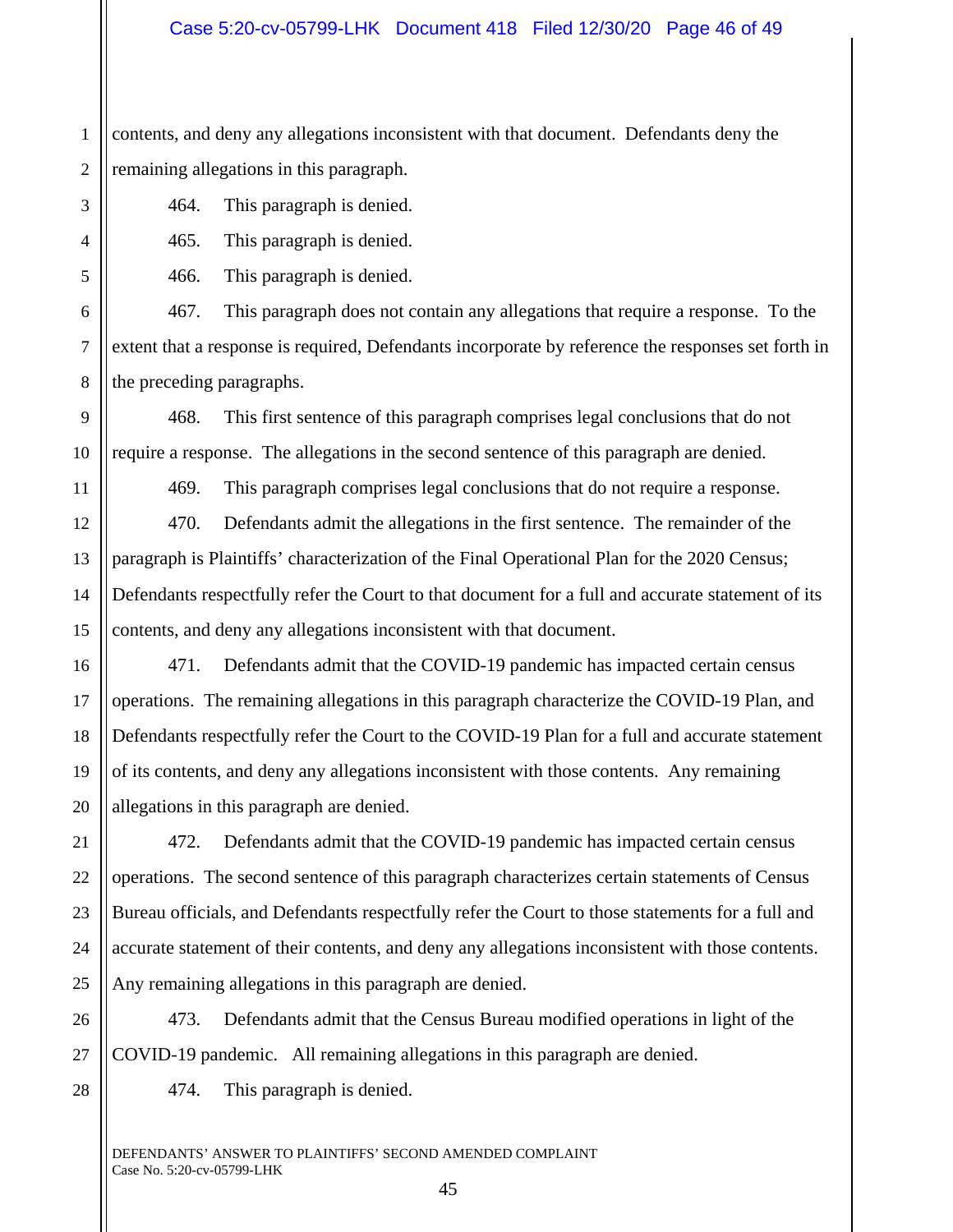contents, and deny any allegations inconsistent with that document. Defendants deny the remaining allegations in this paragraph.

464. This paragraph is denied.

465. This paragraph is denied.

466. This paragraph is denied.

467. This paragraph does not contain any allegations that require a response. To the extent that a response is required, Defendants incorporate by reference the responses set forth in the preceding paragraphs.

468. This first sentence of this paragraph comprises legal conclusions that do not require a response. The allegations in the second sentence of this paragraph are denied.

469. This paragraph comprises legal conclusions that do not require a response.

470. Defendants admit the allegations in the first sentence. The remainder of the paragraph is Plaintiffs' characterization of the Final Operational Plan for the 2020 Census; Defendants respectfully refer the Court to that document for a full and accurate statement of its contents, and deny any allegations inconsistent with that document.

471. Defendants admit that the COVID-19 pandemic has impacted certain census operations. The remaining allegations in this paragraph characterize the COVID-19 Plan, and Defendants respectfully refer the Court to the COVID-19 Plan for a full and accurate statement of its contents, and deny any allegations inconsistent with those contents. Any remaining allegations in this paragraph are denied.

472. Defendants admit that the COVID-19 pandemic has impacted certain census operations. The second sentence of this paragraph characterizes certain statements of Census Bureau officials, and Defendants respectfully refer the Court to those statements for a full and accurate statement of their contents, and deny any allegations inconsistent with those contents. Any remaining allegations in this paragraph are denied.

473. Defendants admit that the Census Bureau modified operations in light of the COVID-19 pandemic. All remaining allegations in this paragraph are denied.

474. This paragraph is denied.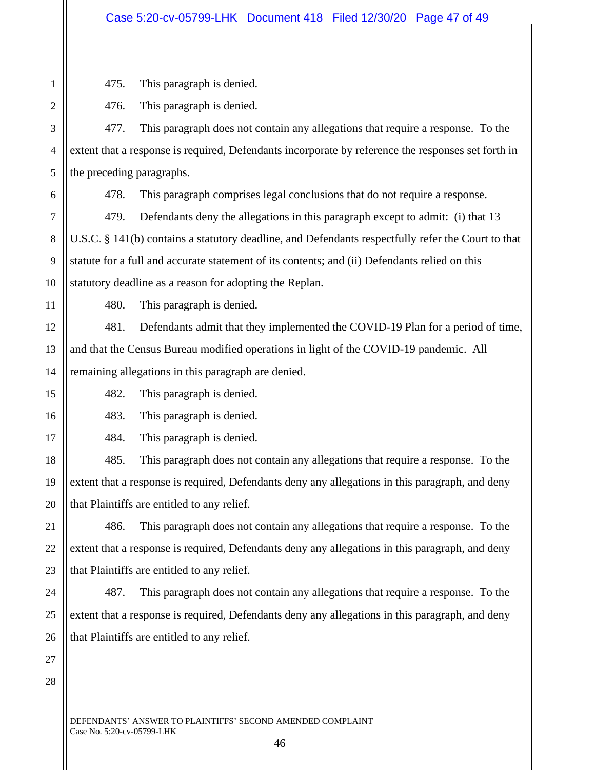475. This paragraph is denied.

476. This paragraph is denied.

477. This paragraph does not contain any allegations that require a response. To the extent that a response is required, Defendants incorporate by reference the responses set forth in the preceding paragraphs.

478. This paragraph comprises legal conclusions that do not require a response.

479. Defendants deny the allegations in this paragraph except to admit: (i) that 13 U.S.C. § 141(b) contains a statutory deadline, and Defendants respectfully refer the Court to that statute for a full and accurate statement of its contents; and (ii) Defendants relied on this statutory deadline as a reason for adopting the Replan.

480. This paragraph is denied.

481. Defendants admit that they implemented the COVID-19 Plan for a period of time, and that the Census Bureau modified operations in light of the COVID-19 pandemic. All remaining allegations in this paragraph are denied.

482. This paragraph is denied.

483. This paragraph is denied.

484. This paragraph is denied.

485. This paragraph does not contain any allegations that require a response. To the extent that a response is required, Defendants deny any allegations in this paragraph, and deny that Plaintiffs are entitled to any relief.

486. This paragraph does not contain any allegations that require a response. To the extent that a response is required, Defendants deny any allegations in this paragraph, and deny that Plaintiffs are entitled to any relief.

487. This paragraph does not contain any allegations that require a response. To the extent that a response is required, Defendants deny any allegations in this paragraph, and deny that Plaintiffs are entitled to any relief.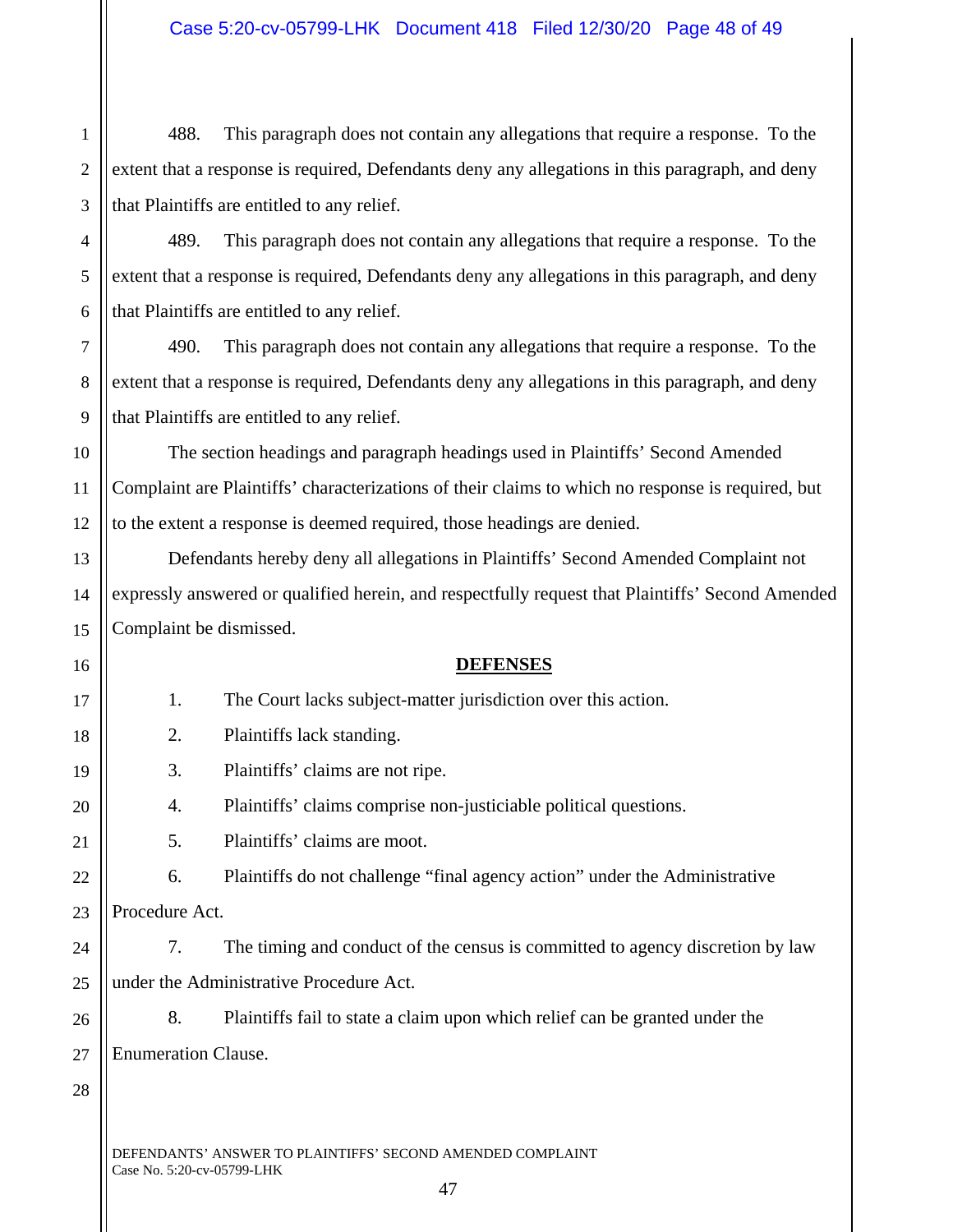488. This paragraph does not contain any allegations that require a response. To the extent that a response is required, Defendants deny any allegations in this paragraph, and deny that Plaintiffs are entitled to any relief.

489. This paragraph does not contain any allegations that require a response. To the extent that a response is required, Defendants deny any allegations in this paragraph, and deny that Plaintiffs are entitled to any relief.

490. This paragraph does not contain any allegations that require a response. To the extent that a response is required, Defendants deny any allegations in this paragraph, and deny that Plaintiffs are entitled to any relief.

The section headings and paragraph headings used in Plaintiffs' Second Amended Complaint are Plaintiffs' characterizations of their claims to which no response is required, but to the extent a response is deemed required, those headings are denied.

Defendants hereby deny all allegations in Plaintiffs' Second Amended Complaint not expressly answered or qualified herein, and respectfully request that Plaintiffs' Second Amended Complaint be dismissed.

## DEFENSES

1. The Court lacks subject-matter jurisdiction over this action.

2. Plaintiffs lack standing.

3. Plaintiffs' claims are not ripe.

4. Plaintiffs' claims comprise non-justiciable political questions.

5. Plaintiffs' claims are moot.

6. Plaintiffs do not challenge "final agency action" under the Administrative Procedure Act.

7. The timing and conduct of the census is committed to agency discretion by law under the Administrative Procedure Act.

8. Plaintiffs fail to state a claim upon which relief can be granted under the Enumeration Clause.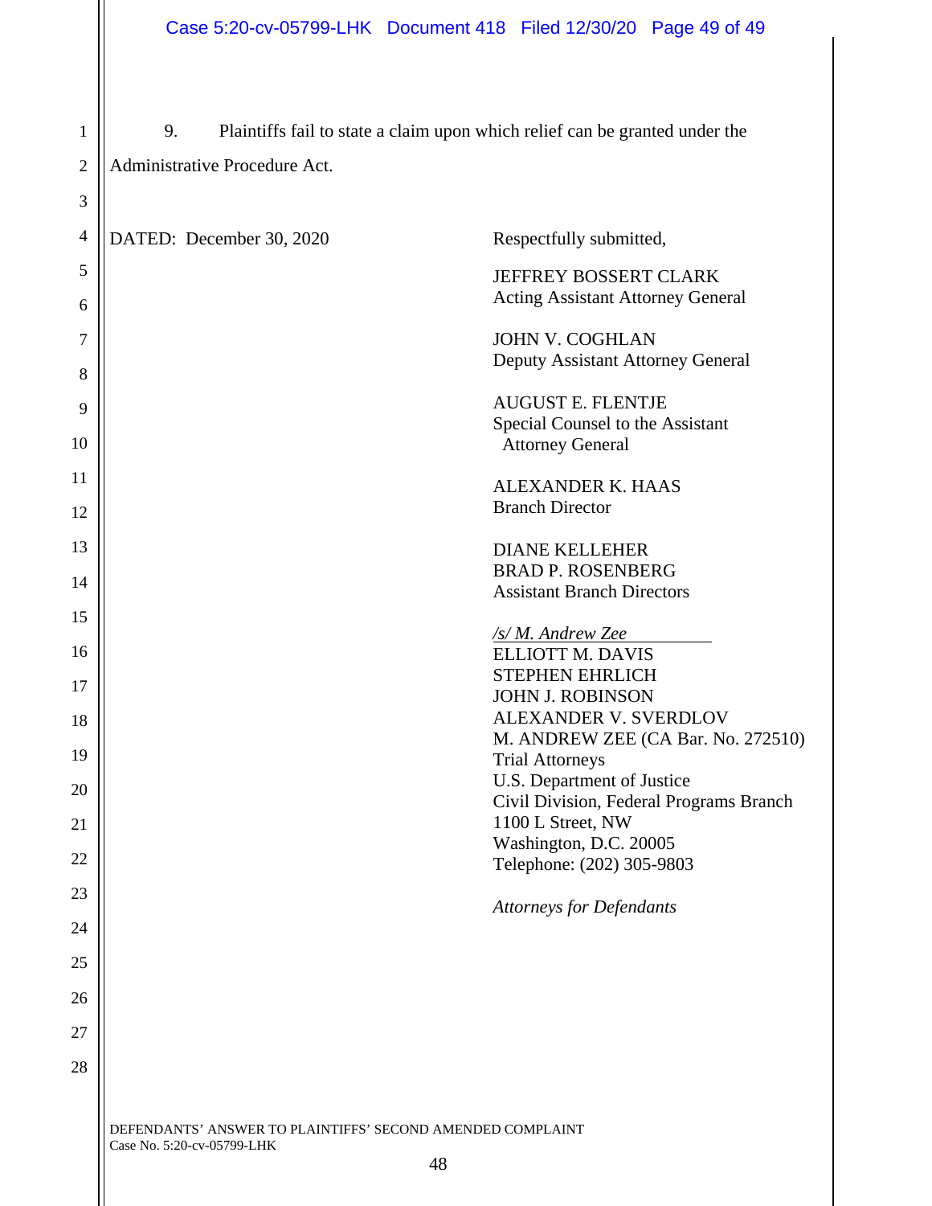9. Plaintiffs fail to state a claim upon which relief can be granted under the Administrative Procedure Act.

DATED: December 30, 2020

Respectfully submitted,

JEFFREY BOSSERT CLARK
Acting Assistant Attorney General

JOHN V. COGHLAN
Deputy Assistant Attorney General

AUGUST E. FLENTJE
Special Counsel to the Assistant Attorney General

ALEXANDER K. HAAS
Branch Director

DIANE KELLEHER
BRAD P. ROSENBERG
Assistant Branch Directors

*/s/ M. Andrew Zee*
ELLIOTT M. DAVIS
STEPHEN EHRLICH
JOHN J. ROBINSON
ALEXANDER V. SVERDLOV
M. ANDREW ZEE (CA Bar. No. 272510)
Trial Attorneys
U.S. Department of Justice
Civil Division, Federal Programs Branch
1100 L Street, NW
Washington, D.C. 20005
Telephone: (202) 305-9803

*Attorneys for Defendants*